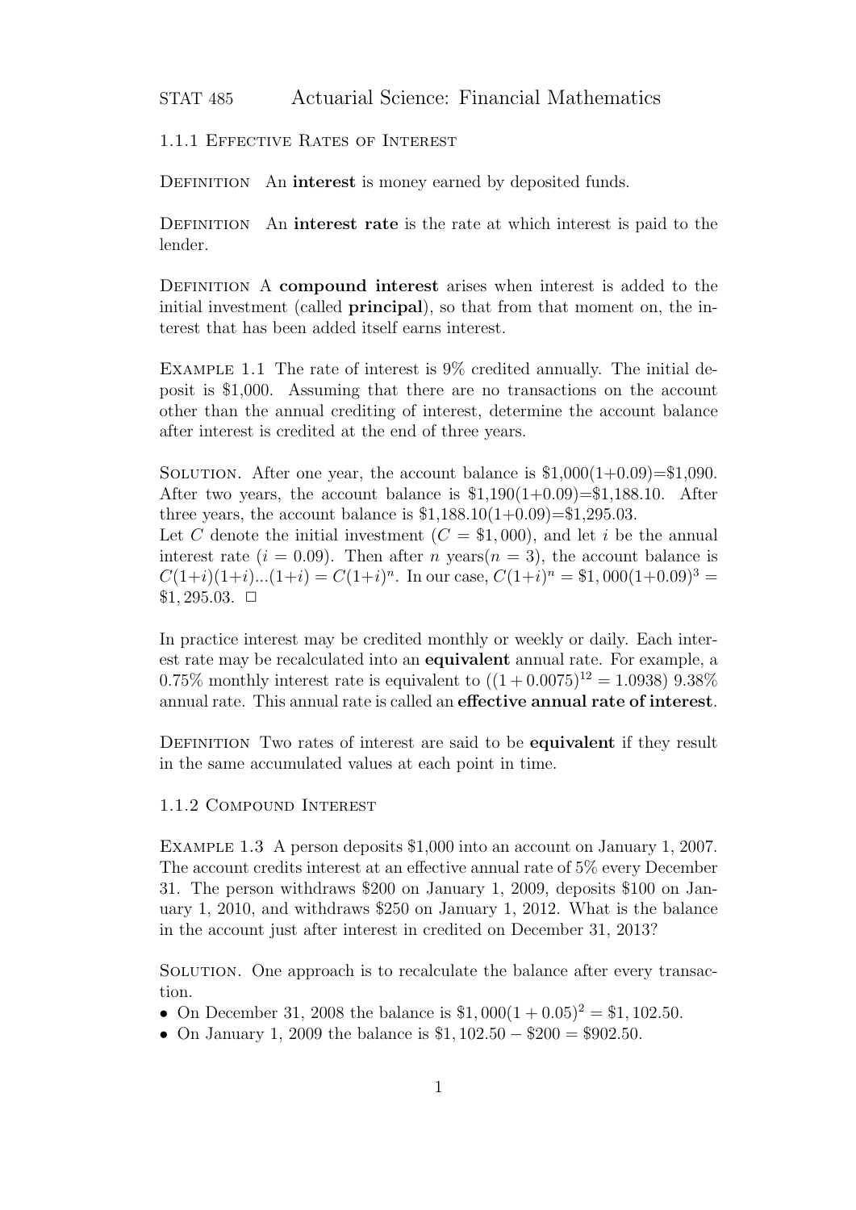STAT 485 Actuarial Science: Financial Mathematics

### 1.1.1 Effective Rates of Interest

Definition An **interest** is money earned by deposited funds.

Definition An **interest rate** is the rate at which interest is paid to the lender.

Definition A **compound interest** arises when interest is added to the initial investment (called **principal**), so that from that moment on, the interest that has been added itself earns interest.

Example 1.1 The rate of interest is 9% credited annually. The initial deposit is \$1,000. Assuming that there are no transactions on the account other than the annual crediting of interest, determine the account balance after interest is credited at the end of three years.

Solution. After one year, the account balance is \$1,000(1+0.09)=\$1,090. After two years, the account balance is \$1,190(1+0.09)=\$1,188.10. After three years, the account balance is \$1,188.10(1+0.09)=\$1,295.03.
Let $C$ denote the initial investment ($C = \$1,000$), and let $i$ be the annual interest rate ($i = 0.09$). Then after $n$ years($n = 3$), the account balance is $C(1+i)(1+i)...(1+i) = C(1+i)^n$. In our case, $C(1+i)^n = \$1,000(1+0.09)^3 = \$1,295.03$. □

In practice interest may be credited monthly or weekly or daily. Each interest rate may be recalculated into an **equivalent** annual rate. For example, a 0.75% monthly interest rate is equivalent to ($(1 + 0.0075)^{12} = 1.0938$) 9.38% annual rate. This annual rate is called an **effective annual rate of interest**.

Definition Two rates of interest are said to be **equivalent** if they result in the same accumulated values at each point in time.

### 1.1.2 Compound Interest

Example 1.3 A person deposits \$1,000 into an account on January 1, 2007. The account credits interest at an effective annual rate of 5% every December 31. The person withdraws \$200 on January 1, 2009, deposits \$100 on January 1, 2010, and withdraws \$250 on January 1, 2012. What is the balance in the account just after interest in credited on December 31, 2013?

Solution. One approach is to recalculate the balance after every transaction.

- On December 31, 2008 the balance is $\$1,000(1 + 0.05)^2 = \$1,102.50$.
- On January 1, 2009 the balance is $\$1,102.50 - \$200 = \$902.50$.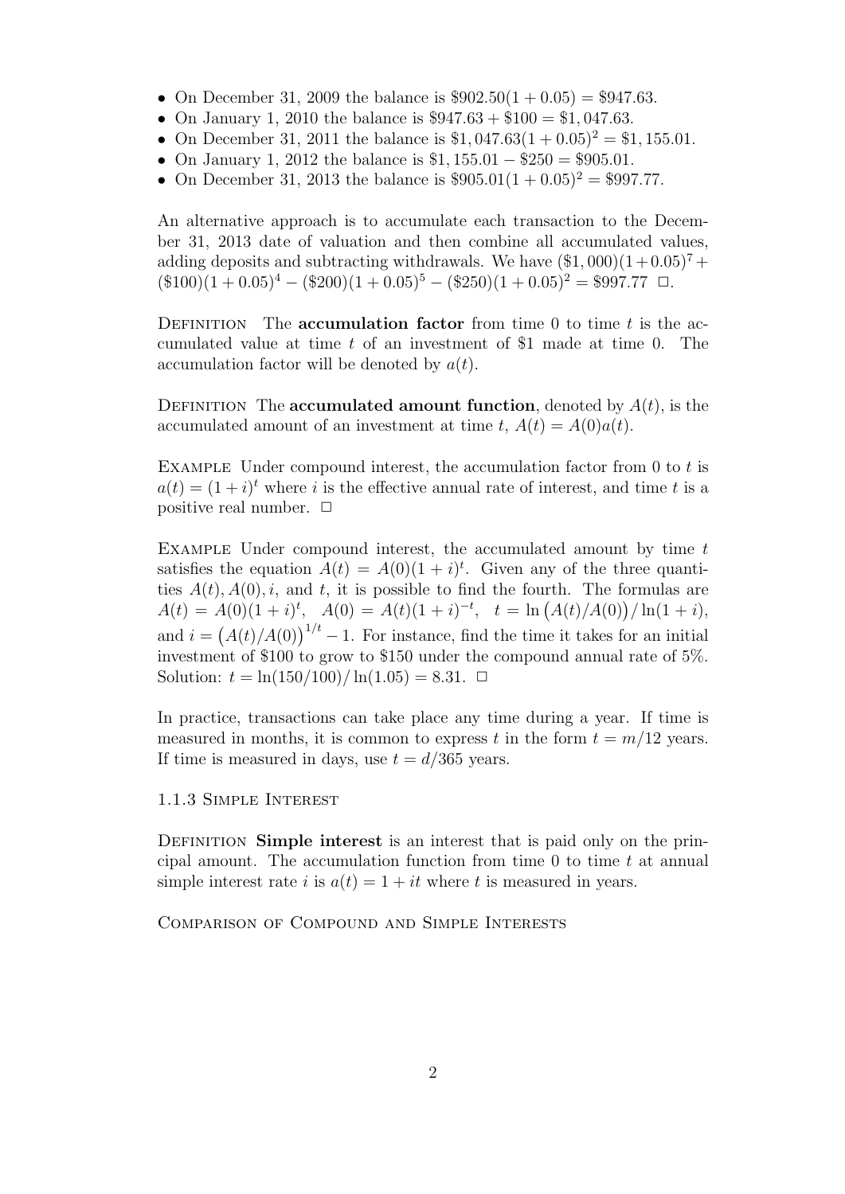- On December 31, 2009 the balance is $\$902.50(1 + 0.05) = \$947.63$.
- On January 1, 2010 the balance is $\$947.63 + \$100 = \$1,047.63$.
- On December 31, 2011 the balance is $\$1,047.63(1 + 0.05)^2 = \$1,155.01$.
- On January 1, 2012 the balance is $\$1,155.01 - \$250 = \$905.01$.
- On December 31, 2013 the balance is $\$905.01(1 + 0.05)^2 = \$997.77$.

An alternative approach is to accumulate each transaction to the December 31, 2013 date of valuation and then combine all accumulated values, adding deposits and subtracting withdrawals. We have $(\$1,000)(1+0.05)^7 + (\$100)(1 + 0.05)^4 - (\$200)(1 + 0.05)^5 - (\$250)(1 + 0.05)^2 = \$997.77$ □.

Definition The **accumulation factor** from time 0 to time $t$ is the accumulated value at time $t$ of an investment of \$1 made at time 0. The accumulation factor will be denoted by $a(t)$.

Definition The **accumulated amount function**, denoted by $A(t)$, is the accumulated amount of an investment at time $t$, $A(t) = A(0)a(t)$.

Example Under compound interest, the accumulation factor from 0 to $t$ is $a(t) = (1 + i)^t$ where $i$ is the effective annual rate of interest, and time $t$ is a positive real number. □

Example Under compound interest, the accumulated amount by time $t$ satisfies the equation $A(t) = A(0)(1 + i)^t$. Given any of the three quantities $A(t), A(0), i$, and $t$, it is possible to find the fourth. The formulas are $A(t) = A(0)(1 + i)^t$, $A(0) = A(t)(1 + i)^{-t}$, $t = \ln\big(A(t)/A(0)\big)/\ln(1 + i)$, and $i = \big(A(t)/A(0)\big)^{1/t} - 1$. For instance, find the time it takes for an initial investment of \$100 to grow to \$150 under the compound annual rate of 5%. Solution: $t = \ln(150/100)/\ln(1.05) = 8.31$. □

In practice, transactions can take place any time during a year. If time is measured in months, it is common to express $t$ in the form $t = m/12$ years. If time is measured in days, use $t = d/365$ years.

### 1.1.3 Simple Interest

Definition **Simple interest** is an interest that is paid only on the principal amount. The accumulation function from time 0 to time $t$ at annual simple interest rate $i$ is $a(t) = 1 + it$ where $t$ is measured in years.

Comparison of Compound and Simple Interests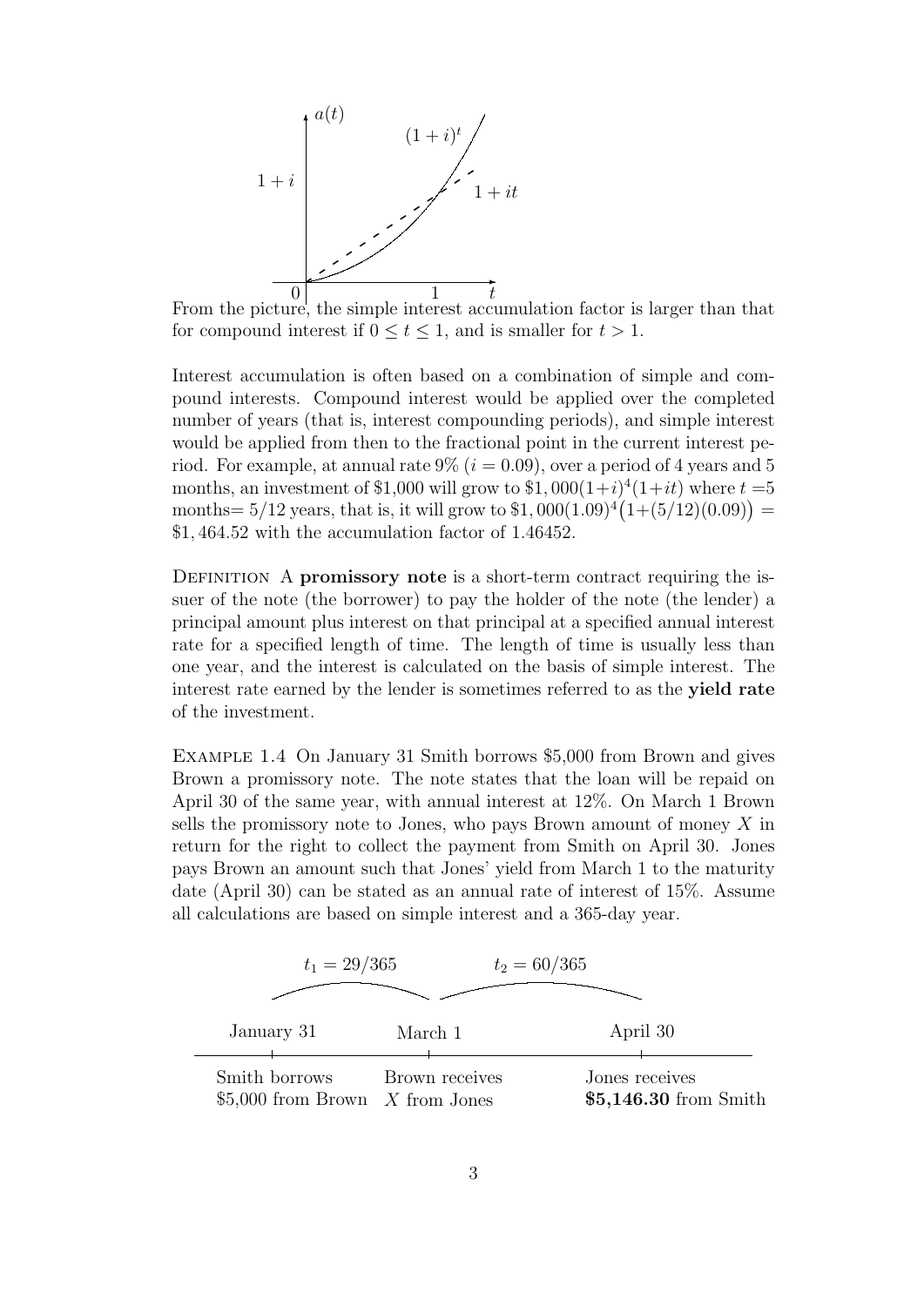From the picture, the simple interest accumulation factor is larger than that for compound interest if $0 \leq t \leq 1$, and is smaller for $t > 1$.

Interest accumulation is often based on a combination of simple and compound interests. Compound interest would be applied over the completed number of years (that is, interest compounding periods), and simple interest would be applied from then to the fractional point in the current interest period. For example, at annual rate 9% ($i = 0.09$), over a period of 4 years and 5 months, an investment of \$1,000 will grow to $\$1,000(1+i)^4(1+it)$ where $t$ =5 months= $5/12$ years, that is, it will grow to $\$1,000(1.09)^4\big(1+(5/12)(0.09)\big) =$ $\$1,464.52$ with the accumulation factor of 1.46452.

Definition A **promissory note** is a short-term contract requiring the issuer of the note (the borrower) to pay the holder of the note (the lender) a principal amount plus interest on that principal at a specified annual interest rate for a specified length of time. The length of time is usually less than one year, and the interest is calculated on the basis of simple interest. The interest rate earned by the lender is sometimes referred to as the **yield rate** of the investment.

Example 1.4 On January 31 Smith borrows \$5,000 from Brown and gives Brown a promissory note. The note states that the loan will be repaid on April 30 of the same year, with annual interest at 12%. On March 1 Brown sells the promissory note to Jones, who pays Brown amount of money $X$ in return for the right to collect the payment from Smith on April 30. Jones pays Brown an amount such that Jones' yield from March 1 to the maturity date (April 30) can be stated as an annual rate of interest of 15%. Assume all calculations are based on simple interest and a 365-day year.

$t_1 = 29/365$ | $t_2 = 60/365$

| January 31 | March 1 | April 30 |
|---|---|---|
| Smith borrows \$5,000 from Brown | Brown receives $X$ from Jones | Jones receives **\$5,146.30** from Smith |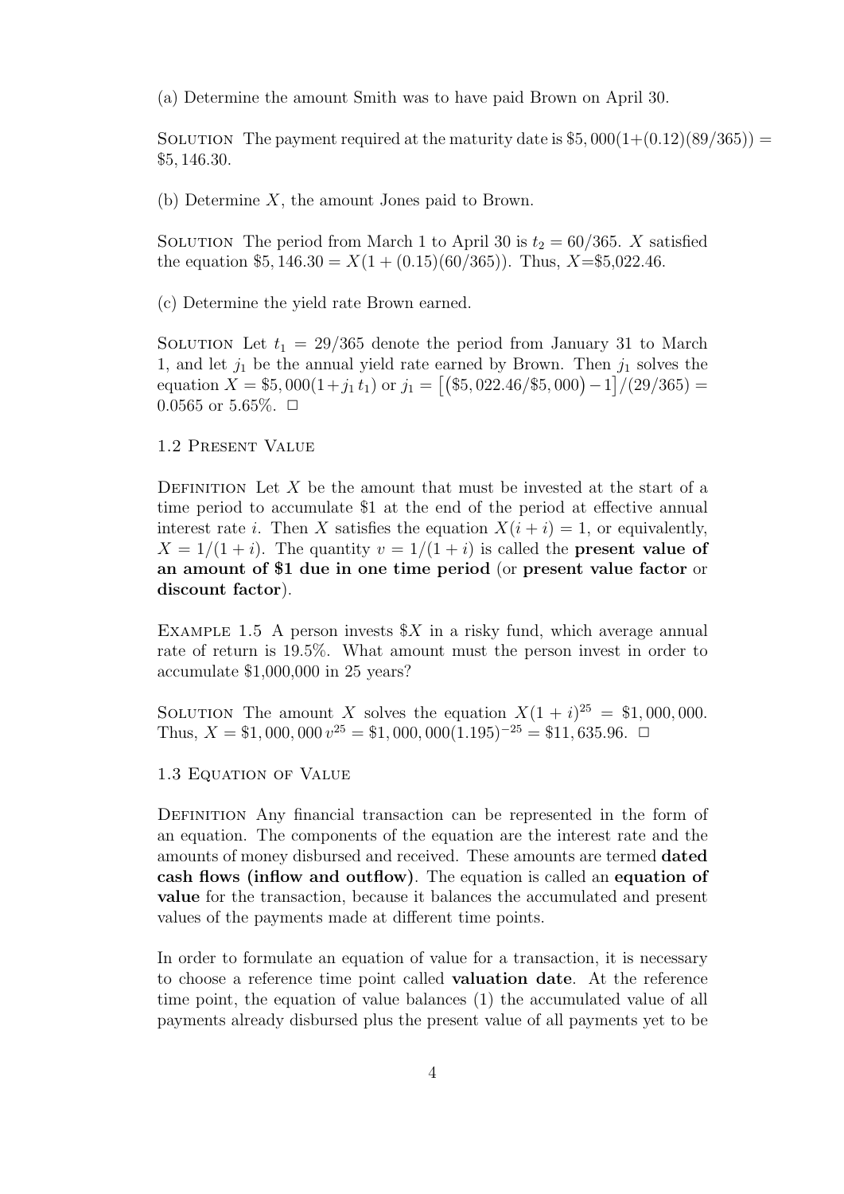(a) Determine the amount Smith was to have paid Brown on April 30.

Solution The payment required at the maturity date is $\$5,000(1+(0.12)(89/365)) = \$5,146.30$.

(b) Determine $X$, the amount Jones paid to Brown.

Solution The period from March 1 to April 30 is $t_2 = 60/365$. $X$ satisfied the equation $\$5,146.30 = X(1 + (0.15)(60/365))$. Thus, $X$=\$5,022.46.

(c) Determine the yield rate Brown earned.

Solution Let $t_1 = 29/365$ denote the period from January 31 to March 1, and let $j_1$ be the annual yield rate earned by Brown. Then $j_1$ solves the equation $X = \$5,000(1+j_1\,t_1)$ or $j_1 = \big[(\$5,022.46/\$5,000) - 1\big]/(29/365) = 0.0565$ or 5.65%. □

## 1.2 Present Value

Definition Let $X$ be the amount that must be invested at the start of a time period to accumulate \$1 at the end of the period at effective annual interest rate $i$. Then $X$ satisfies the equation $X(i + i) = 1$, or equivalently, $X = 1/(1 + i)$. The quantity $v = 1/(1 + i)$ is called the **present value of an amount of \$1 due in one time period** (or **present value factor** or **discount factor**).

Example 1.5 A person invests $\$X$ in a risky fund, which average annual rate of return is 19.5%. What amount must the person invest in order to accumulate \$1,000,000 in 25 years?

Solution The amount $X$ solves the equation $X(1 + i)^{25} = \$1,000,000$. Thus, $X = \$1,000,000\,v^{25} = \$1,000,000(1.195)^{-25} = \$11,635.96$. □

## 1.3 Equation of Value

Definition Any financial transaction can be represented in the form of an equation. The components of the equation are the interest rate and the amounts of money disbursed and received. These amounts are termed **dated cash flows (inflow and outflow)**. The equation is called an **equation of value** for the transaction, because it balances the accumulated and present values of the payments made at different time points.

In order to formulate an equation of value for a transaction, it is necessary to choose a reference time point called **valuation date**. At the reference time point, the equation of value balances (1) the accumulated value of all payments already disbursed plus the present value of all payments yet to be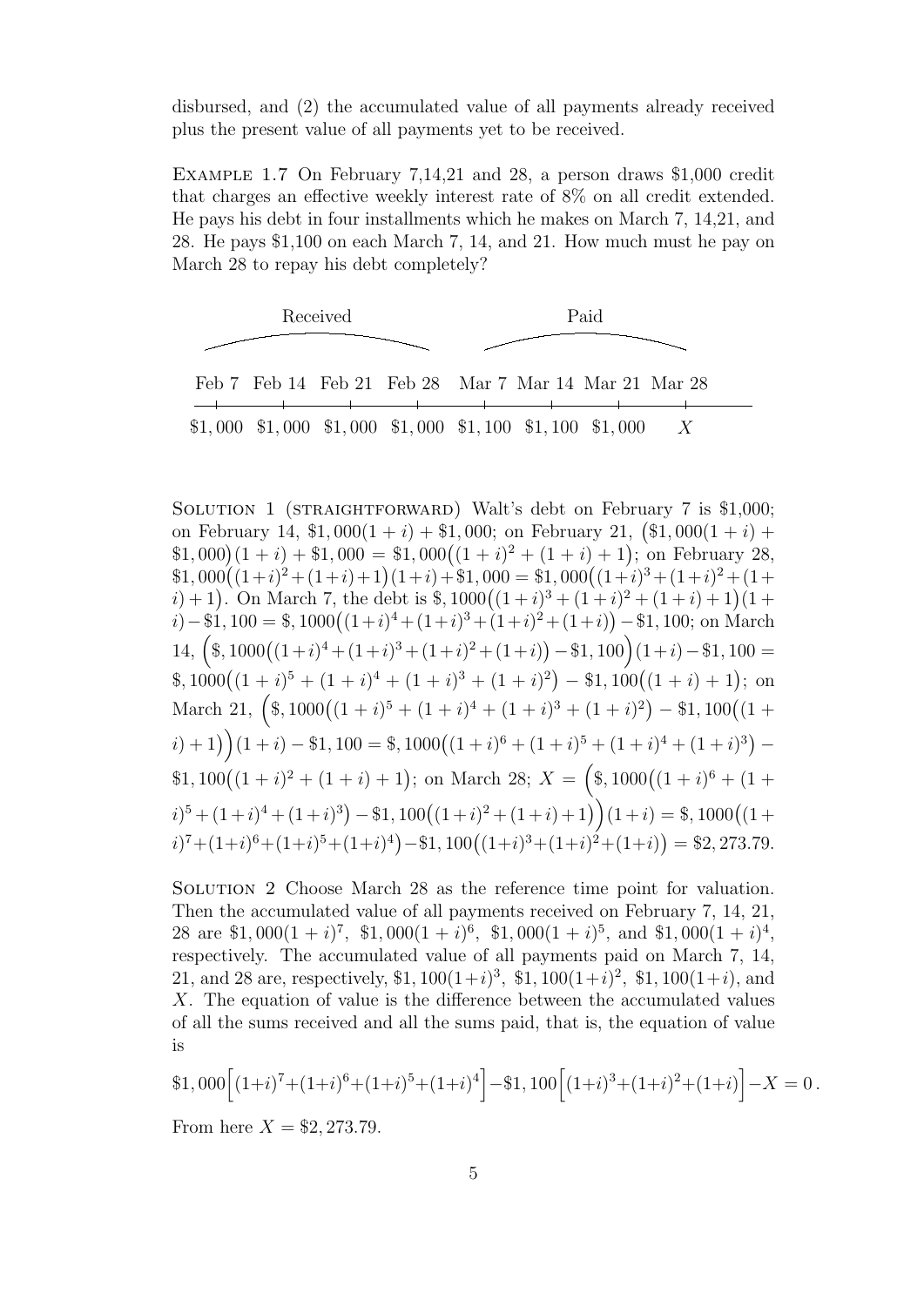disbursed, and (2) the accumulated value of all payments already received plus the present value of all payments yet to be received.

Example 1.7 On February 7,14,21 and 28, a person draws \$1,000 credit that charges an effective weekly interest rate of 8% on all credit extended. He pays his debt in four installments which he makes on March 7, 14,21, and 28. He pays \$1,100 on each March 7, 14, and 21. How much must he pay on March 28 to repay his debt completely?

| Received | | | | Paid | | | |
|---|---|---|---|---|---|---|---|
| Feb 7 | Feb 14 | Feb 21 | Feb 28 | Mar 7 | Mar 14 | Mar 21 | Mar 28 |
| \$1,000 | \$1,000 | \$1,000 | \$1,000 | \$1,100 | \$1,100 | \$1,000 | $X$ |

Solution 1 (straightforward) Walt's debt on February 7 is \$1,000; on February 14, $\$1,000(1+i)+\$1,000$; on February 21, $\big(\$1,000(1+i)+\$1,000\big)(1+i)+\$1,000 = \$1,000\big((1+i)^2+(1+i)+1\big)$; on February 28, $\$1,000\big((1+i)^2+(1+i)+1\big)(1+i)+\$1,000 = \$1,000\big((1+i)^3+(1+i)^2+(1+i)+1\big)$. On March 7, the debt is $\$,1000\big((1+i)^3+(1+i)^2+(1+i)+1\big)(1+i)-\$1,100 = \$,1000\big((1+i)^4+(1+i)^3+(1+i)^2+(1+i)\big)-\$1,100$; on March 14, $\Big(\$,1000\big((1+i)^4+(1+i)^3+(1+i)^2+(1+i)\big)-\$1,100\Big)(1+i)-\$1,100 = \$,1000\big((1+i)^5+(1+i)^4+(1+i)^3+(1+i)^2\big)-\$1,100\big((1+i)+1\big)$; on March 21, $\Big(\$,1000\big((1+i)^5+(1+i)^4+(1+i)^3+(1+i)^2\big)-\$1,100\big((1+i)+1\big)\Big)(1+i)-\$1,100 = \$,1000\big((1+i)^6+(1+i)^5+(1+i)^4+(1+i)^3\big)-\$1,100\big((1+i)^2+(1+i)+1\big)$; on March 28; $X = \Big(\$,1000\big((1+i)^6+(1+i)^5+(1+i)^4+(1+i)^3\big)-\$1,100\big((1+i)^2+(1+i)+1\big)\Big)(1+i) = \$,1000\big((1+i)^7+(1+i)^6+(1+i)^5+(1+i)^4\big)-\$1,100\big((1+i)^3+(1+i)^2+(1+i)\big) = \$2,273.79.$

Solution 2 Choose March 28 as the reference time point for valuation. Then the accumulated value of all payments received on February 7, 14, 21, 28 are $\$1,000(1+i)^7$, $\$1,000(1+i)^6$, $\$1,000(1+i)^5$, and $\$1,000(1+i)^4$, respectively. The accumulated value of all payments paid on March 7, 14, 21, and 28 are, respectively, $\$1,100(1+i)^3$, $\$1,100(1+i)^2$, $\$1,100(1+i)$, and $X$. The equation of value is the difference between the accumulated values of all the sums received and all the sums paid, that is, the equation of value is

$$\$1,000\Big[(1+i)^7+(1+i)^6+(1+i)^5+(1+i)^4\Big]-\$1,100\Big[(1+i)^3+(1+i)^2+(1+i)\Big]-X=0\,.$$

From here $X = \$2,273.79$.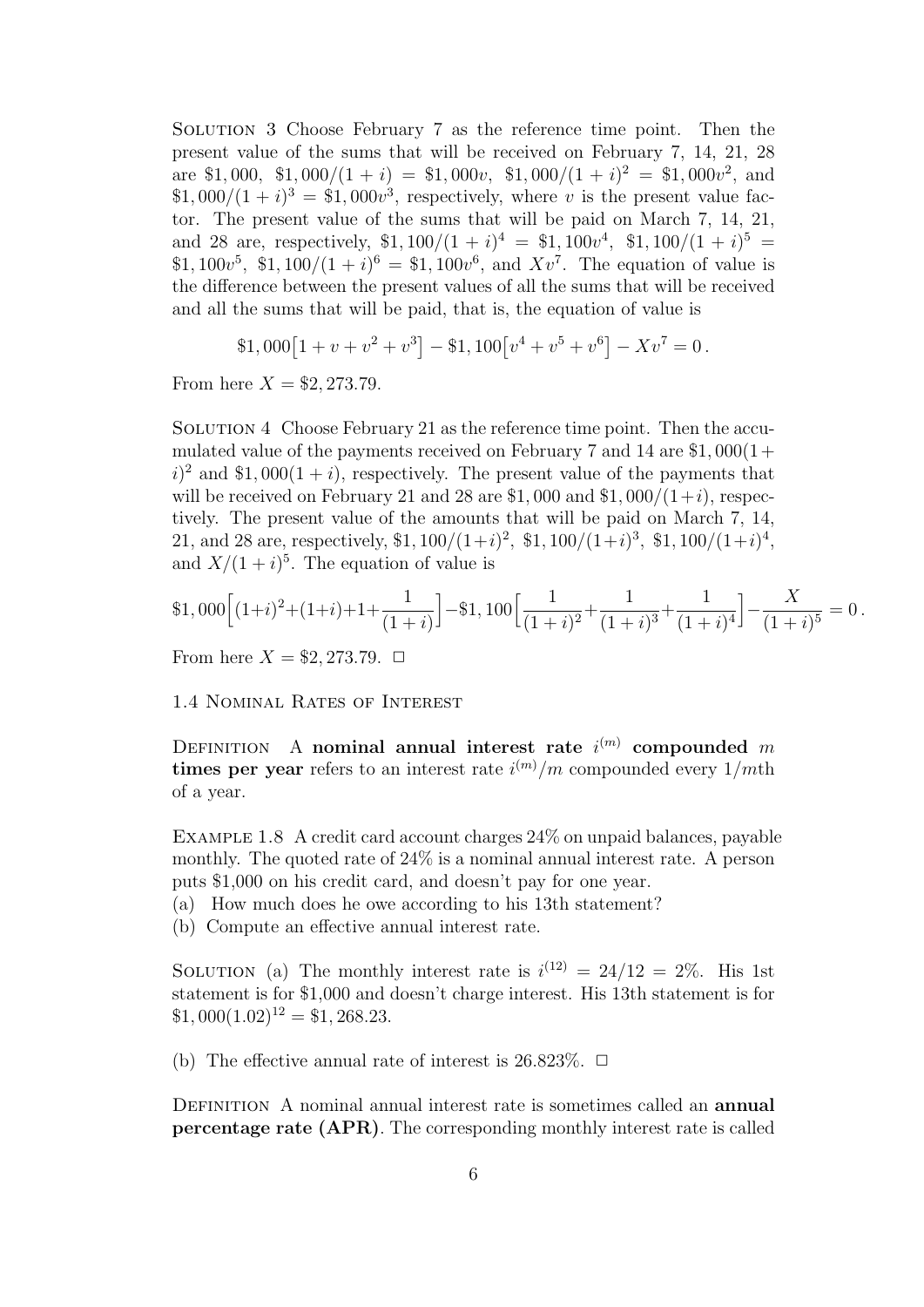Solution 3 Choose February 7 as the reference time point. Then the present value of the sums that will be received on February 7, 14, 21, 28 are \$1,000, $\$1,000/(1+i) = \$1,000v$, $\$1,000/(1+i)^2 = \$1,000v^2$, and $\$1,000/(1+i)^3 = \$1,000v^3$, respectively, where $v$ is the present value factor. The present value of the sums that will be paid on March 7, 14, 21, and 28 are, respectively, $\$1,100/(1+i)^4 = \$1,100v^4$, $\$1,100/(1+i)^5 = \$1,100v^5$, $\$1,100/(1+i)^6 = \$1,100v^6$, and $Xv^7$. The equation of value is the difference between the present values of all the sums that will be received and all the sums that will be paid, that is, the equation of value is

$$\$1,000\big[1+v+v^2+v^3\big] - \$1,100\big[v^4+v^5+v^6\big] - Xv^7 = 0\,.$$

From here $X = \$2,273.79$.

Solution 4 Choose February 21 as the reference time point. Then the accumulated value of the payments received on February 7 and 14 are $\$1,000(1+i)^2$ and $\$1,000(1+i)$, respectively. The present value of the payments that will be received on February 21 and 28 are \$1,000 and $\$1,000/(1+i)$, respectively. The present value of the amounts that will be paid on March 7, 14, 21, and 28 are, respectively, $\$1,100/(1+i)^2$, $\$1,100/(1+i)^3$, $\$1,100/(1+i)^4$, and $X/(1+i)^5$. The equation of value is

$$\$1,000\Big[(1+i)^2+(1+i)+1+\frac{1}{(1+i)}\Big]-\$1,100\Big[\frac{1}{(1+i)^2}+\frac{1}{(1+i)^3}+\frac{1}{(1+i)^4}\Big]-\frac{X}{(1+i)^5}=0\,.$$

From here $X = \$2,273.79$. □

## 1.4 Nominal Rates of Interest

Definition A **nominal annual interest rate** $i^{(m)}$ **compounded** $m$ **times per year** refers to an interest rate $i^{(m)}/m$ compounded every $1/m$th of a year.

Example 1.8 A credit card account charges 24% on unpaid balances, payable monthly. The quoted rate of 24% is a nominal annual interest rate. A person puts \$1,000 on his credit card, and doesn't pay for one year.
(a) How much does he owe according to his 13th statement?
(b) Compute an effective annual interest rate.

Solution (a) The monthly interest rate is $i^{(12)} = 24/12 = 2\%$. His 1st statement is for \$1,000 and doesn't charge interest. His 13th statement is for $\$1,000(1.02)^{12} = \$1,268.23$.

(b) The effective annual rate of interest is 26.823%. □

Definition A nominal annual interest rate is sometimes called an **annual percentage rate (APR)**. The corresponding monthly interest rate is called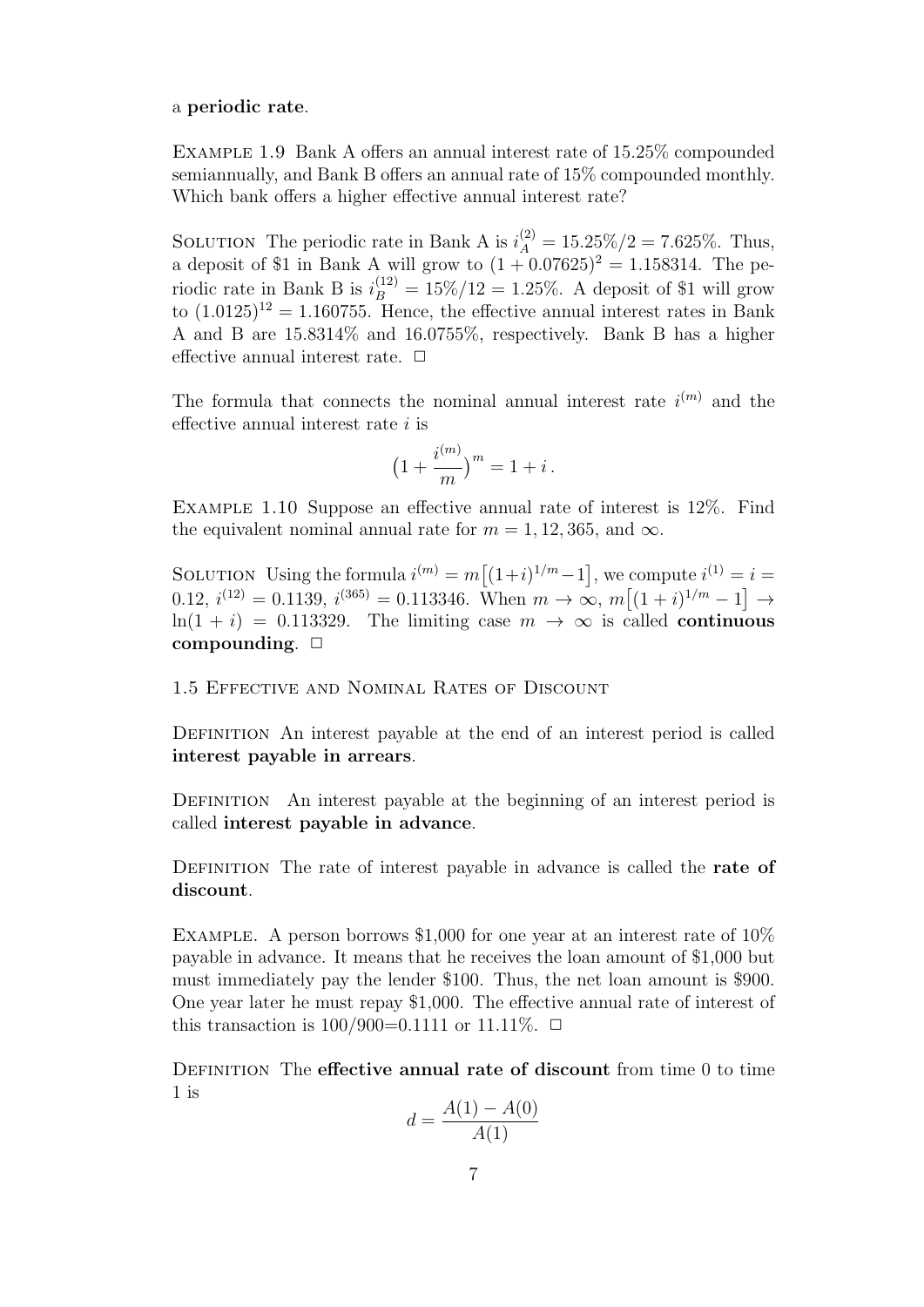a **periodic rate**.

EXAMPLE 1.9 Bank A offers an annual interest rate of 15.25% compounded semiannually, and Bank B offers an annual rate of 15% compounded monthly. Which bank offers a higher effective annual interest rate?

SOLUTION The periodic rate in Bank A is $i_A^{(2)} = 15.25\%/2 = 7.625\%$. Thus, a deposit of \$1 in Bank A will grow to $(1 + 0.07625)^2 = 1.158314$. The periodic rate in Bank B is $i_B^{(12)} = 15\%/12 = 1.25\%$. A deposit of \$1 will grow to $(1.0125)^{12} = 1.160755$. Hence, the effective annual interest rates in Bank A and B are 15.8314% and 16.0755%, respectively. Bank B has a higher effective annual interest rate. □

The formula that connects the nominal annual interest rate $i^{(m)}$ and the effective annual interest rate $i$ is

$$\big(1 + \frac{i^{(m)}}{m}\big)^m = 1 + i\,.$$

EXAMPLE 1.10 Suppose an effective annual rate of interest is 12%. Find the equivalent nominal annual rate for $m = 1, 12, 365$, and $\infty$.

SOLUTION Using the formula $i^{(m)} = m\big[(1+i)^{1/m} - 1\big]$, we compute $i^{(1)} = i = 0.12$, $i^{(12)} = 0.1139$, $i^{(365)} = 0.113346$. When $m \to \infty$, $m\big[(1+i)^{1/m} - 1\big] \to \ln(1 + i) = 0.113329$. The limiting case $m \to \infty$ is called **continuous compounding**. □

## 1.5 Effective and Nominal Rates of Discount

DEFINITION An interest payable at the end of an interest period is called **interest payable in arrears**.

DEFINITION An interest payable at the beginning of an interest period is called **interest payable in advance**.

DEFINITION The rate of interest payable in advance is called the **rate of discount**.

EXAMPLE. A person borrows \$1,000 for one year at an interest rate of 10% payable in advance. It means that he receives the loan amount of \$1,000 but must immediately pay the lender \$100. Thus, the net loan amount is \$900. One year later he must repay \$1,000. The effective annual rate of interest of this transaction is 100/900=0.1111 or 11.11%. □

DEFINITION The **effective annual rate of discount** from time 0 to time 1 is

$$d = \frac{A(1) - A(0)}{A(1)}$$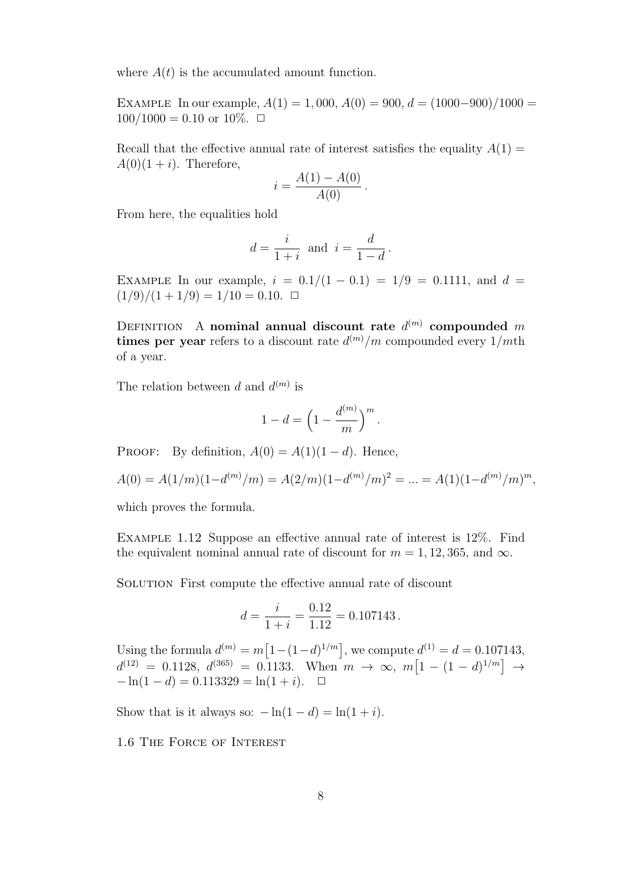where $A(t)$ is the accumulated amount function.

Example In our example, $A(1) = 1,000$, $A(0) = 900$, $d = (1000-900)/1000 = 100/1000 = 0.10$ or 10%. $\square$

Recall that the effective annual rate of interest satisfies the equality $A(1) = A(0)(1+i)$. Therefore,

$$i = \frac{A(1) - A(0)}{A(0)}\,.$$

From here, the equalities hold

$$d = \frac{i}{1+i} \ \text{ and } \ i = \frac{d}{1-d}\,.$$

Example In our example, $i = 0.1/(1-0.1) = 1/9 = 0.1111$, and $d = (1/9)/(1+1/9) = 1/10 = 0.10$. $\square$

Definition A **nominal annual discount rate** $d^{(m)}$ **compounded** $m$ **times per year** refers to a discount rate $d^{(m)}/m$ compounded every $1/m$th of a year.

The relation between $d$ and $d^{(m)}$ is

$$1 - d = \Big(1 - \frac{d^{(m)}}{m}\Big)^m.$$

Proof: By definition, $A(0) = A(1)(1-d)$. Hence,

$$A(0) = A(1/m)(1-d^{(m)}/m) = A(2/m)(1-d^{(m)}/m)^2 = ... = A(1)(1-d^{(m)}/m)^m,$$

which proves the formula.

Example 1.12 Suppose an effective annual rate of interest is 12%. Find the equivalent nominal annual rate of discount for $m = 1, 12, 365$, and $\infty$.

Solution First compute the effective annual rate of discount

$$d = \frac{i}{1+i} = \frac{0.12}{1.12} = 0.107143\,.$$

Using the formula $d^{(m)} = m\big[1-(1-d)^{1/m}\big]$, we compute $d^{(1)} = d = 0.107143$, $d^{(12)} = 0.1128$, $d^{(365)} = 0.1133$. When $m \to \infty$, $m\big[1-(1-d)^{1/m}\big] \to -\ln(1-d) = 0.113329 = \ln(1+i)$. $\square$

Show that is it always so: $-\ln(1-d) = \ln(1+i)$.

## 1.6 The Force of Interest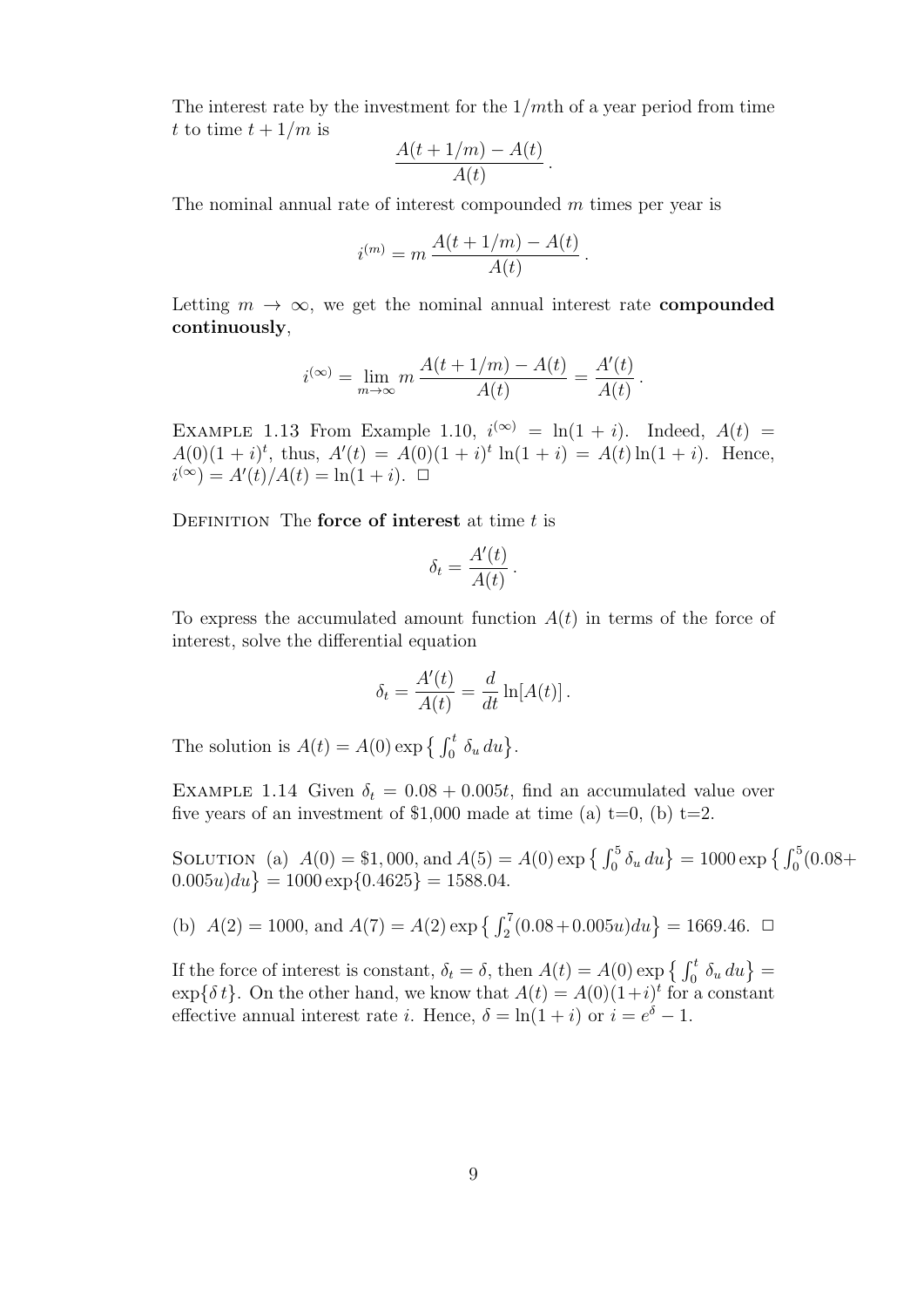The interest rate by the investment for the $1/m$th of a year period from time $t$ to time $t + 1/m$ is

$$\frac{A(t + 1/m) - A(t)}{A(t)}.$$

The nominal annual rate of interest compounded $m$ times per year is

$$i^{(m)} = m\,\frac{A(t + 1/m) - A(t)}{A(t)}.$$

Letting $m \to \infty$, we get the nominal annual interest rate **compounded continuously**,

$$i^{(\infty)} = \lim_{m\to\infty} m\,\frac{A(t + 1/m) - A(t)}{A(t)} = \frac{A'(t)}{A(t)}.$$

EXAMPLE 1.13 From Example 1.10, $i^{(\infty)} = \ln(1 + i)$. Indeed, $A(t) = A(0)(1 + i)^t$, thus, $A'(t) = A(0)(1 + i)^t \ln(1 + i) = A(t)\ln(1 + i)$. Hence, $i^{(\infty)} = A'(t)/A(t) = \ln(1 + i)$. □

DEFINITION The **force of interest** at time $t$ is

$$\delta_t = \frac{A'(t)}{A(t)}.$$

To express the accumulated amount function $A(t)$ in terms of the force of interest, solve the differential equation

$$\delta_t = \frac{A'(t)}{A(t)} = \frac{d}{dt}\ln[A(t)].$$

The solution is $A(t) = A(0)\exp\big\{\int_0^t \delta_u\,du\big\}$.

EXAMPLE 1.14 Given $\delta_t = 0.08 + 0.005t$, find an accumulated value over five years of an investment of \$1,000 made at time (a) t=0, (b) t=2.

SOLUTION (a) $A(0) = \$1,000$, and $A(5) = A(0)\exp\big\{\int_0^5 \delta_u\,du\big\} = 1000\exp\big\{\int_0^5 (0.08 + 0.005u)du\big\} = 1000\exp\{0.4625\} = 1588.04$.

(b) $A(2) = 1000$, and $A(7) = A(2)\exp\big\{\int_2^7 (0.08 + 0.005u)du\big\} = 1669.46$. □

If the force of interest is constant, $\delta_t = \delta$, then $A(t) = A(0)\exp\big\{\int_0^t \delta_u\,du\big\} = \exp\{\delta\,t\}$. On the other hand, we know that $A(t) = A(0)(1+i)^t$ for a constant effective annual interest rate $i$. Hence, $\delta = \ln(1 + i)$ or $i = e^{\delta} - 1$.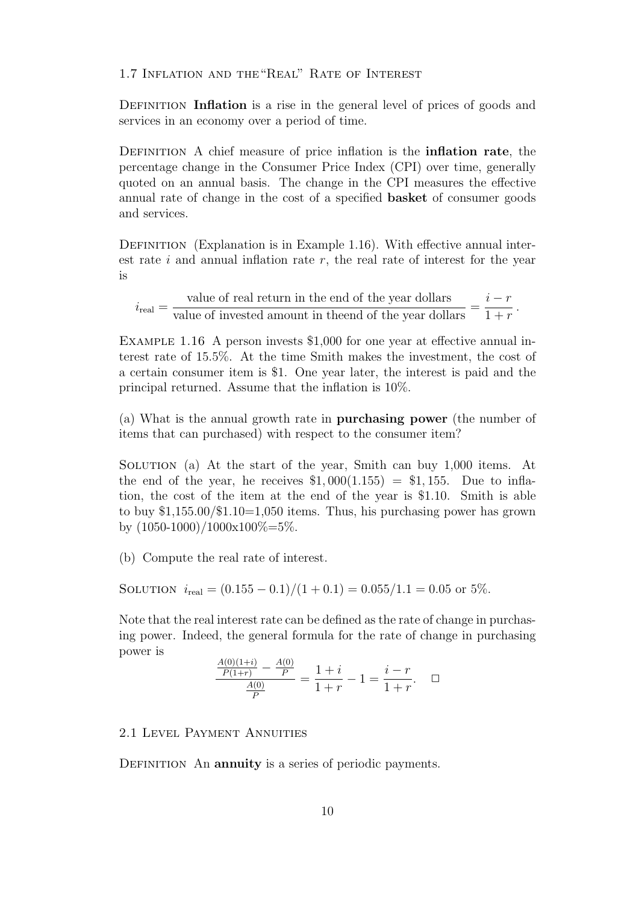### 1.7 Inflation and the "Real" Rate of Interest

Definition **Inflation** is a rise in the general level of prices of goods and services in an economy over a period of time.

Definition A chief measure of price inflation is the **inflation rate**, the percentage change in the Consumer Price Index (CPI) over time, generally quoted on an annual basis. The change in the CPI measures the effective annual rate of change in the cost of a specified **basket** of consumer goods and services.

Definition (Explanation is in Example 1.16). With effective annual interest rate $i$ and annual inflation rate $r$, the real rate of interest for the year is

$$i_{\text{real}} = \frac{\text{value of real return in the end of the year dollars}}{\text{value of invested amount in theend of the year dollars}} = \frac{i-r}{1+r}.$$

Example 1.16 A person invests \$1,000 for one year at effective annual interest rate of 15.5%. At the time Smith makes the investment, the cost of a certain consumer item is \$1. One year later, the interest is paid and the principal returned. Assume that the inflation is 10%.

(a) What is the annual growth rate in **purchasing power** (the number of items that can purchased) with respect to the consumer item?

Solution (a) At the start of the year, Smith can buy 1,000 items. At the end of the year, he receives $\$1,000(1.155) = \$1,155$. Due to inflation, the cost of the item at the end of the year is \$1.10. Smith is able to buy \$1,155.00/\$1.10=1,050 items. Thus, his purchasing power has grown by (1050-1000)/1000x100%=5%.

(b) Compute the real rate of interest.

Solution $i_{\text{real}} = (0.155 - 0.1)/(1 + 0.1) = 0.055/1.1 = 0.05$ or 5%.

Note that the real interest rate can be defined as the rate of change in purchasing power. Indeed, the general formula for the rate of change in purchasing power is

$$\frac{\frac{A(0)(1+i)}{P(1+r)} - \frac{A(0)}{P}}{\frac{A(0)}{P}} = \frac{1+i}{1+r} - 1 = \frac{i-r}{1+r}. \quad \square$$

### 2.1 Level Payment Annuities

Definition An **annuity** is a series of periodic payments.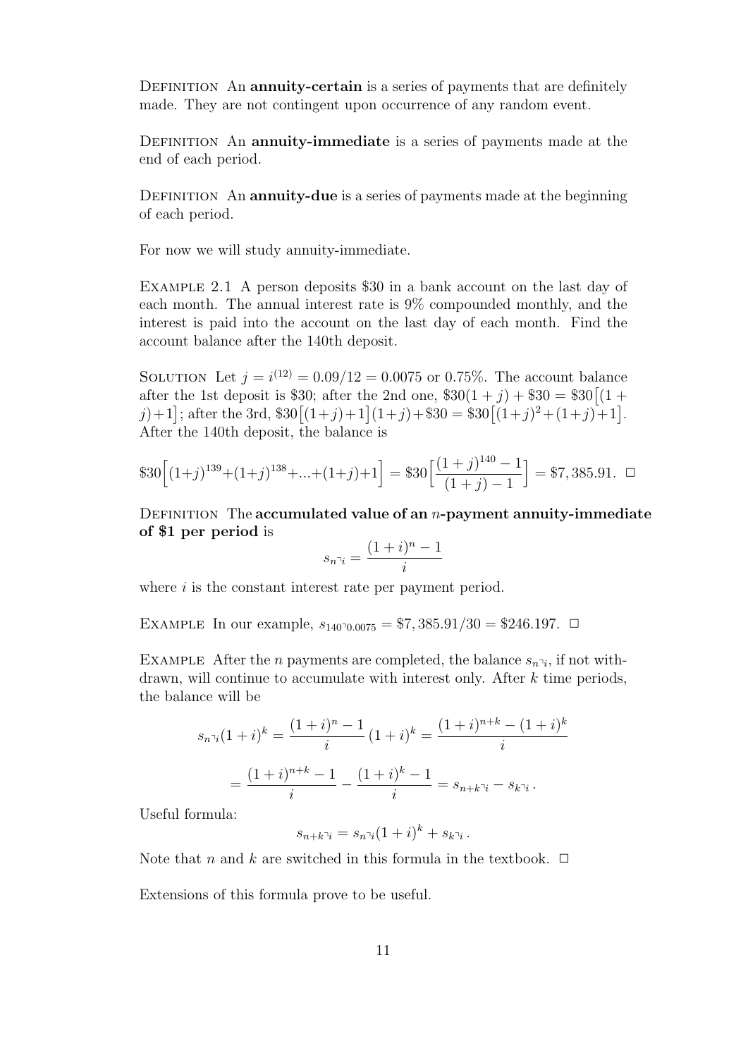Definition An **annuity-certain** is a series of payments that are definitely made. They are not contingent upon occurrence of any random event.

Definition An **annuity-immediate** is a series of payments made at the end of each period.

Definition An **annuity-due** is a series of payments made at the beginning of each period.

For now we will study annuity-immediate.

Example 2.1 A person deposits \$30 in a bank account on the last day of each month. The annual interest rate is 9% compounded monthly, and the interest is paid into the account on the last day of each month. Find the account balance after the 140th deposit.

Solution Let $j = i^{(12)} = 0.09/12 = 0.0075$ or 0.75%. The account balance after the 1st deposit is \$30; after the 2nd one, $\$30(1+j) + \$30 = \$30\big[(1+j)+1\big]$; after the 3rd, $\$30\big[(1+j)+1\big](1+j)+\$30 = \$30\big[(1+j)^2+(1+j)+1\big]$. After the 140th deposit, the balance is

$$\$30\Big[(1+j)^{139}+(1+j)^{138}+...+(1+j)+1\Big] = \$30\Big[\frac{(1+j)^{140}-1}{(1+j)-1}\Big] = \$7,385.91. \quad \square$$

Definition The **accumulated value of an $n$-payment annuity-immediate of \$1 per period** is

$$s_{\overline{n}|i} = \frac{(1+i)^n - 1}{i}$$

where $i$ is the constant interest rate per payment period.

Example In our example, $s_{\overline{140}|0.0075} = \$7,385.91/30 = \$246.197$. $\square$

Example After the $n$ payments are completed, the balance $s_{\overline{n}|i}$, if not withdrawn, will continue to accumulate with interest only. After $k$ time periods, the balance will be

$$s_{\overline{n}|i}(1+i)^k = \frac{(1+i)^n - 1}{i}\,(1+i)^k = \frac{(1+i)^{n+k} - (1+i)^k}{i}$$

$$= \frac{(1+i)^{n+k} - 1}{i} - \frac{(1+i)^k - 1}{i} = s_{\overline{n+k}|i} - s_{\overline{k}|i}\,.$$

Useful formula:

$$s_{\overline{n+k}|i} = s_{\overline{n}|i}(1+i)^k + s_{\overline{k}|i}\,.$$

Note that $n$ and $k$ are switched in this formula in the textbook. $\square$

Extensions of this formula prove to be useful.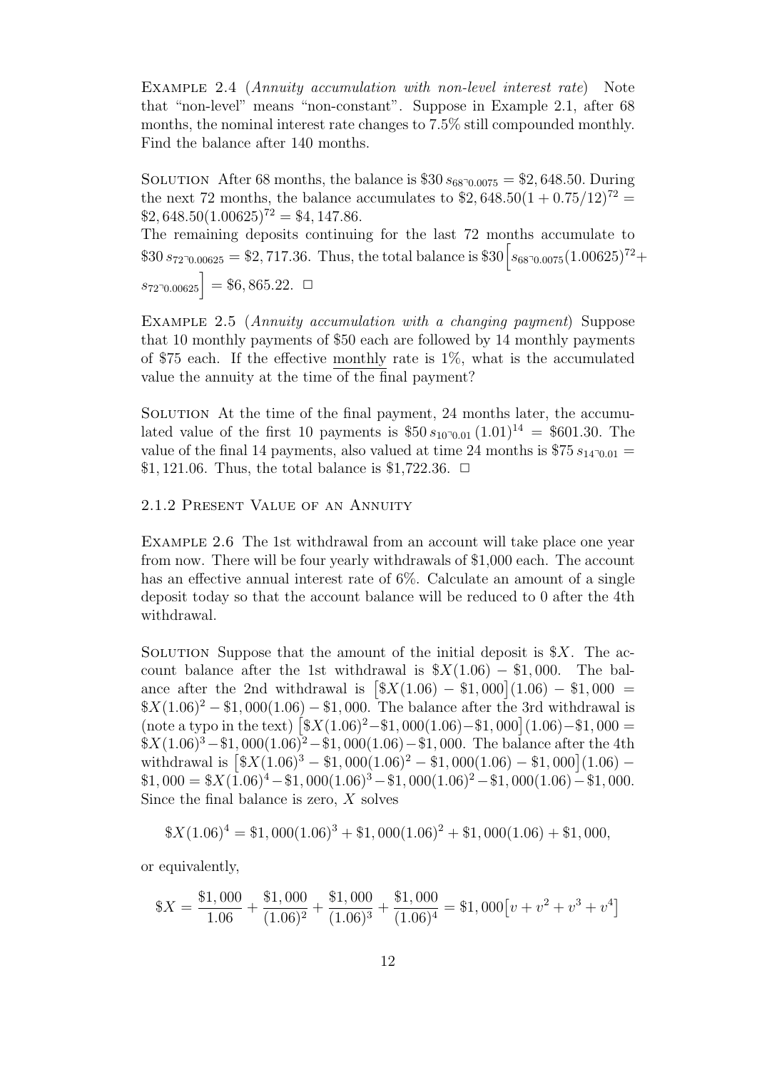Example 2.4 (*Annuity accumulation with non-level interest rate*) Note that "non-level" means "non-constant". Suppose in Example 2.1, after 68 months, the nominal interest rate changes to 7.5% still compounded monthly. Find the balance after 140 months.

Solution After 68 months, the balance is $\$30\, s_{\overline{68}|0.0075} = \$2,648.50$. During the next 72 months, the balance accumulates to $\$2,648.50(1 + 0.75/12)^{72} = \$2,648.50(1.00625)^{72} = \$4,147.86$.
The remaining deposits continuing for the last 72 months accumulate to $\$30\, s_{\overline{72}|0.00625} = \$2,717.36$. Thus, the total balance is $\$30\Big[s_{\overline{68}|0.0075}(1.00625)^{72} + s_{\overline{72}|0.00625}\Big] = \$6,865.22$. $\square$

Example 2.5 (*Annuity accumulation with a changing payment*) Suppose that 10 monthly payments of \$50 each are followed by 14 monthly payments of \$75 each. If the effective monthly rate is 1%, what is the accumulated value the annuity at the time of the final payment?

Solution At the time of the final payment, 24 months later, the accumulated value of the first 10 payments is $\$50\, s_{\overline{10}|0.01}\,(1.01)^{14} = \$601.30$. The value of the final 14 payments, also valued at time 24 months is $\$75\, s_{\overline{14}|0.01} = \$1,121.06$. Thus, the total balance is \$1,722.36. $\square$

### 2.1.2 Present Value of an Annuity

Example 2.6 The 1st withdrawal from an account will take place one year from now. There will be four yearly withdrawals of \$1,000 each. The account has an effective annual interest rate of 6%. Calculate an amount of a single deposit today so that the account balance will be reduced to 0 after the 4th withdrawal.

Solution Suppose that the amount of the initial deposit is $\$X$. The account balance after the 1st withdrawal is $\$X(1.06) - \$1,000$. The balance after the 2nd withdrawal is $\big[\$X(1.06) - \$1,000\big](1.06) - \$1,000 = \$X(1.06)^2 - \$1,000(1.06) - \$1,000$. The balance after the 3rd withdrawal is (note a typo in the text) $\big[\$X(1.06)^2 - \$1,000(1.06) - \$1,000\big](1.06) - \$1,000 = \$X(1.06)^3 - \$1,000(1.06)^2 - \$1,000(1.06) - \$1,000$. The balance after the 4th withdrawal is $\big[\$X(1.06)^3 - \$1,000(1.06)^2 - \$1,000(1.06) - \$1,000\big](1.06) - \$1,000 = \$X(1.06)^4 - \$1,000(1.06)^3 - \$1,000(1.06)^2 - \$1,000(1.06) - \$1,000$. Since the final balance is zero, $X$ solves

$$\$X(1.06)^4 = \$1,000(1.06)^3 + \$1,000(1.06)^2 + \$1,000(1.06) + \$1,000,$$

or equivalently,

$$\$X = \frac{\$1,000}{1.06} + \frac{\$1,000}{(1.06)^2} + \frac{\$1,000}{(1.06)^3} + \frac{\$1,000}{(1.06)^4} = \$1,000\big[v + v^2 + v^3 + v^4\big]$$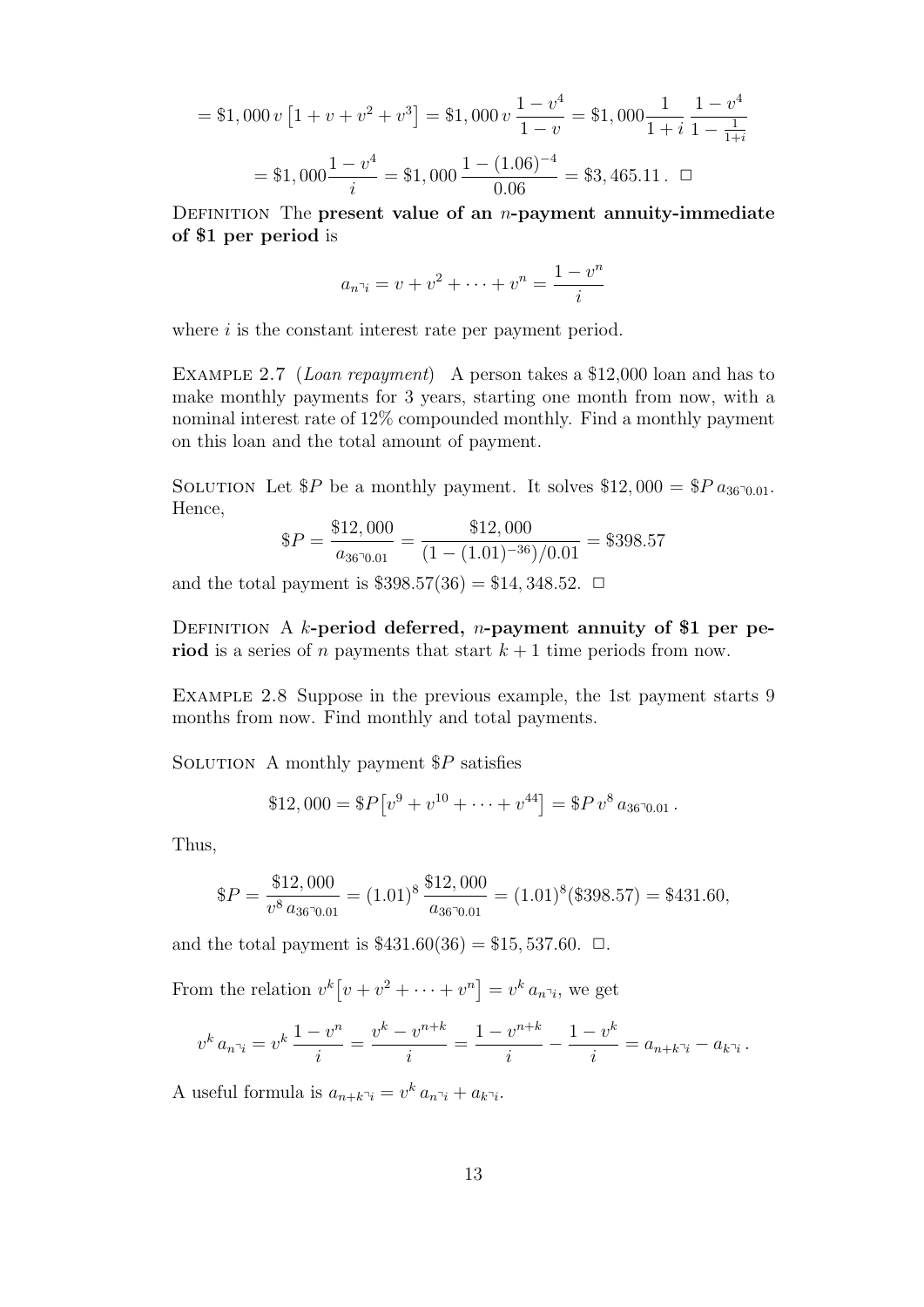$$= \$1,000\, v\left[1+v+v^2+v^3\right] = \$1,000\, v\,\frac{1-v^4}{1-v} = \$1,000\frac{1}{1+i}\,\frac{1-v^4}{1-\frac{1}{1+i}}$$

$$= \$1,000\frac{1-v^4}{i} = \$1,000\,\frac{1-(1.06)^{-4}}{0.06} = \$3,465.11\,. \quad \square$$

DEFINITION The **present value of an $n$-payment annuity-immediate of \$1 per period** is

$$a_{\overline{n}|i} = v + v^2 + \cdots + v^n = \frac{1-v^n}{i}$$

where $i$ is the constant interest rate per payment period.

EXAMPLE 2.7 (*Loan repayment*) A person takes a \$12,000 loan and has to make monthly payments for 3 years, starting one month from now, with a nominal interest rate of 12% compounded monthly. Find a monthly payment on this loan and the total amount of payment.

SOLUTION Let $\$P$ be a monthly payment. It solves $\$12,000 = \$P\, a_{\overline{36}|0.01}$. Hence,

$$\$P = \frac{\$12,000}{a_{\overline{36}|0.01}} = \frac{\$12,000}{(1-(1.01)^{-36})/0.01} = \$398.57$$

and the total payment is $\$398.57(36) = \$14,348.52$. $\square$

DEFINITION A **$k$-period deferred, $n$-payment annuity of \$1 per period** is a series of $n$ payments that start $k+1$ time periods from now.

EXAMPLE 2.8 Suppose in the previous example, the 1st payment starts 9 months from now. Find monthly and total payments.

SOLUTION A monthly payment $\$P$ satisfies

$$\$12,000 = \$P\big[v^9 + v^{10} + \cdots + v^{44}\big] = \$P\, v^8\, a_{\overline{36}|0.01}\,.$$

Thus,

$$\$P = \frac{\$12,000}{v^8\, a_{\overline{36}|0.01}} = (1.01)^8\,\frac{\$12,000}{a_{\overline{36}|0.01}} = (1.01)^8(\$398.57) = \$431.60,$$

and the total payment is $\$431.60(36) = \$15,537.60$. $\square$.

From the relation $v^k\big[v + v^2 + \cdots + v^n\big] = v^k\, a_{\overline{n}|i}$, we get

$$v^k\, a_{\overline{n}|i} = v^k\,\frac{1-v^n}{i} = \frac{v^k - v^{n+k}}{i} = \frac{1-v^{n+k}}{i} - \frac{1-v^k}{i} = a_{\overline{n+k}|i} - a_{\overline{k}|i}\,.$$

A useful formula is $a_{\overline{n+k}|i} = v^k\, a_{\overline{n}|i} + a_{\overline{k}|i}$.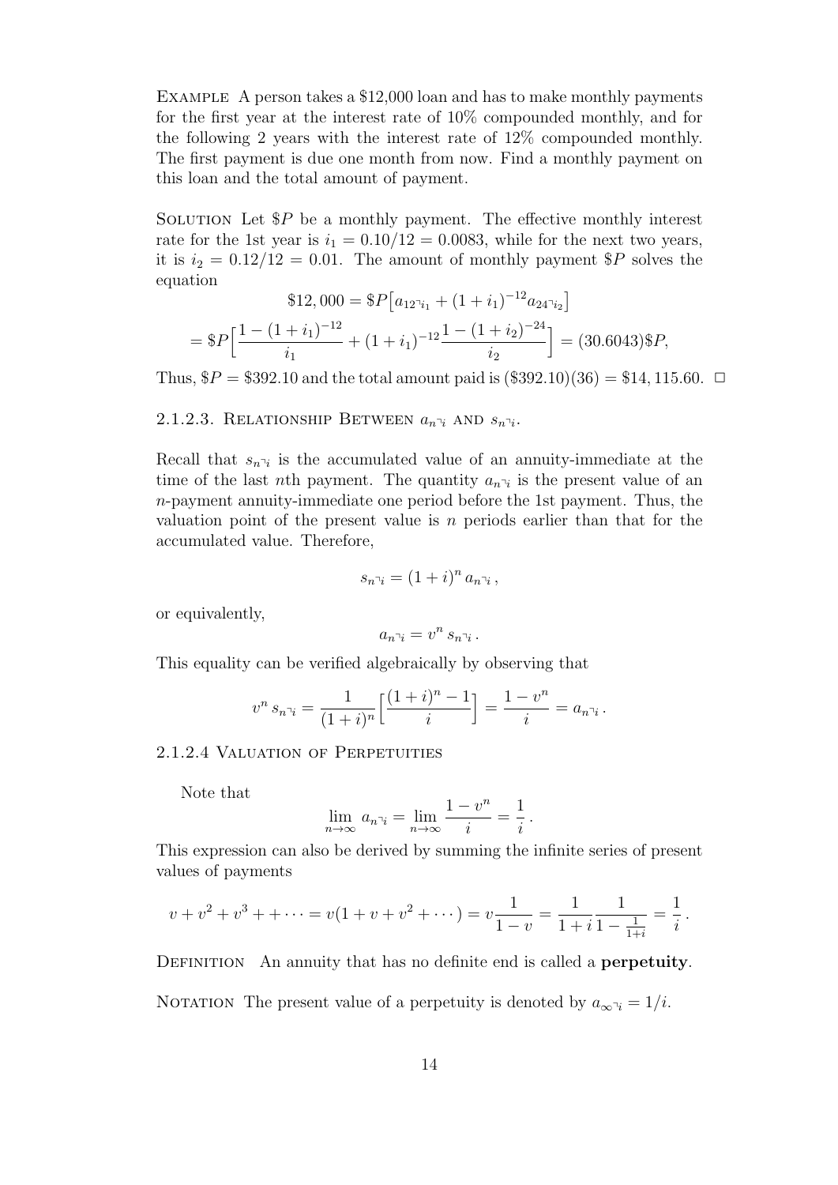Example A person takes a \$12,000 loan and has to make monthly payments for the first year at the interest rate of 10% compounded monthly, and for the following 2 years with the interest rate of 12% compounded monthly. The first payment is due one month from now. Find a monthly payment on this loan and the total amount of payment.

Solution Let \$$P$ be a monthly payment. The effective monthly interest rate for the 1st year is $i_1 = 0.10/12 = 0.0083$, while for the next two years, it is $i_2 = 0.12/12 = 0.01$. The amount of monthly payment \$$P$ solves the equation

$$\$12,000 = \$P\big[a_{\overline{12}|i_1} + (1+i_1)^{-12} a_{\overline{24}|i_2}\big]$$

$$= \$P\Big[\frac{1-(1+i_1)^{-12}}{i_1} + (1+i_1)^{-12}\frac{1-(1+i_2)^{-24}}{i_2}\Big] = (30.6043)\$P,$$

Thus, \$$P$ = \$392.10 and the total amount paid is (\$392.10)(36) = \$14,115.60. □

### 2.1.2.3. Relationship Between $a_{\overline{n}|i}$ and $s_{\overline{n}|i}$.

Recall that $s_{\overline{n}|i}$ is the accumulated value of an annuity-immediate at the time of the last $n$th payment. The quantity $a_{\overline{n}|i}$ is the present value of an $n$-payment annuity-immediate one period before the 1st payment. Thus, the valuation point of the present value is $n$ periods earlier than that for the accumulated value. Therefore,

$$s_{\overline{n}|i} = (1+i)^n \, a_{\overline{n}|i}\,,$$

or equivalently,

$$a_{\overline{n}|i} = v^n \, s_{\overline{n}|i}\,.$$

This equality can be verified algebraically by observing that

$$v^n \, s_{\overline{n}|i} = \frac{1}{(1+i)^n}\Big[\frac{(1+i)^n - 1}{i}\Big] = \frac{1-v^n}{i} = a_{\overline{n}|i}\,.$$

### 2.1.2.4 Valuation of Perpetuities

Note that

$$\lim_{n\to\infty} a_{\overline{n}|i} = \lim_{n\to\infty} \frac{1-v^n}{i} = \frac{1}{i}\,.$$

This expression can also be derived by summing the infinite series of present values of payments

$$v + v^2 + v^3 + + \cdots = v(1 + v + v^2 + \cdots) = v\frac{1}{1-v} = \frac{1}{1+i}\frac{1}{1-\frac{1}{1+i}} = \frac{1}{i}\,.$$

Definition An annuity that has no definite end is called a **perpetuity**.

Notation The present value of a perpetuity is denoted by $a_{\overline{\infty}|i} = 1/i$.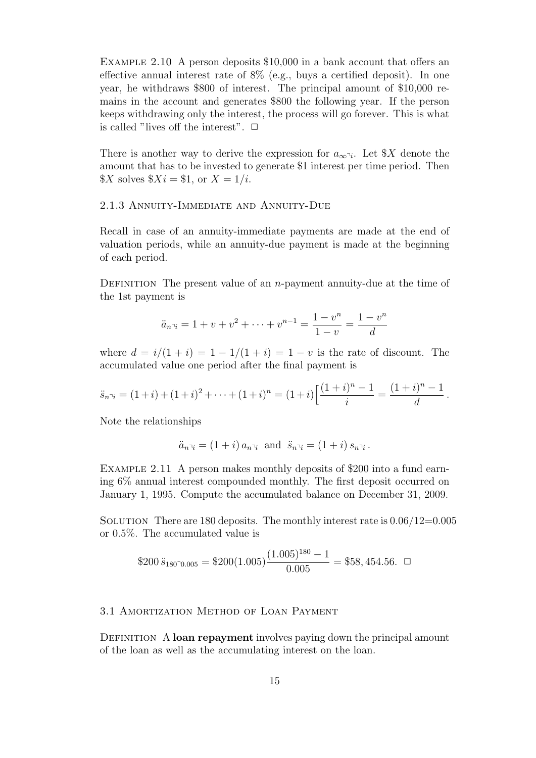Example 2.10 A person deposits \$10,000 in a bank account that offers an effective annual interest rate of 8% (e.g., buys a certified deposit). In one year, he withdraws \$800 of interest. The principal amount of \$10,000 remains in the account and generates \$800 the following year. If the person keeps withdrawing only the interest, the process will go forever. This is what is called "lives off the interest". □

There is another way to derive the expression for $a_{\overline{\infty}|i}$. Let \$$X$ denote the amount that has to be invested to generate \$1 interest per time period. Then \$$X$ solves \$$Xi$ = \$1, or $X = 1/i$.

### 2.1.3 Annuity-Immediate and Annuity-Due

Recall in case of an annuity-immediate payments are made at the end of valuation periods, while an annuity-due payment is made at the beginning of each period.

Definition The present value of an $n$-payment annuity-due at the time of the 1st payment is

$$\ddot{a}_{\overline{n}|i} = 1 + v + v^2 + \cdots + v^{n-1} = \frac{1 - v^n}{1 - v} = \frac{1 - v^n}{d}$$

where $d = i/(1+i) = 1 - 1/(1+i) = 1 - v$ is the rate of discount. The accumulated value one period after the final payment is

$$\ddot{s}_{\overline{n}|i} = (1+i) + (1+i)^2 + \cdots + (1+i)^n = (1+i)\Big[\frac{(1+i)^n - 1}{i} = \frac{(1+i)^n - 1}{d}\,.$$

Note the relationships

$$\ddot{a}_{\overline{n}|i} = (1+i)\, a_{\overline{n}|i} \;\text{ and }\; \ddot{s}_{\overline{n}|i} = (1+i)\, s_{\overline{n}|i}\,.$$

Example 2.11 A person makes monthly deposits of \$200 into a fund earning 6% annual interest compounded monthly. The first deposit occurred on January 1, 1995. Compute the accumulated balance on December 31, 2009.

Solution There are 180 deposits. The monthly interest rate is 0.06/12=0.005 or 0.5%. The accumulated value is

$$\$200\, \ddot{s}_{\overline{180}|0.005} = \$200(1.005)\frac{(1.005)^{180} - 1}{0.005} = \$58,454.56. \;\; \square$$

## 3.1 Amortization Method of Loan Payment

Definition A **loan repayment** involves paying down the principal amount of the loan as well as the accumulating interest on the loan.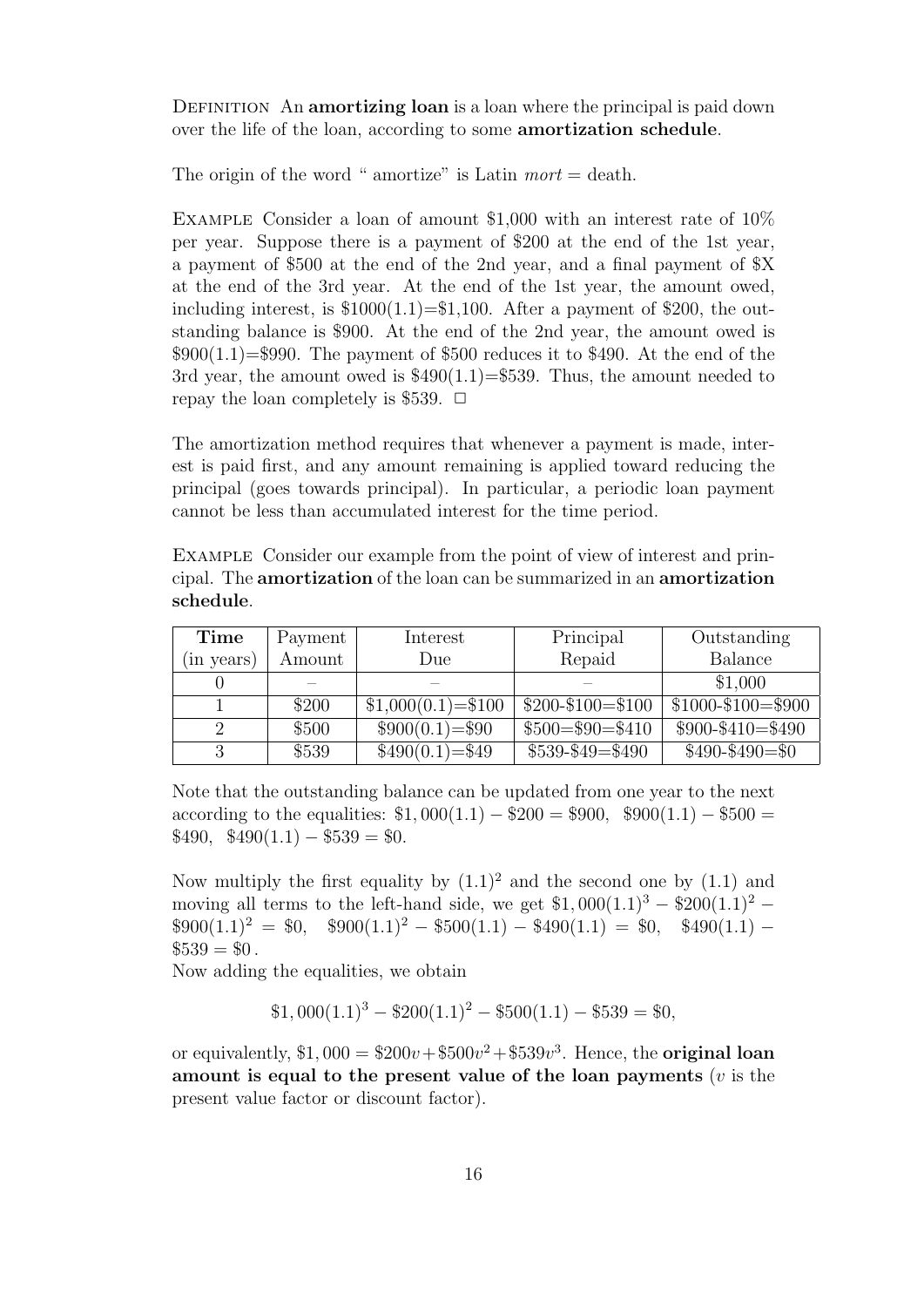DEFINITION An **amortizing loan** is a loan where the principal is paid down over the life of the loan, according to some **amortization schedule**.

The origin of the word " amortize" is Latin *mort* = death.

EXAMPLE Consider a loan of amount \$1,000 with an interest rate of 10% per year. Suppose there is a payment of \$200 at the end of the 1st year, a payment of \$500 at the end of the 2nd year, and a final payment of \$X at the end of the 3rd year. At the end of the 1st year, the amount owed, including interest, is \$1000(1.1)=\$1,100. After a payment of \$200, the outstanding balance is \$900. At the end of the 2nd year, the amount owed is \$900(1.1)=\$990. The payment of \$500 reduces it to \$490. At the end of the 3rd year, the amount owed is \$490(1.1)=\$539. Thus, the amount needed to repay the loan completely is \$539. □

The amortization method requires that whenever a payment is made, interest is paid first, and any amount remaining is applied toward reducing the principal (goes towards principal). In particular, a periodic loan payment cannot be less than accumulated interest for the time period.

EXAMPLE Consider our example from the point of view of interest and principal. The **amortization** of the loan can be summarized in an **amortization schedule**.

| **Time** (in years) | Payment Amount | Interest Due | Principal Repaid | Outstanding Balance |
|---|---|---|---|---|
| 0 | – | – | – | \$1,000 |
| 1 | \$200 | \$1,000(0.1)=\$100 | \$200-\$100=\$100 | \$1000-\$100=\$900 |
| 2 | \$500 | \$900(0.1)=\$90 | \$500=\$90=\$410 | \$900-\$410=\$490 |
| 3 | \$539 | \$490(0.1)=\$49 | \$539-\$49=\$490 | \$490-\$490=\$0 |

Note that the outstanding balance can be updated from one year to the next according to the equalities: $\$1,000(1.1) - \$200 = \$900$, $\$900(1.1) - \$500 = \$490$, $\$490(1.1) - \$539 = \$0$.

Now multiply the first equality by $(1.1)^2$ and the second one by $(1.1)$ and moving all terms to the left-hand side, we get $\$1,000(1.1)^3 - \$200(1.1)^2 - \$900(1.1)^2 = \$0$, $\$900(1.1)^2 - \$500(1.1) - \$490(1.1) = \$0$, $\$490(1.1) - \$539 = \$0$.
Now adding the equalities, we obtain

$$\$1,000(1.1)^3 - \$200(1.1)^2 - \$500(1.1) - \$539 = \$0,$$

or equivalently, $\$1,000 = \$200v + \$500v^2 + \$539v^3$. Hence, the **original loan amount is equal to the present value of the loan payments** ($v$ is the present value factor or discount factor).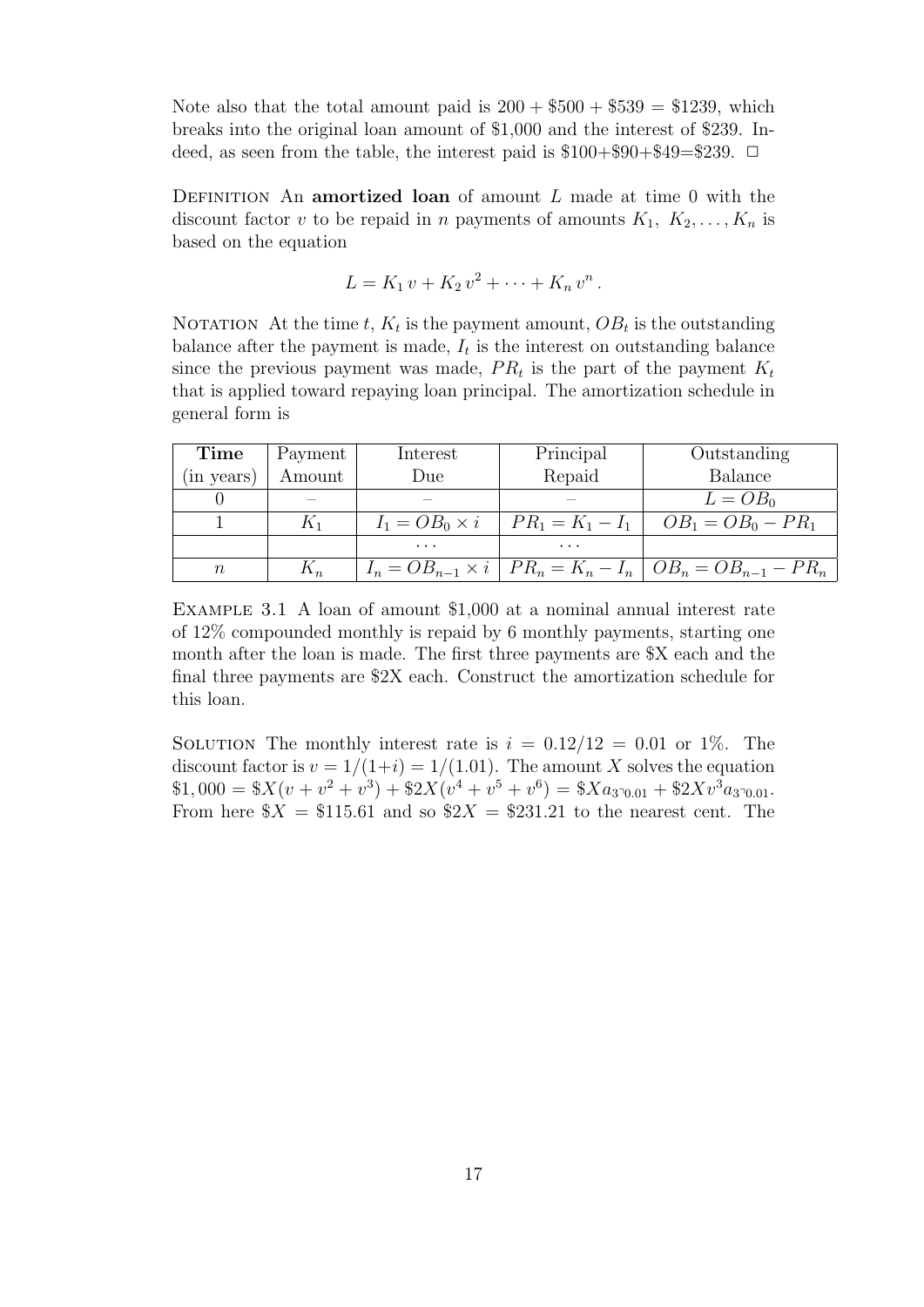Note also that the total amount paid is $200 + \$500 + \$539 = \$1239$, which breaks into the original loan amount of \$1,000 and the interest of \$239. Indeed, as seen from the table, the interest paid is \$100+\$90+\$49=\$239. □

DEFINITION An **amortized loan** of amount $L$ made at time 0 with the discount factor $v$ to be repaid in $n$ payments of amounts $K_1, K_2, \ldots, K_n$ is based on the equation

$$L = K_1\, v + K_2\, v^2 + \cdots + K_n\, v^n \, .$$

NOTATION At the time $t$, $K_t$ is the payment amount, $OB_t$ is the outstanding balance after the payment is made, $I_t$ is the interest on outstanding balance since the previous payment was made, $PR_t$ is the part of the payment $K_t$ that is applied toward repaying loan principal. The amortization schedule in general form is

| **Time** (in years) | Payment Amount | Interest Due | Principal Repaid | Outstanding Balance |
|---|---|---|---|---|
| 0 | – | – | – | $L = OB_0$ |
| 1 | $K_1$ | $I_1 = OB_0 \times i$ | $PR_1 = K_1 - I_1$ | $OB_1 = OB_0 - PR_1$ |
| | | $\cdots$ | $\cdots$ | |
| $n$ | $K_n$ | $I_n = OB_{n-1} \times i$ | $PR_n = K_n - I_n$ | $OB_n = OB_{n-1} - PR_n$ |

EXAMPLE 3.1 A loan of amount \$1,000 at a nominal annual interest rate of 12% compounded monthly is repaid by 6 monthly payments, starting one month after the loan is made. The first three payments are \$X each and the final three payments are \$2X each. Construct the amortization schedule for this loan.

SOLUTION The monthly interest rate is $i = 0.12/12 = 0.01$ or 1%. The discount factor is $v = 1/(1+i) = 1/(1.01)$. The amount $X$ solves the equation $\$1,000 = \$X(v + v^2 + v^3) + \$2X(v^4 + v^5 + v^6) = \$X a_{\overline{3}|0.01} + \$2X v^3 a_{\overline{3}|0.01}$. From here $\$X = \$115.61$ and so $\$2X = \$231.21$ to the nearest cent. The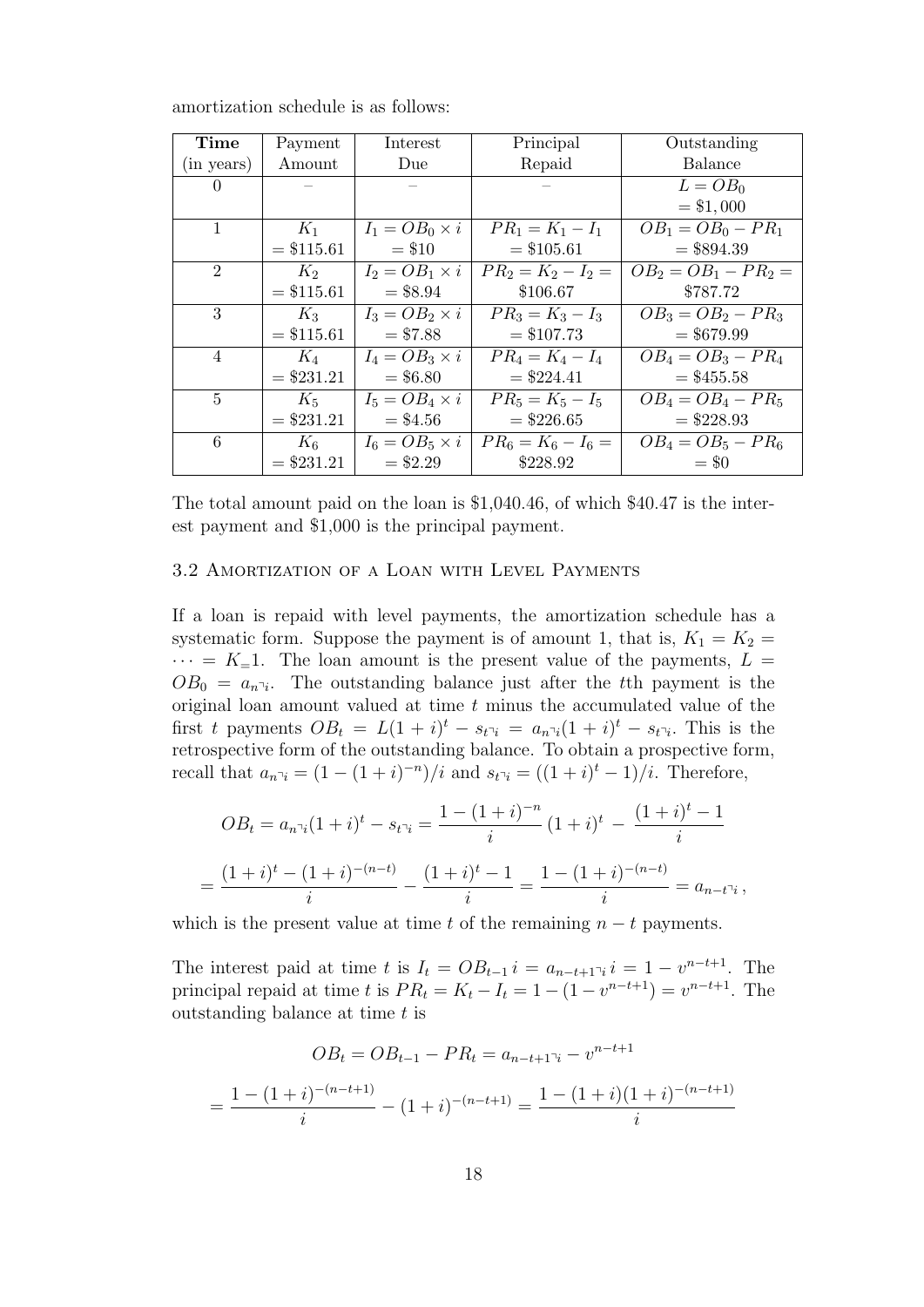amortization schedule is as follows:

| **Time** (in years) | Payment Amount | Interest Due | Principal Repaid | Outstanding Balance |
|---|---|---|---|---|
| 0 | – | – | – | $L = OB_0$ $= \$1,000$ |
| 1 | $K_1$ $= \$115.61$ | $I_1 = OB_0 \times i$ $= \$10$ | $PR_1 = K_1 - I_1$ $= \$105.61$ | $OB_1 = OB_0 - PR_1$ $= \$894.39$ |
| 2 | $K_2$ $= \$115.61$ | $I_2 = OB_1 \times i$ $= \$8.94$ | $PR_2 = K_2 - I_2 =$ $\$106.67$ | $OB_2 = OB_1 - PR_2 =$ $\$787.72$ |
| 3 | $K_3$ $= \$115.61$ | $I_3 = OB_2 \times i$ $= \$7.88$ | $PR_3 = K_3 - I_3$ $= \$107.73$ | $OB_3 = OB_2 - PR_3$ $= \$679.99$ |
| 4 | $K_4$ $= \$231.21$ | $I_4 = OB_3 \times i$ $= \$6.80$ | $PR_4 = K_4 - I_4$ $= \$224.41$ | $OB_4 = OB_3 - PR_4$ $= \$455.58$ |
| 5 | $K_5$ $= \$231.21$ | $I_5 = OB_4 \times i$ $= \$4.56$ | $PR_5 = K_5 - I_5$ $= \$226.65$ | $OB_4 = OB_4 - PR_5$ $= \$228.93$ |
| 6 | $K_6$ $= \$231.21$ | $I_6 = OB_5 \times i$ $= \$2.29$ | $PR_6 = K_6 - I_6 =$ $\$228.92$ | $OB_4 = OB_5 - PR_6$ $= \$0$ |

The total amount paid on the loan is \$1,040.46, of which \$40.47 is the interest payment and \$1,000 is the principal payment.

### 3.2 Amortization of a Loan with Level Payments

If a loan is repaid with level payments, the amortization schedule has a systematic form. Suppose the payment is of amount 1, that is, $K_1 = K_2 = \cdots = K_=1$. The loan amount is the present value of the payments, $L = OB_0 = a_{\overline{n}|i}$. The outstanding balance just after the $t$th payment is the original loan amount valued at time $t$ minus the accumulated value of the first $t$ payments $OB_t = L(1+i)^t - s_{\overline{t}|i} = a_{\overline{n}|i}(1+i)^t - s_{\overline{t}|i}$. This is the retrospective form of the outstanding balance. To obtain a prospective form, recall that $a_{\overline{n}|i} = (1-(1+i)^{-n})/i$ and $s_{\overline{t}|i} = ((1+i)^t - 1)/i$. Therefore,

$$OB_t = a_{\overline{n}|i}(1+i)^t - s_{\overline{t}|i} = \frac{1-(1+i)^{-n}}{i}(1+i)^t - \frac{(1+i)^t - 1}{i}$$

$$= \frac{(1+i)^t - (1+i)^{-(n-t)}}{i} - \frac{(1+i)^t - 1}{i} = \frac{1-(1+i)^{-(n-t)}}{i} = a_{\overline{n-t}|i},$$

which is the present value at time $t$ of the remaining $n-t$ payments.

The interest paid at time $t$ is $I_t = OB_{t-1}\, i = a_{\overline{n-t+1}|i}\, i = 1 - v^{n-t+1}$. The principal repaid at time $t$ is $PR_t = K_t - I_t = 1 - (1 - v^{n-t+1}) = v^{n-t+1}$. The outstanding balance at time $t$ is

$$OB_t = OB_{t-1} - PR_t = a_{\overline{n-t+1}|i} - v^{n-t+1}$$

$$= \frac{1-(1+i)^{-(n-t+1)}}{i} - (1+i)^{-(n-t+1)} = \frac{1-(1+i)(1+i)^{-(n-t+1)}}{i}$$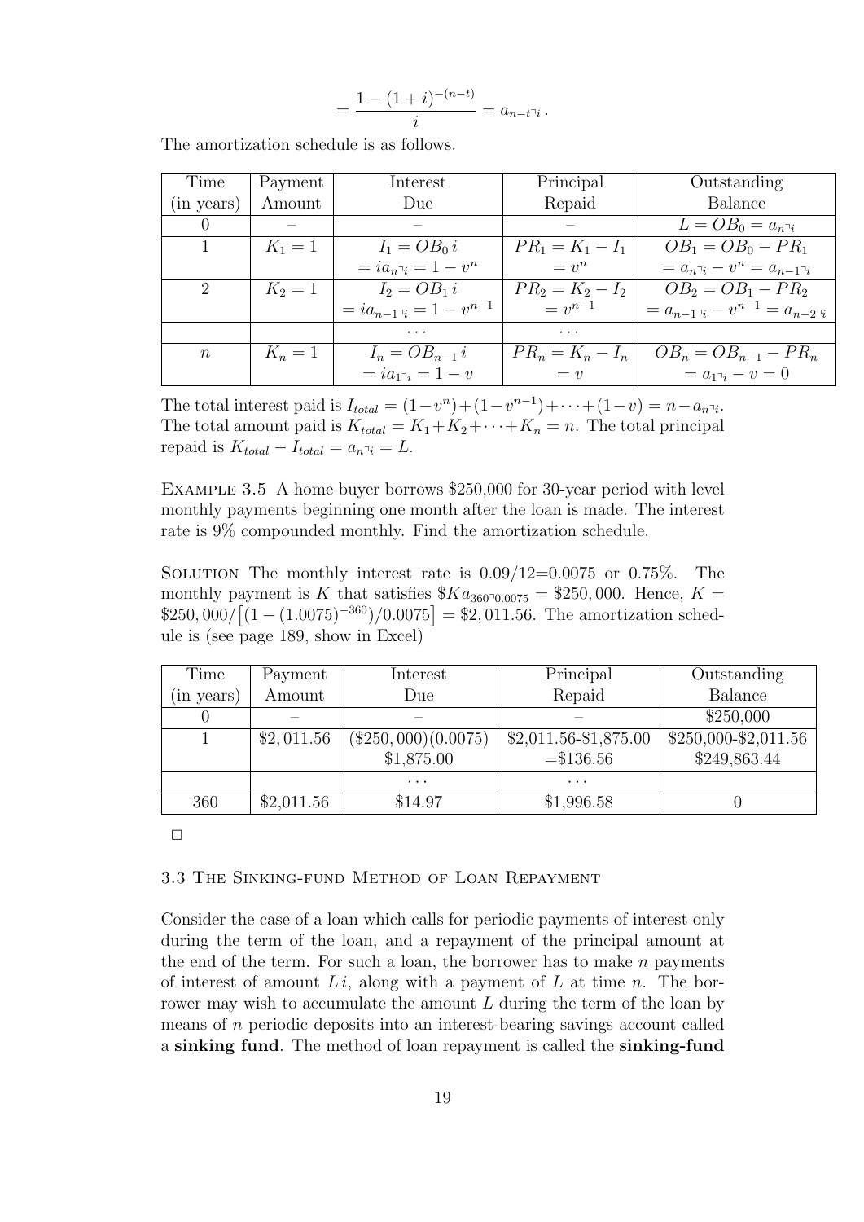$$= \frac{1-(1+i)^{-(n-t)}}{i} = a_{\overline{n-t}|i}\,.$$

The amortization schedule is as follows.

| Time (in years) | Payment Amount | Interest Due | Principal Repaid | Outstanding Balance |
|---|---|---|---|---|
| 0 | – | – | – | $L = OB_0 = a_{\overline{n}\|i}$ |
| 1 | $K_1 = 1$ | $I_1 = OB_0\, i$ $= i a_{\overline{n}\|i} = 1 - v^n$ | $PR_1 = K_1 - I_1$ $= v^n$ | $OB_1 = OB_0 - PR_1$ $= a_{\overline{n}\|i} - v^n = a_{\overline{n-1}\|i}$ |
| 2 | $K_2 = 1$ | $I_2 = OB_1\, i$ $= i a_{\overline{n-1}\|i} = 1 - v^{n-1}$ | $PR_2 = K_2 - I_2$ $= v^{n-1}$ | $OB_2 = OB_1 - PR_2$ $= a_{\overline{n-1}\|i} - v^{n-1} = a_{\overline{n-2}\|i}$ |
| | | $\cdots$ | $\cdots$ | |
| $n$ | $K_n = 1$ | $I_n = OB_{n-1}\, i$ $= i a_{\overline{1}\|i} = 1 - v$ | $PR_n = K_n - I_n$ $= v$ | $OB_n = OB_{n-1} - PR_n$ $= a_{\overline{1}\|i} - v = 0$ |

The total interest paid is $I_{total} = (1-v^n)+(1-v^{n-1})+\cdots+(1-v) = n - a_{\overline{n}|i}$. The total amount paid is $K_{total} = K_1+K_2+\cdots+K_n = n$. The total principal repaid is $K_{total} - I_{total} = a_{\overline{n}|i} = L$.

Example 3.5 A home buyer borrows \$250,000 for 30-year period with level monthly payments beginning one month after the loan is made. The interest rate is 9% compounded monthly. Find the amortization schedule.

Solution The monthly interest rate is 0.09/12=0.0075 or 0.75%. The monthly payment is $K$ that satisfies $\$K a_{\overline{360}|0.0075} = \$250,000$. Hence, $K = \$250,000/\left[(1-(1.0075)^{-360})/0.0075\right] = \$2,011.56$. The amortization schedule is (see page 189, show in Excel)

| Time (in years) | Payment Amount | Interest Due | Principal Repaid | Outstanding Balance |
|---|---|---|---|---|
| 0 | – | – | – | \$250,000 |
| 1 | \$2,011.56 | (\$250,000)(0.0075) \$1,875.00 | \$2,011.56-\$1,875.00 =\$136.56 | \$250,000-\$2,011.56 \$249,863.44 |
| | | $\cdots$ | $\cdots$ | |
| 360 | \$2,011.56 | \$14.97 | \$1,996.58 | 0 |

□

### 3.3 The Sinking-fund Method of Loan Repayment

Consider the case of a loan which calls for periodic payments of interest only during the term of the loan, and a repayment of the principal amount at the end of the term. For such a loan, the borrower has to make $n$ payments of interest of amount $L\,i$, along with a payment of $L$ at time $n$. The borrower may wish to accumulate the amount $L$ during the term of the loan by means of $n$ periodic deposits into an interest-bearing savings account called a **sinking fund**. The method of loan repayment is called the **sinking-fund**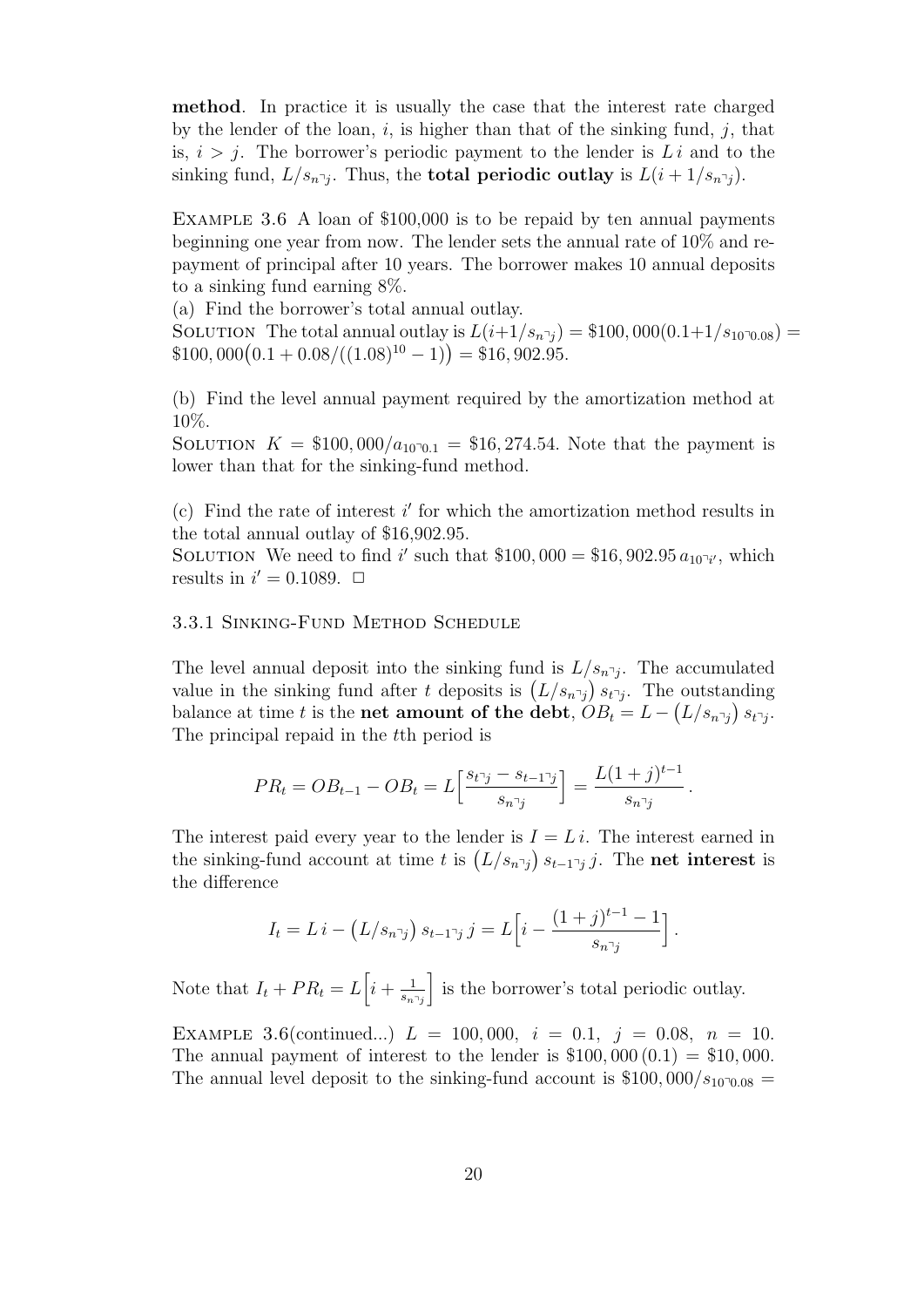**method**. In practice it is usually the case that the interest rate charged by the lender of the loan, $i$, is higher than that of the sinking fund, $j$, that is, $i > j$. The borrower's periodic payment to the lender is $L\,i$ and to the sinking fund, $L/s_{\overline{n}|j}$. Thus, the **total periodic outlay** is $L(i + 1/s_{\overline{n}|j})$.

EXAMPLE 3.6 A loan of \$100,000 is to be repaid by ten annual payments beginning one year from now. The lender sets the annual rate of 10% and repayment of principal after 10 years. The borrower makes 10 annual deposits to a sinking fund earning 8%.

(a) Find the borrower's total annual outlay.

SOLUTION The total annual outlay is $L(i+1/s_{\overline{n}|j}) = \$100,000(0.1+1/s_{\overline{10}|0.08}) = \$100,000\big(0.1 + 0.08/((1.08)^{10} - 1)\big) = \$16,902.95$.

(b) Find the level annual payment required by the amortization method at 10%.

SOLUTION $K = \$100,000/a_{\overline{10}|0.1} = \$16,274.54$. Note that the payment is lower than that for the sinking-fund method.

(c) Find the rate of interest $i'$ for which the amortization method results in the total annual outlay of \$16,902.95.

SOLUTION We need to find $i'$ such that $\$100,000 = \$16,902.95\,a_{\overline{10}|i'}$, which results in $i' = 0.1089$. □

### 3.3.1 Sinking-Fund Method Schedule

The level annual deposit into the sinking fund is $L/s_{\overline{n}|j}$. The accumulated value in the sinking fund after $t$ deposits is $\big(L/s_{\overline{n}|j}\big)\,s_{\overline{t}|j}$. The outstanding balance at time $t$ is the **net amount of the debt**, $OB_t = L - \big(L/s_{\overline{n}|j}\big)\,s_{\overline{t}|j}$. The principal repaid in the $t$th period is

$$PR_t = OB_{t-1} - OB_t = L\Big[\frac{s_{\overline{t}|j} - s_{\overline{t-1}|j}}{s_{\overline{n}|j}}\Big] = \frac{L(1+j)^{t-1}}{s_{\overline{n}|j}}\,.$$

The interest paid every year to the lender is $I = L\,i$. The interest earned in the sinking-fund account at time $t$ is $\big(L/s_{\overline{n}|j}\big)\,s_{\overline{t-1}|j}\,j$. The **net interest** is the difference

$$I_t = L\,i - \big(L/s_{\overline{n}|j}\big)\,s_{\overline{t-1}|j}\,j = L\Big[i - \frac{(1+j)^{t-1} - 1}{s_{\overline{n}|j}}\Big]\,.$$

Note that $I_t + PR_t = L\Big[i + \frac{1}{s_{\overline{n}|j}}\Big]$ is the borrower's total periodic outlay.

EXAMPLE 3.6(continued...) $L = 100,000,\ i = 0.1,\ j = 0.08,\ n = 10$. The annual payment of interest to the lender is $\$100,000\,(0.1) = \$10,000$. The annual level deposit to the sinking-fund account is $\$100,000/s_{\overline{10}|0.08} =$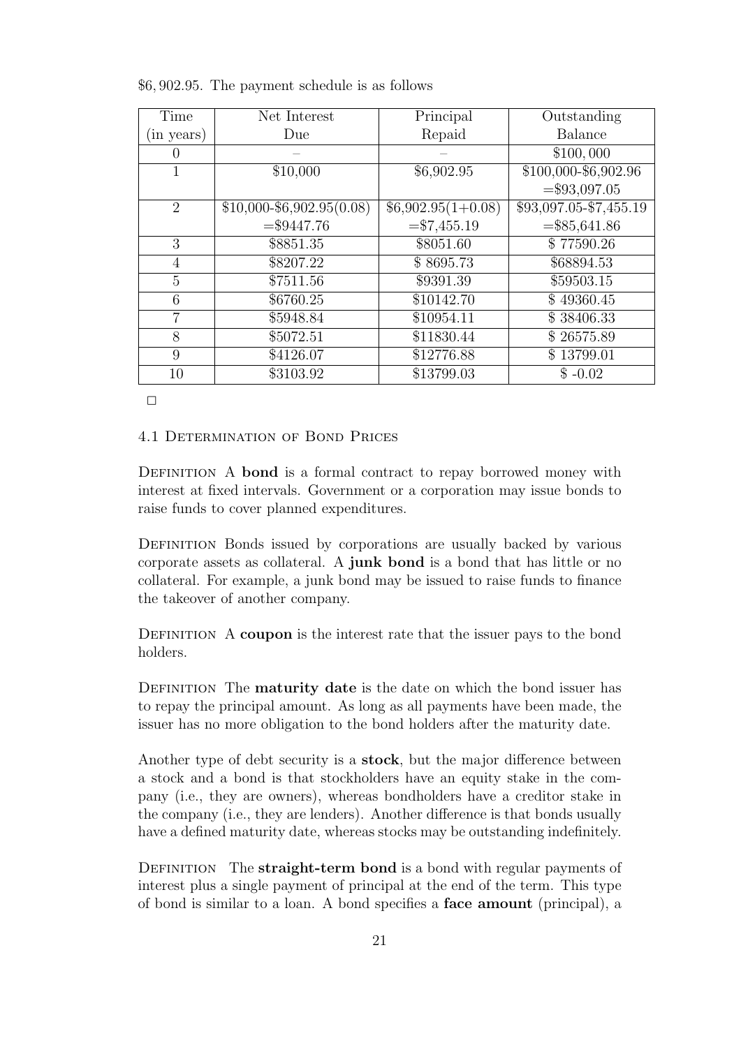\$6,902.95. The payment schedule is as follows

| Time (in years) | Net Interest Due | Principal Repaid | Outstanding Balance |
|---|---|---|---|
| 0 | – | – | \$100,000 |
| 1 | \$10,000 | \$6,902.95 | \$100,000-\$6,902.96 =\$93,097.05 |
| 2 | \$10,000-\$6,902.95(0.08) =\$9447.76 | \$6,902.95(1+0.08) =\$7,455.19 | \$93,097.05-\$7,455.19 =\$85,641.86 |
| 3 | \$8851.35 | \$8051.60 | \$ 77590.26 |
| 4 | \$8207.22 | \$ 8695.73 | \$68894.53 |
| 5 | \$7511.56 | \$9391.39 | \$59503.15 |
| 6 | \$6760.25 | \$10142.70 | \$ 49360.45 |
| 7 | \$5948.84 | \$10954.11 | \$ 38406.33 |
| 8 | \$5072.51 | \$11830.44 | \$ 26575.89 |
| 9 | \$4126.07 | \$12776.88 | \$ 13799.01 |
| 10 | \$3103.92 | \$13799.03 | \$ -0.02 |

□

## 4.1 Determination of Bond Prices

Definition A **bond** is a formal contract to repay borrowed money with interest at fixed intervals. Government or a corporation may issue bonds to raise funds to cover planned expenditures.

Definition Bonds issued by corporations are usually backed by various corporate assets as collateral. A **junk bond** is a bond that has little or no collateral. For example, a junk bond may be issued to raise funds to finance the takeover of another company.

Definition A **coupon** is the interest rate that the issuer pays to the bond holders.

Definition The **maturity date** is the date on which the bond issuer has to repay the principal amount. As long as all payments have been made, the issuer has no more obligation to the bond holders after the maturity date.

Another type of debt security is a **stock**, but the major difference between a stock and a bond is that stockholders have an equity stake in the company (i.e., they are owners), whereas bondholders have a creditor stake in the company (i.e., they are lenders). Another difference is that bonds usually have a defined maturity date, whereas stocks may be outstanding indefinitely.

Definition The **straight-term bond** is a bond with regular payments of interest plus a single payment of principal at the end of the term. This type of bond is similar to a loan. A bond specifies a **face amount** (principal), a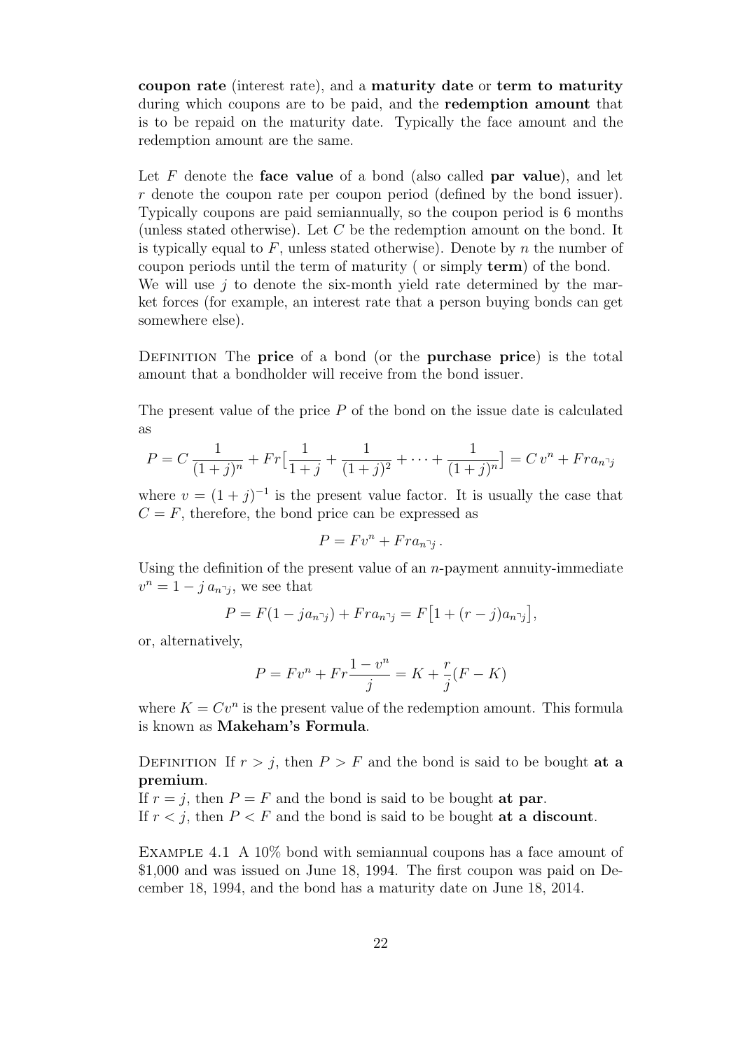**coupon rate** (interest rate), and a **maturity date** or **term to maturity** during which coupons are to be paid, and the **redemption amount** that is to be repaid on the maturity date. Typically the face amount and the redemption amount are the same.

Let $F$ denote the **face value** of a bond (also called **par value**), and let $r$ denote the coupon rate per coupon period (defined by the bond issuer). Typically coupons are paid semiannually, so the coupon period is 6 months (unless stated otherwise). Let $C$ be the redemption amount on the bond. It is typically equal to $F$, unless stated otherwise). Denote by $n$ the number of coupon periods until the term of maturity ( or simply **term**) of the bond. We will use $j$ to denote the six-month yield rate determined by the market forces (for example, an interest rate that a person buying bonds can get somewhere else).

Definition The **price** of a bond (or the **purchase price**) is the total amount that a bondholder will receive from the bond issuer.

The present value of the price $P$ of the bond on the issue date is calculated as

$$P = C\,\frac{1}{(1+j)^n} + Fr\Big[\frac{1}{1+j} + \frac{1}{(1+j)^2} + \cdots + \frac{1}{(1+j)^n}\Big] = C\,v^n + Fra_{\overline{n}|j}$$

where $v = (1+j)^{-1}$ is the present value factor. It is usually the case that $C = F$, therefore, the bond price can be expressed as

$$P = Fv^n + Fra_{\overline{n}|j}\,.$$

Using the definition of the present value of an $n$-payment annuity-immediate $v^n = 1 - j\,a_{\overline{n}|j}$, we see that

$$P = F(1 - ja_{\overline{n}|j}) + Fra_{\overline{n}|j} = F\big[1 + (r-j)a_{\overline{n}|j}\big],$$

or, alternatively,

$$P = Fv^n + Fr\frac{1-v^n}{j} = K + \frac{r}{j}(F - K)$$

where $K = Cv^n$ is the present value of the redemption amount. This formula is known as **Makeham's Formula**.

Definition If $r > j$, then $P > F$ and the bond is said to be bought **at a premium**.
If $r = j$, then $P = F$ and the bond is said to be bought **at par**.
If $r < j$, then $P < F$ and the bond is said to be bought **at a discount**.

Example 4.1 A 10% bond with semiannual coupons has a face amount of \$1,000 and was issued on June 18, 1994. The first coupon was paid on December 18, 1994, and the bond has a maturity date on June 18, 2014.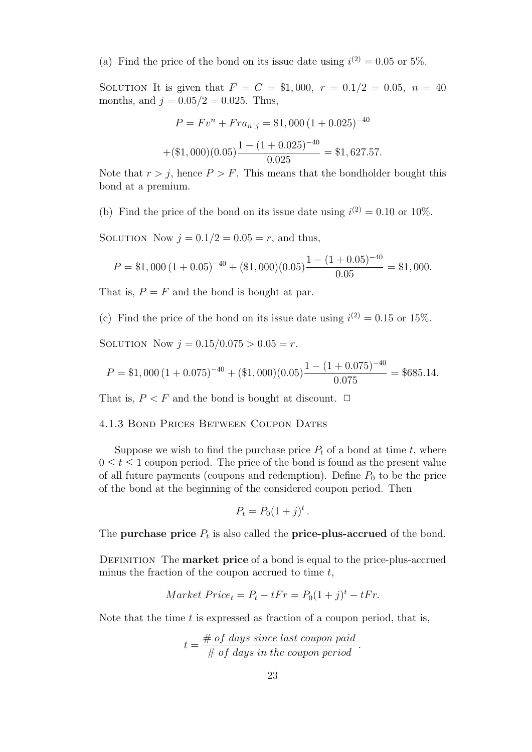(a) Find the price of the bond on its issue date using $i^{(2)} = 0.05$ or 5%.

SOLUTION It is given that $F = C = \$1,000$, $r = 0.1/2 = 0.05$, $n = 40$ months, and $j = 0.05/2 = 0.025$. Thus,

$$P = Fv^n + Fra_{\overline{n}|j} = \$1,000\,(1 + 0.025)^{-40}$$

$$+(\$1,000)(0.05)\frac{1 - (1 + 0.025)^{-40}}{0.025} = \$1,627.57.$$

Note that $r > j$, hence $P > F$. This means that the bondholder bought this bond at a premium.

(b) Find the price of the bond on its issue date using $i^{(2)} = 0.10$ or 10%.

SOLUTION Now $j = 0.1/2 = 0.05 = r$, and thus,

$$P = \$1,000\,(1 + 0.05)^{-40} + (\$1,000)(0.05)\frac{1 - (1 + 0.05)^{-40}}{0.05} = \$1,000.$$

That is, $P = F$ and the bond is bought at par.

(c) Find the price of the bond on its issue date using $i^{(2)} = 0.15$ or 15%.

SOLUTION Now $j = 0.15/0.075 > 0.05 = r$.

$$P = \$1,000\,(1 + 0.075)^{-40} + (\$1,000)(0.05)\frac{1 - (1 + 0.075)^{-40}}{0.075} = \$685.14.$$

That is, $P < F$ and the bond is bought at discount. □

### 4.1.3 Bond Prices Between Coupon Dates

Suppose we wish to find the purchase price $P_t$ of a bond at time $t$, where $0 \le t \le 1$ coupon period. The price of the bond is found as the present value of all future payments (coupons and redemption). Define $P_0$ to be the price of the bond at the beginning of the considered coupon period. Then

$$P_t = P_0(1 + j)^t\,.$$

The **purchase price** $P_t$ is also called the **price-plus-accrued** of the bond.

DEFINITION The **market price** of a bond is equal to the price-plus-accrued minus the fraction of the coupon accrued to time $t$,

$$Market\ Price_t = P_t - tFr = P_0(1 + j)^t - tFr.$$

Note that the time $t$ is expressed as fraction of a coupon period, that is,

$$t = \frac{\#\ of\ days\ since\ last\ coupon\ paid}{\#\ of\ days\ in\ the\ coupon\ period}\,.$$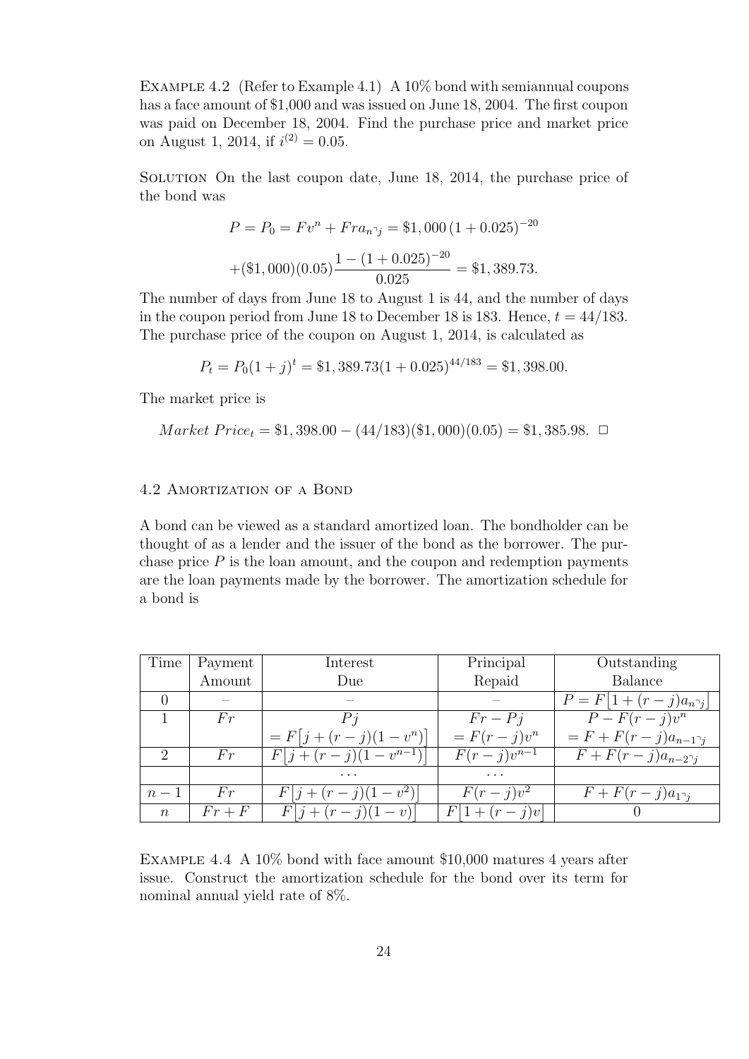Example 4.2 (Refer to Example 4.1) A 10% bond with semiannual coupons has a face amount of \$1,000 and was issued on June 18, 2004. The first coupon was paid on December 18, 2004. Find the purchase price and market price on August 1, 2014, if $i^{(2)} = 0.05$.

Solution On the last coupon date, June 18, 2014, the purchase price of the bond was

$$P = P_0 = Fv^n + Fra_{\overline{n}|j} = \$1,000\,(1+0.025)^{-20}$$

$$+(\$1,000)(0.05)\frac{1-(1+0.025)^{-20}}{0.025} = \$1,389.73.$$

The number of days from June 18 to August 1 is 44, and the number of days in the coupon period from June 18 to December 18 is 183. Hence, $t = 44/183$. The purchase price of the coupon on August 1, 2014, is calculated as

$$P_t = P_0(1+j)^t = \$1,389.73(1+0.025)^{44/183} = \$1,398.00.$$

The market price is

$$Market\ Price_t = \$1,398.00 - (44/183)(\$1,000)(0.05) = \$1,385.98. \ \square$$

## 4.2 Amortization of a Bond

A bond can be viewed as a standard amortized loan. The bondholder can be thought of as a lender and the issuer of the bond as the borrower. The purchase price $P$ is the loan amount, and the coupon and redemption payments are the loan payments made by the borrower. The amortization schedule for a bond is

| Time | Payment Amount | Interest Due | Principal Repaid | Outstanding Balance |
|---|---|---|---|---|
| 0 | – | – | – | $P = F\left[1+(r-j)a_{\overline{n}\|j}\right]$ |
| 1 | $Fr$ | $Pj$ $= F\left[j+(r-j)(1-v^n)\right]$ | $Fr - Pj$ $= F(r-j)v^n$ | $P - F(r-j)v^n$ $= F + F(r-j)a_{\overline{n-1}\|j}$ |
| 2 | $Fr$ | $F\left[j+(r-j)(1-v^{n-1})\right]$ | $F(r-j)v^{n-1}$ | $F + F(r-j)a_{\overline{n-2}\|j}$ |
| | | $\cdots$ | $\cdots$ | |
| $n-1$ | $Fr$ | $F\left[j+(r-j)(1-v^2)\right]$ | $F(r-j)v^2$ | $F + F(r-j)a_{\overline{1}\|j}$ |
| $n$ | $Fr + F$ | $F\left[j+(r-j)(1-v)\right]$ | $F\left[1+(r-j)v\right]$ | 0 |

Example 4.4 A 10% bond with face amount \$10,000 matures 4 years after issue. Construct the amortization schedule for the bond over its term for nominal annual yield rate of 8%.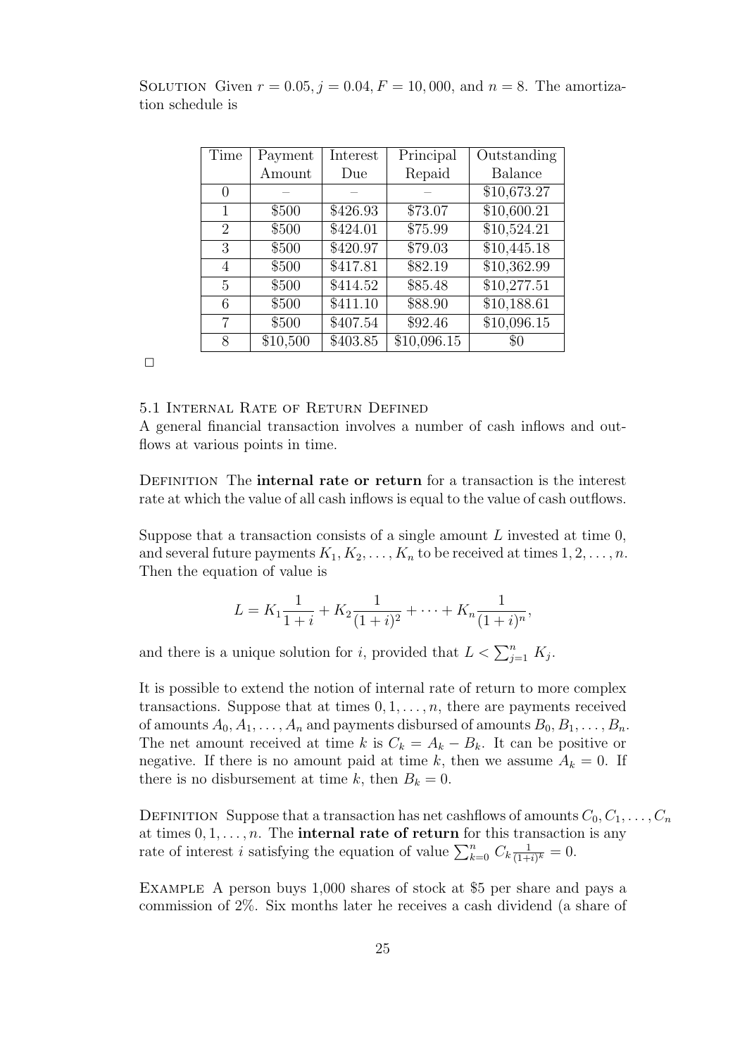SOLUTION Given $r = 0.05$, $j = 0.04$, $F = 10,000$, and $n = 8$. The amortization schedule is

| Time | Payment Amount | Interest Due | Principal Repaid | Outstanding Balance |
|---|---|---|---|---|
| 0 | – | – | – | \$10,673.27 |
| 1 | \$500 | \$426.93 | \$73.07 | \$10,600.21 |
| 2 | \$500 | \$424.01 | \$75.99 | \$10,524.21 |
| 3 | \$500 | \$420.97 | \$79.03 | \$10,445.18 |
| 4 | \$500 | \$417.81 | \$82.19 | \$10,362.99 |
| 5 | \$500 | \$414.52 | \$85.48 | \$10,277.51 |
| 6 | \$500 | \$411.10 | \$88.90 | \$10,188.61 |
| 7 | \$500 | \$407.54 | \$92.46 | \$10,096.15 |
| 8 | \$10,500 | \$403.85 | \$10,096.15 | \$0 |

□

## 5.1 Internal Rate of Return Defined

A general financial transaction involves a number of cash inflows and outflows at various points in time.

DEFINITION The **internal rate or return** for a transaction is the interest rate at which the value of all cash inflows is equal to the value of cash outflows.

Suppose that a transaction consists of a single amount $L$ invested at time 0, and several future payments $K_1, K_2, \ldots, K_n$ to be received at times $1, 2, \ldots, n$. Then the equation of value is

$$L = K_1 \frac{1}{1+i} + K_2 \frac{1}{(1+i)^2} + \cdots + K_n \frac{1}{(1+i)^n},$$

and there is a unique solution for $i$, provided that $L < \sum_{j=1}^{n} K_j$.

It is possible to extend the notion of internal rate of return to more complex transactions. Suppose that at times $0, 1, \ldots, n$, there are payments received of amounts $A_0, A_1, \ldots, A_n$ and payments disbursed of amounts $B_0, B_1, \ldots, B_n$. The net amount received at time $k$ is $C_k = A_k - B_k$. It can be positive or negative. If there is no amount paid at time $k$, then we assume $A_k = 0$. If there is no disbursement at time $k$, then $B_k = 0$.

DEFINITION Suppose that a transaction has net cashflows of amounts $C_0, C_1, \ldots, C_n$ at times $0, 1, \ldots, n$. The **internal rate of return** for this transaction is any rate of interest $i$ satisfying the equation of value $\sum_{k=0}^{n} C_k \frac{1}{(1+i)^k} = 0$.

EXAMPLE A person buys 1,000 shares of stock at \$5 per share and pays a commission of 2%. Six months later he receives a cash dividend (a share of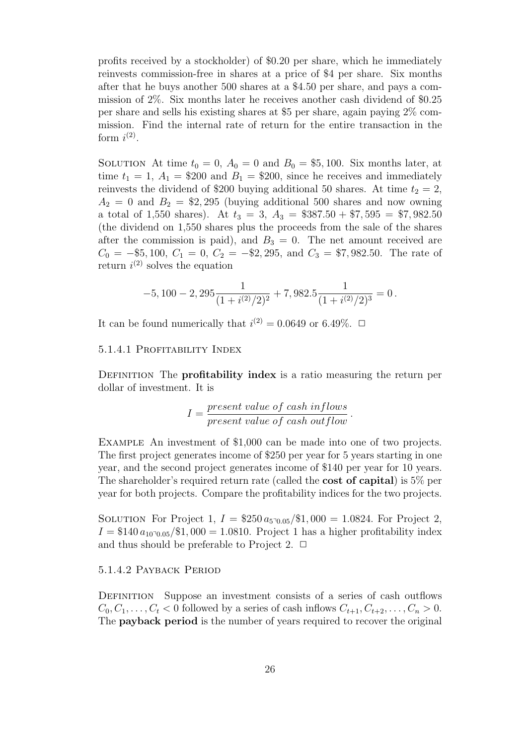profits received by a stockholder) of \$0.20 per share, which he immediately reinvests commission-free in shares at a price of \$4 per share. Six months after that he buys another 500 shares at a \$4.50 per share, and pays a commission of 2%. Six months later he receives another cash dividend of \$0.25 per share and sells his existing shares at \$5 per share, again paying 2% commission. Find the internal rate of return for the entire transaction in the form $i^{(2)}$.

SOLUTION At time $t_0 = 0$, $A_0 = 0$ and $B_0 = \$5,100$. Six months later, at time $t_1 = 1$, $A_1 = \$200$ and $B_1 = \$200$, since he receives and immediately reinvests the dividend of \$200 buying additional 50 shares. At time $t_2 = 2$, $A_2 = 0$ and $B_2 = \$2,295$ (buying additional 500 shares and now owning a total of 1,550 shares). At $t_3 = 3$, $A_3 = \$387.50 + \$7,595 = \$7,982.50$ (the dividend on 1,550 shares plus the proceeds from the sale of the shares after the commission is paid), and $B_3 = 0$. The net amount received are $C_0 = -\$5,100$, $C_1 = 0$, $C_2 = -\$2,295$, and $C_3 = \$7,982.50$. The rate of return $i^{(2)}$ solves the equation

$$-5,100 - 2,295\frac{1}{(1+i^{(2)}/2)^2} + 7,982.5\frac{1}{(1+i^{(2)}/2)^3} = 0\,.$$

It can be found numerically that $i^{(2)} = 0.0649$ or 6.49%. □

5.1.4.1 Profitability Index

DEFINITION The **profitability index** is a ratio measuring the return per dollar of investment. It is

$$I = \frac{present\ value\ of\ cash\ inflows}{present\ value\ of\ cash\ outflow}\,.$$

EXAMPLE An investment of \$1,000 can be made into one of two projects. The first project generates income of \$250 per year for 5 years starting in one year, and the second project generates income of \$140 per year for 10 years. The shareholder's required return rate (called the **cost of capital**) is 5% per year for both projects. Compare the profitability indices for the two projects.

SOLUTION For Project 1, $I = \$250\, a_{\overline{5}|0.05}/\$1,000 = 1.0824$. For Project 2, $I = \$140\, a_{\overline{10}|0.05}/\$1,000 = 1.0810$. Project 1 has a higher profitability index and thus should be preferable to Project 2. □

5.1.4.2 Payback Period

DEFINITION Suppose an investment consists of a series of cash outflows $C_0, C_1, \ldots, C_t < 0$ followed by a series of cash inflows $C_{t+1}, C_{t+2}, \ldots, C_n > 0$. The **payback period** is the number of years required to recover the original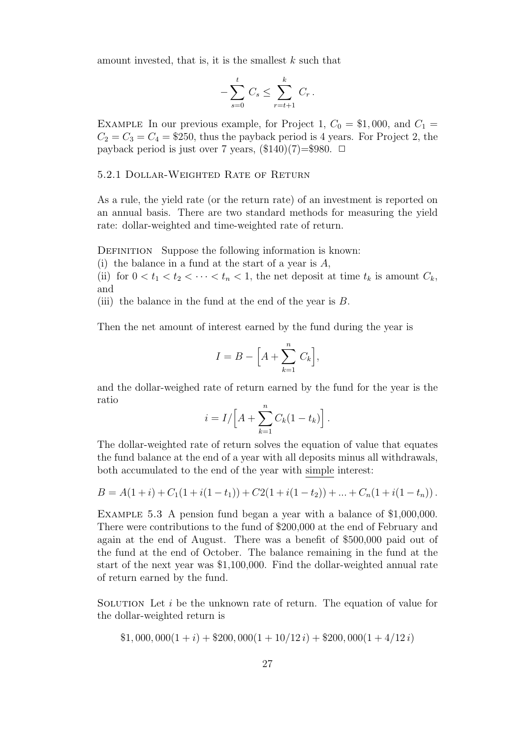amount invested, that is, it is the smallest $k$ such that

$$-\sum_{s=0}^{t} C_s \leq \sum_{r=t+1}^{k} C_r \,.$$

Example In our previous example, for Project 1, $C_0 = \$1,000$, and $C_1 = C_2 = C_3 = C_4 = \$250$, thus the payback period is 4 years. For Project 2, the payback period is just over 7 years, (\$140)(7)=\$980. □

### 5.2.1 Dollar-Weighted Rate of Return

As a rule, the yield rate (or the return rate) of an investment is reported on an annual basis. There are two standard methods for measuring the yield rate: dollar-weighted and time-weighted rate of return.

Definition Suppose the following information is known:
(i) the balance in a fund at the start of a year is $A$,
(ii) for $0 < t_1 < t_2 < \cdots < t_n < 1$, the net deposit at time $t_k$ is amount $C_k$, and
(iii) the balance in the fund at the end of the year is $B$.

Then the net amount of interest earned by the fund during the year is

$$I = B - \Big[A + \sum_{k=1}^{n} C_k\Big],$$

and the dollar-weighed rate of return earned by the fund for the year is the ratio

$$i = I/\Big[A + \sum_{k=1}^{n} C_k(1 - t_k)\Big]\,.$$

The dollar-weighted rate of return solves the equation of value that equates the fund balance at the end of a year with all deposits minus all withdrawals, both accumulated to the end of the year with <u>simple</u> interest:

$$B = A(1+i) + C_1(1 + i(1 - t_1)) + C2(1 + i(1 - t_2)) + ... + C_n(1 + i(1 - t_n))\,.$$

Example 5.3 A pension fund began a year with a balance of \$1,000,000. There were contributions to the fund of \$200,000 at the end of February and again at the end of August. There was a benefit of \$500,000 paid out of the fund at the end of October. The balance remaining in the fund at the start of the next year was \$1,100,000. Find the dollar-weighted annual rate of return earned by the fund.

Solution Let $i$ be the unknown rate of return. The equation of value for the dollar-weighted return is

$$\$1,000,000(1 + i) + \$200,000(1 + 10/12\, i) + \$200,000(1 + 4/12\, i)$$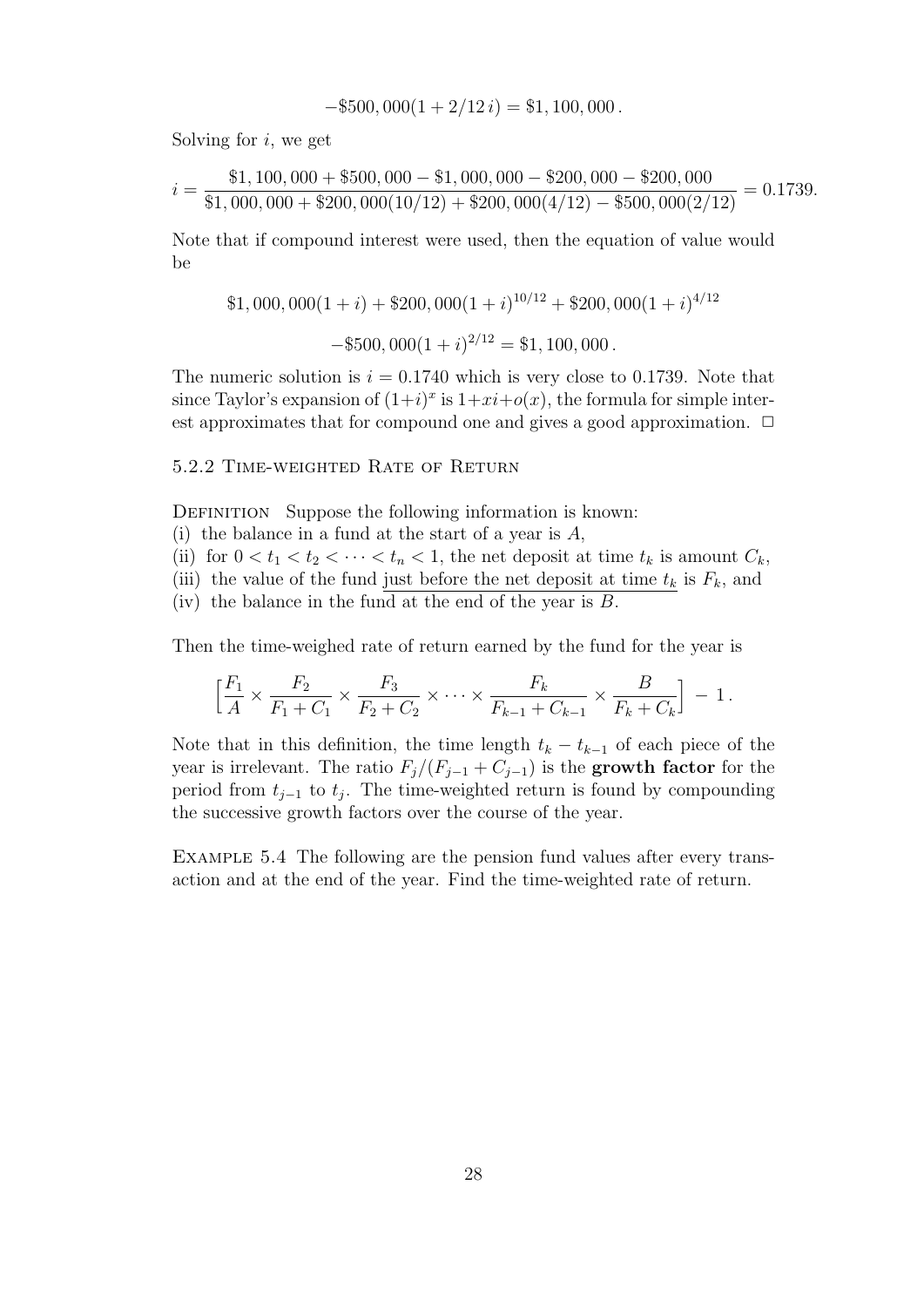$$-\$500,000(1 + 2/12\,i) = \$1,100,000\,.$$

Solving for $i$, we get

$$i = \frac{\$1,100,000 + \$500,000 - \$1,000,000 - \$200,000 - \$200,000}{\$1,000,000 + \$200,000(10/12) + \$200,000(4/12) - \$500,000(2/12)} = 0.1739.$$

Note that if compound interest were used, then the equation of value would be

$$\$1,000,000(1+i) + \$200,000(1+i)^{10/12} + \$200,000(1+i)^{4/12}$$

$$-\$500,000(1+i)^{2/12} = \$1,100,000\,.$$

The numeric solution is $i = 0.1740$ which is very close to 0.1739. Note that since Taylor's expansion of $(1+i)^x$ is $1+xi+o(x)$, the formula for simple interest approximates that for compound one and gives a good approximation. □

### 5.2.2 Time-weighted Rate of Return

Definition  Suppose the following information is known:
(i) the balance in a fund at the start of a year is $A$,
(ii) for $0 < t_1 < t_2 < \cdots < t_n < 1$, the net deposit at time $t_k$ is amount $C_k$,
(iii) the value of the fund just before the net deposit at time $t_k$ is $F_k$, and
(iv) the balance in the fund at the end of the year is $B$.

Then the time-weighed rate of return earned by the fund for the year is

$$\Big[\frac{F_1}{A} \times \frac{F_2}{F_1 + C_1} \times \frac{F_3}{F_2 + C_2} \times \cdots \times \frac{F_k}{F_{k-1} + C_{k-1}} \times \frac{B}{F_k + C_k}\Big] - 1\,.$$

Note that in this definition, the time length $t_k - t_{k-1}$ of each piece of the year is irrelevant. The ratio $F_j/(F_{j-1} + C_{j-1})$ is the **growth factor** for the period from $t_{j-1}$ to $t_j$. The time-weighted return is found by compounding the successive growth factors over the course of the year.

Example 5.4  The following are the pension fund values after every transaction and at the end of the year. Find the time-weighted rate of return.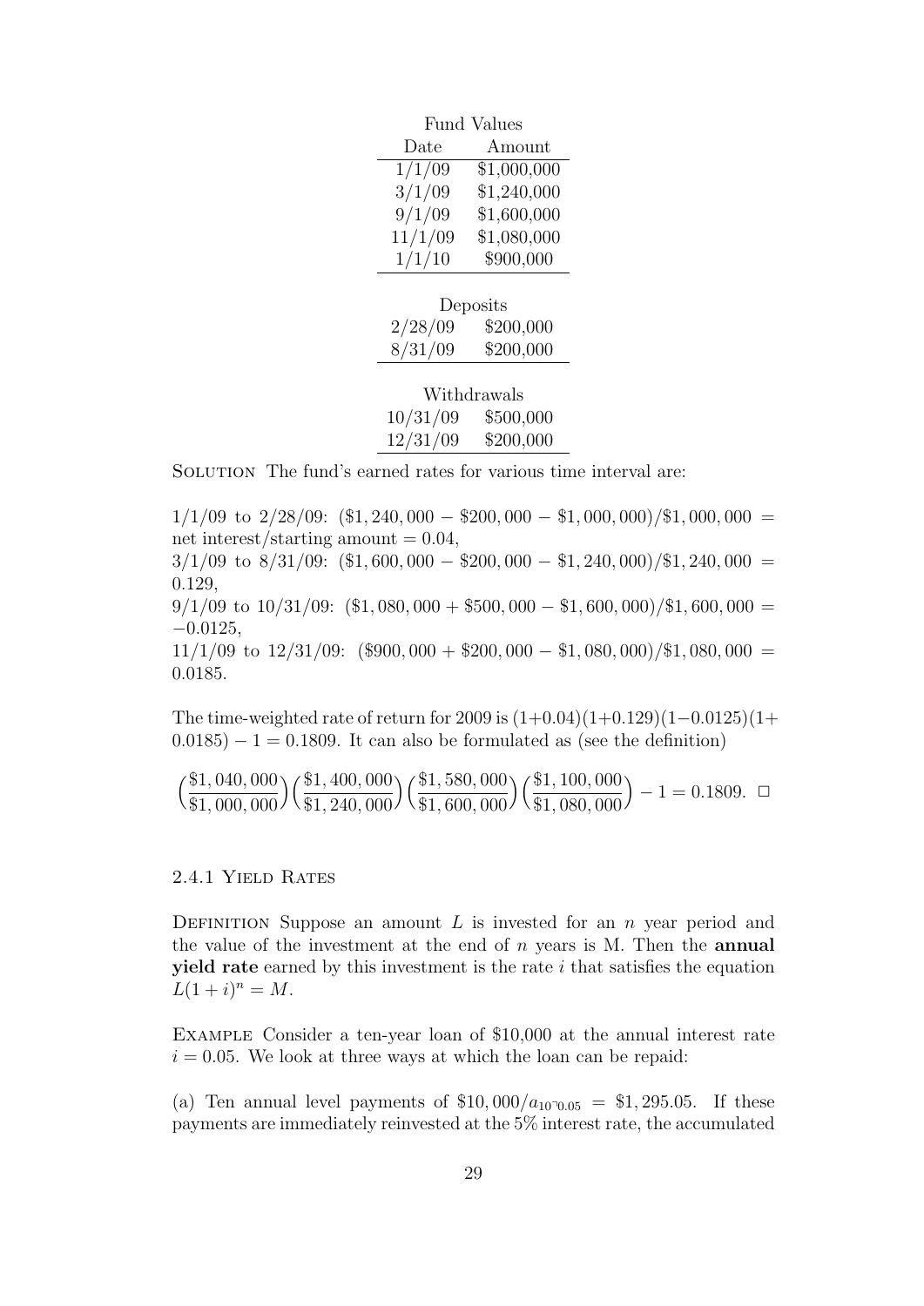| Fund Values | |
|---|---|
| Date | Amount |
| 1/1/09 | \$1,000,000 |
| 3/1/09 | \$1,240,000 |
| 9/1/09 | \$1,600,000 |
| 11/1/09 | \$1,080,000 |
| 1/1/10 | \$900,000 |

| Deposits | |
|---|---|
| 2/28/09 | \$200,000 |
| 8/31/09 | \$200,000 |

| Withdrawals | |
|---|---|
| 10/31/09 | \$500,000 |
| 12/31/09 | \$200,000 |

SOLUTION The fund's earned rates for various time interval are:

1/1/09 to 2/28/09: $(\$1,240,000 - \$200,000 - \$1,000,000)/\$1,000,000 =$ net interest/starting amount $= 0.04$,
3/1/09 to 8/31/09: $(\$1,600,000 - \$200,000 - \$1,240,000)/\$1,240,000 = 0.129$,
9/1/09 to 10/31/09: $(\$1,080,000 + \$500,000 - \$1,600,000)/\$1,600,000 = -0.0125$,
11/1/09 to 12/31/09: $(\$900,000 + \$200,000 - \$1,080,000)/\$1,080,000 = 0.0185$.

The time-weighted rate of return for 2009 is $(1+0.04)(1+0.129)(1-0.0125)(1+0.0185) - 1 = 0.1809$. It can also be formulated as (see the definition)

$$\Big(\frac{\$1,040,000}{\$1,000,000}\Big)\Big(\frac{\$1,400,000}{\$1,240,000}\Big)\Big(\frac{\$1,580,000}{\$1,600,000}\Big)\Big(\frac{\$1,100,000}{\$1,080,000}\Big) - 1 = 0.1809. \ \Box$$

### 2.4.1 Yield Rates

DEFINITION Suppose an amount $L$ is invested for an $n$ year period and the value of the investment at the end of $n$ years is M. Then the **annual yield rate** earned by this investment is the rate $i$ that satisfies the equation $L(1+i)^n = M$.

EXAMPLE Consider a ten-year loan of \$10,000 at the annual interest rate $i = 0.05$. We look at three ways at which the loan can be repaid:

(a) Ten annual level payments of $\$10,000/a_{\overline{10}|0.05} = \$1,295.05$. If these payments are immediately reinvested at the 5% interest rate, the accumulated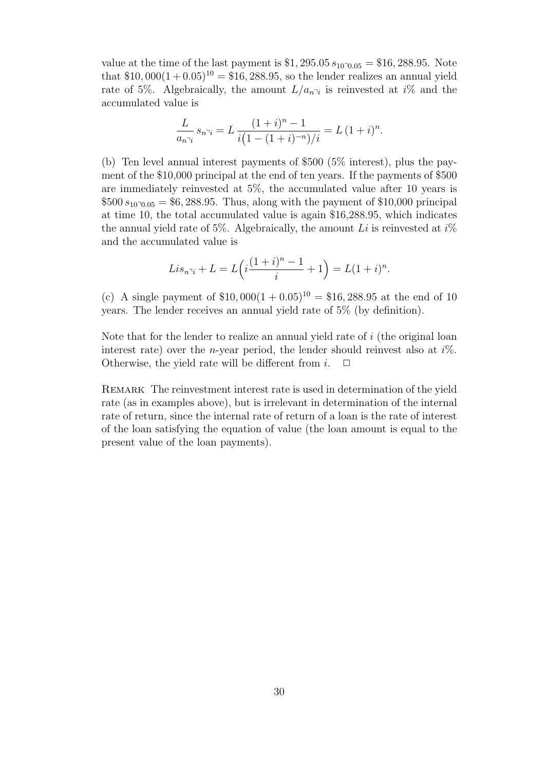value at the time of the last payment is $\$1,295.05\, s_{\overline{10}|0.05} = \$16,288.95$. Note that $\$10,000(1+0.05)^{10} = \$16,288.95$, so the lender realizes an annual yield rate of 5%. Algebraically, the amount $L/a_{\overline{n}|i}$ is reinvested at $i$% and the accumulated value is

$$\frac{L}{a_{\overline{n}|i}}\, s_{\overline{n}|i} = L\, \frac{(1+i)^n - 1}{i\big(1-(1+i)^{-n}\big)/i} = L\,(1+i)^n.$$

(b) Ten level annual interest payments of \$500 (5% interest), plus the payment of the \$10,000 principal at the end of ten years. If the payments of \$500 are immediately reinvested at 5%, the accumulated value after 10 years is $\$500\, s_{\overline{10}|0.05} = \$6,288.95$. Thus, along with the payment of \$10,000 principal at time 10, the total accumulated value is again \$16,288.95, which indicates the annual yield rate of 5%. Algebraically, the amount $Li$ is reinvested at $i$% and the accumulated value is

$$Lis_{\overline{n}|i} + L = L\Big(i\frac{(1+i)^n - 1}{i} + 1\Big) = L(1+i)^n.$$

(c) A single payment of $\$10,000(1+0.05)^{10} = \$16,288.95$ at the end of 10 years. The lender receives an annual yield rate of 5% (by definition).

Note that for the lender to realize an annual yield rate of $i$ (the original loan interest rate) over the $n$-year period, the lender should reinvest also at $i$%. Otherwise, the yield rate will be different from $i$. □

REMARK The reinvestment interest rate is used in determination of the yield rate (as in examples above), but is irrelevant in determination of the internal rate of return, since the internal rate of return of a loan is the rate of interest of the loan satisfying the equation of value (the loan amount is equal to the present value of the loan payments).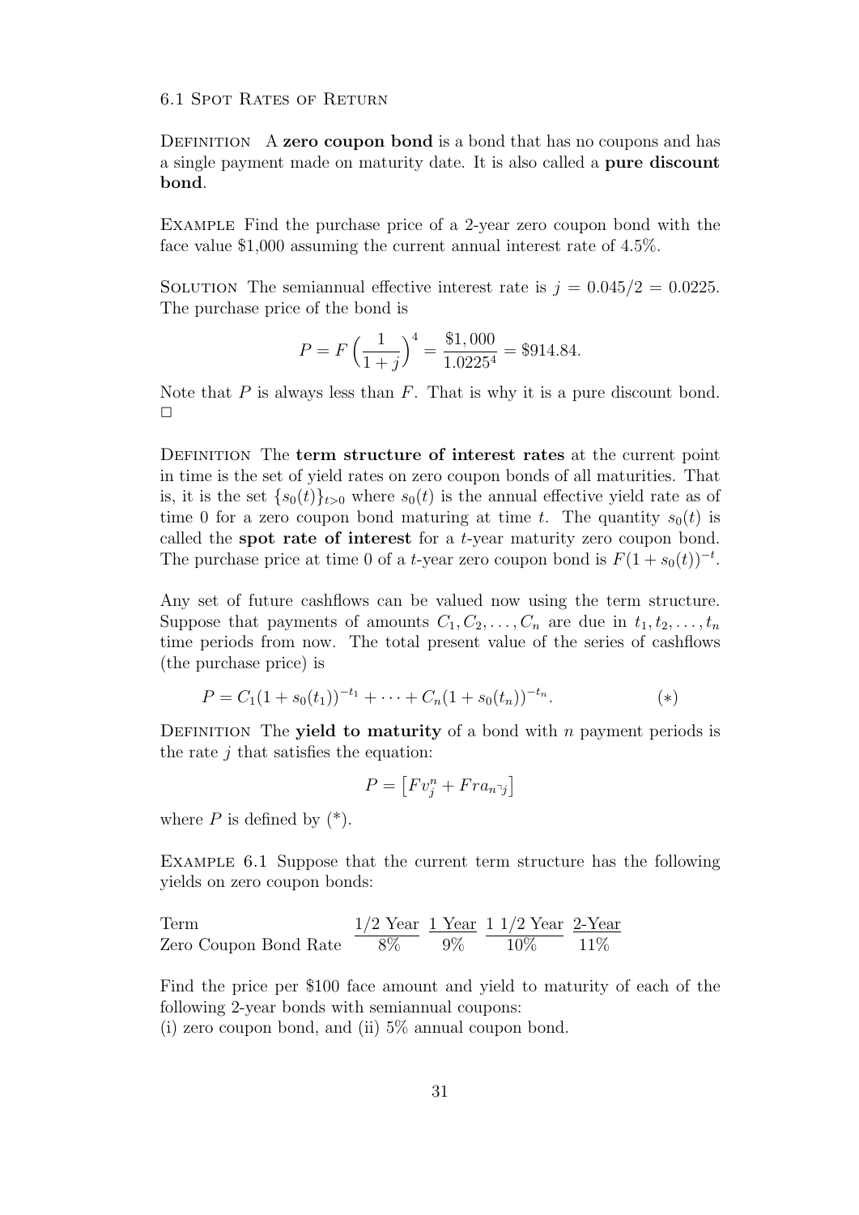### 6.1 Spot Rates of Return

Definition A **zero coupon bond** is a bond that has no coupons and has a single payment made on maturity date. It is also called a **pure discount bond**.

Example Find the purchase price of a 2-year zero coupon bond with the face value \$1,000 assuming the current annual interest rate of 4.5%.

Solution The semiannual effective interest rate is $j = 0.045/2 = 0.0225$. The purchase price of the bond is

$$P = F\left(\frac{1}{1+j}\right)^4 = \frac{\$1,000}{1.0225^4} = \$914.84.$$

Note that $P$ is always less than $F$. That is why it is a pure discount bond. □

Definition The **term structure of interest rates** at the current point in time is the set of yield rates on zero coupon bonds of all maturities. That is, it is the set $\{s_0(t)\}_{t>0}$ where $s_0(t)$ is the annual effective yield rate as of time 0 for a zero coupon bond maturing at time $t$. The quantity $s_0(t)$ is called the **spot rate of interest** for a $t$-year maturity zero coupon bond. The purchase price at time 0 of a $t$-year zero coupon bond is $F(1 + s_0(t))^{-t}$.

Any set of future cashflows can be valued now using the term structure. Suppose that payments of amounts $C_1, C_2, \ldots, C_n$ are due in $t_1, t_2, \ldots, t_n$ time periods from now. The total present value of the series of cashflows (the purchase price) is

$$P = C_1(1 + s_0(t_1))^{-t_1} + \cdots + C_n(1 + s_0(t_n))^{-t_n}. \qquad (*)$$

Definition The **yield to maturity** of a bond with $n$ payment periods is the rate $j$ that satisfies the equation:

$$P = \left[Fv_j^n + Fra_{\overline{n}|j}\right]$$

where $P$ is defined by (*).

Example 6.1 Suppose that the current term structure has the following yields on zero coupon bonds:

| Term | 1/2 Year | 1 Year | 1 1/2 Year | 2-Year |
|---|---|---|---|---|
| Zero Coupon Bond Rate | 8% | 9% | 10% | 11% |

Find the price per \$100 face amount and yield to maturity of each of the following 2-year bonds with semiannual coupons:
(i) zero coupon bond, and (ii) 5% annual coupon bond.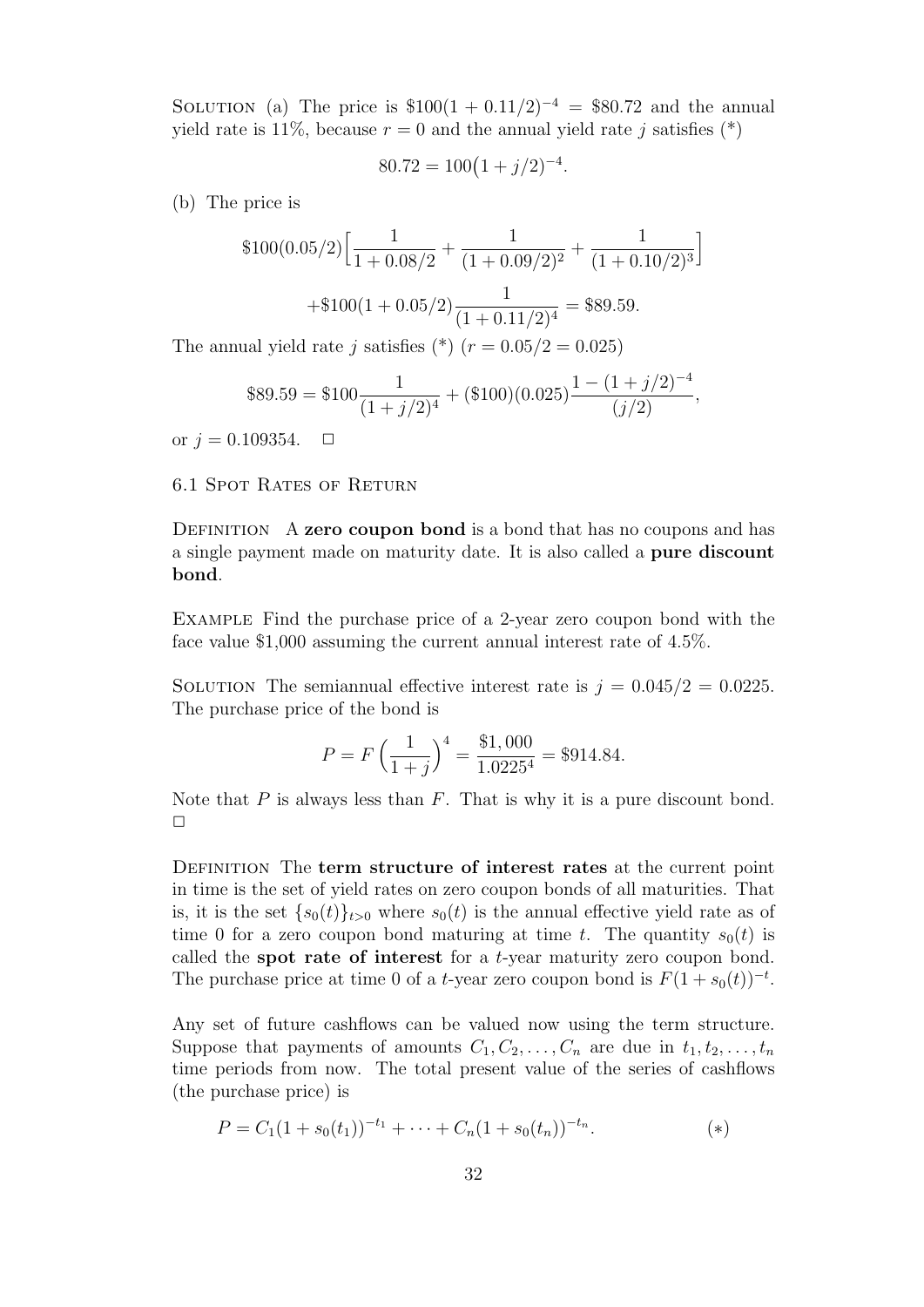SOLUTION (a) The price is $\$100(1 + 0.11/2)^{-4} = \$80.72$ and the annual yield rate is 11%, because $r = 0$ and the annual yield rate $j$ satisfies (*)

$$80.72 = 100\big(1 + j/2\big)^{-4}.$$

(b) The price is

$$\$100(0.05/2)\Big[\frac{1}{1 + 0.08/2} + \frac{1}{(1 + 0.09/2)^2} + \frac{1}{(1 + 0.10/2)^3}\Big]$$

$$+\$100(1 + 0.05/2)\frac{1}{(1 + 0.11/2)^4} = \$89.59.$$

The annual yield rate $j$ satisfies (*) ($r = 0.05/2 = 0.025$)

$$\$89.59 = \$100\frac{1}{(1 + j/2)^4} + (\$100)(0.025)\frac{1 - (1 + j/2)^{-4}}{(j/2)},$$

or $j = 0.109354$. □

## 6.1 SPOT RATES OF RETURN

DEFINITION A **zero coupon bond** is a bond that has no coupons and has a single payment made on maturity date. It is also called a **pure discount bond**.

EXAMPLE Find the purchase price of a 2-year zero coupon bond with the face value \$1,000 assuming the current annual interest rate of 4.5%.

SOLUTION The semiannual effective interest rate is $j = 0.045/2 = 0.0225$. The purchase price of the bond is

$$P = F\left(\frac{1}{1 + j}\right)^4 = \frac{\$1,000}{1.0225^4} = \$914.84.$$

Note that $P$ is always less than $F$. That is why it is a pure discount bond. □

DEFINITION The **term structure of interest rates** at the current point in time is the set of yield rates on zero coupon bonds of all maturities. That is, it is the set $\{s_0(t)\}_{t>0}$ where $s_0(t)$ is the annual effective yield rate as of time 0 for a zero coupon bond maturing at time $t$. The quantity $s_0(t)$ is called the **spot rate of interest** for a $t$-year maturity zero coupon bond. The purchase price at time 0 of a $t$-year zero coupon bond is $F(1 + s_0(t))^{-t}$.

Any set of future cashflows can be valued now using the term structure. Suppose that payments of amounts $C_1, C_2, \ldots, C_n$ are due in $t_1, t_2, \ldots, t_n$ time periods from now. The total present value of the series of cashflows (the purchase price) is

$$P = C_1(1 + s_0(t_1))^{-t_1} + \cdots + C_n(1 + s_0(t_n))^{-t_n}. \qquad (*)$$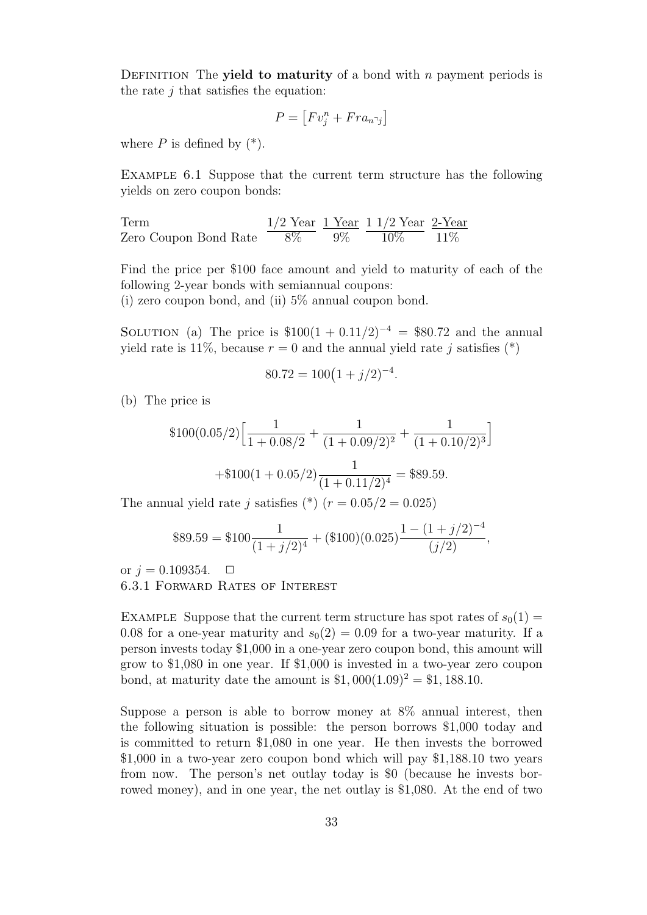DEFINITION The **yield to maturity** of a bond with $n$ payment periods is the rate $j$ that satisfies the equation:

$$P = \left[ Fv_j^n + Fra_{\overline{n}|j} \right]$$

where $P$ is defined by (*).

EXAMPLE 6.1 Suppose that the current term structure has the following yields on zero coupon bonds:

| Term | 1/2 Year | 1 Year | 1 1/2 Year | 2-Year |
|---|---|---|---|---|
| Zero Coupon Bond Rate | 8% | 9% | 10% | 11% |

Find the price per \$100 face amount and yield to maturity of each of the following 2-year bonds with semiannual coupons:
(i) zero coupon bond, and (ii) 5% annual coupon bond.

SOLUTION (a) The price is $\$100(1 + 0.11/2)^{-4} = \$80.72$ and the annual yield rate is 11%, because $r = 0$ and the annual yield rate $j$ satisfies (*)

$$80.72 = 100\big(1 + j/2\big)^{-4}.$$

(b) The price is

$$\$100(0.05/2)\Big[\frac{1}{1+0.08/2} + \frac{1}{(1+0.09/2)^2} + \frac{1}{(1+0.10/2)^3}\Big]$$

$$+\$100(1+0.05/2)\frac{1}{(1+0.11/2)^4} = \$89.59.$$

The annual yield rate $j$ satisfies (*) ($r = 0.05/2 = 0.025$)

$$\$89.59 = \$100\frac{1}{(1+j/2)^4} + (\$100)(0.025)\frac{1-(1+j/2)^{-4}}{(j/2)},$$

or $j = 0.109354$. □

6.3.1 FORWARD RATES OF INTEREST

EXAMPLE Suppose that the current term structure has spot rates of $s_0(1) = 0.08$ for a one-year maturity and $s_0(2) = 0.09$ for a two-year maturity. If a person invests today \$1,000 in a one-year zero coupon bond, this amount will grow to \$1,080 in one year. If \$1,000 is invested in a two-year zero coupon bond, at maturity date the amount is $\$1,000(1.09)^2 = \$1,188.10$.

Suppose a person is able to borrow money at 8% annual interest, then the following situation is possible: the person borrows \$1,000 today and is committed to return \$1,080 in one year. He then invests the borrowed \$1,000 in a two-year zero coupon bond which will pay \$1,188.10 two years from now. The person's net outlay today is \$0 (because he invests borrowed money), and in one year, the net outlay is \$1,080. At the end of two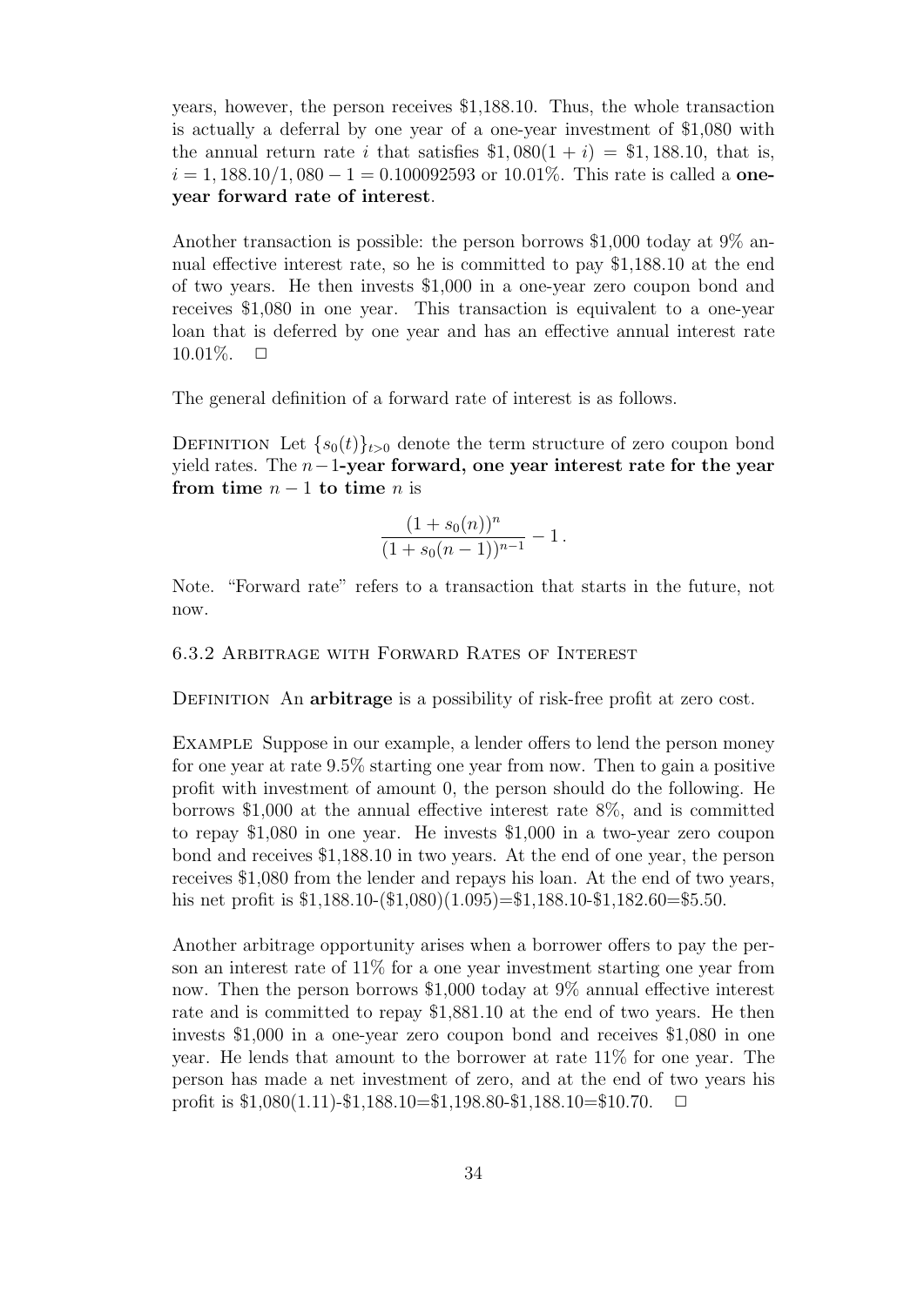years, however, the person receives \$1,188.10. Thus, the whole transaction is actually a deferral by one year of a one-year investment of \$1,080 with the annual return rate $i$ that satisfies $\$1,080(1+i) = \$1,188.10$, that is, $i = 1,188.10/1,080 - 1 = 0.100092593$ or 10.01%. This rate is called a **one-year forward rate of interest**.

Another transaction is possible: the person borrows \$1,000 today at 9% annual effective interest rate, so he is committed to pay \$1,188.10 at the end of two years. He then invests \$1,000 in a one-year zero coupon bond and receives \$1,080 in one year. This transaction is equivalent to a one-year loan that is deferred by one year and has an effective annual interest rate 10.01%. $\square$

The general definition of a forward rate of interest is as follows.

Definition Let $\{s_0(t)\}_{t>0}$ denote the term structure of zero coupon bond yield rates. The $n-1$**-year forward, one year interest rate for the year from time** $n-1$ **to time** $n$ is

$$\frac{(1+s_0(n))^n}{(1+s_0(n-1))^{n-1}} - 1\,.$$

Note. "Forward rate" refers to a transaction that starts in the future, not now.

### 6.3.2 Arbitrage with Forward Rates of Interest

Definition An **arbitrage** is a possibility of risk-free profit at zero cost.

Example Suppose in our example, a lender offers to lend the person money for one year at rate 9.5% starting one year from now. Then to gain a positive profit with investment of amount 0, the person should do the following. He borrows \$1,000 at the annual effective interest rate 8%, and is committed to repay \$1,080 in one year. He invests \$1,000 in a two-year zero coupon bond and receives \$1,188.10 in two years. At the end of one year, the person receives \$1,080 from the lender and repays his loan. At the end of two years, his net profit is \$1,188.10-(\$1,080)(1.095)=\$1,188.10-\$1,182.60=\$5.50.

Another arbitrage opportunity arises when a borrower offers to pay the person an interest rate of 11% for a one year investment starting one year from now. Then the person borrows \$1,000 today at 9% annual effective interest rate and is committed to repay \$1,881.10 at the end of two years. He then invests \$1,000 in a one-year zero coupon bond and receives \$1,080 in one year. He lends that amount to the borrower at rate 11% for one year. The person has made a net investment of zero, and at the end of two years his profit is \$1,080(1.11)-\$1,188.10=\$1,198.80-\$1,188.10=\$10.70. $\square$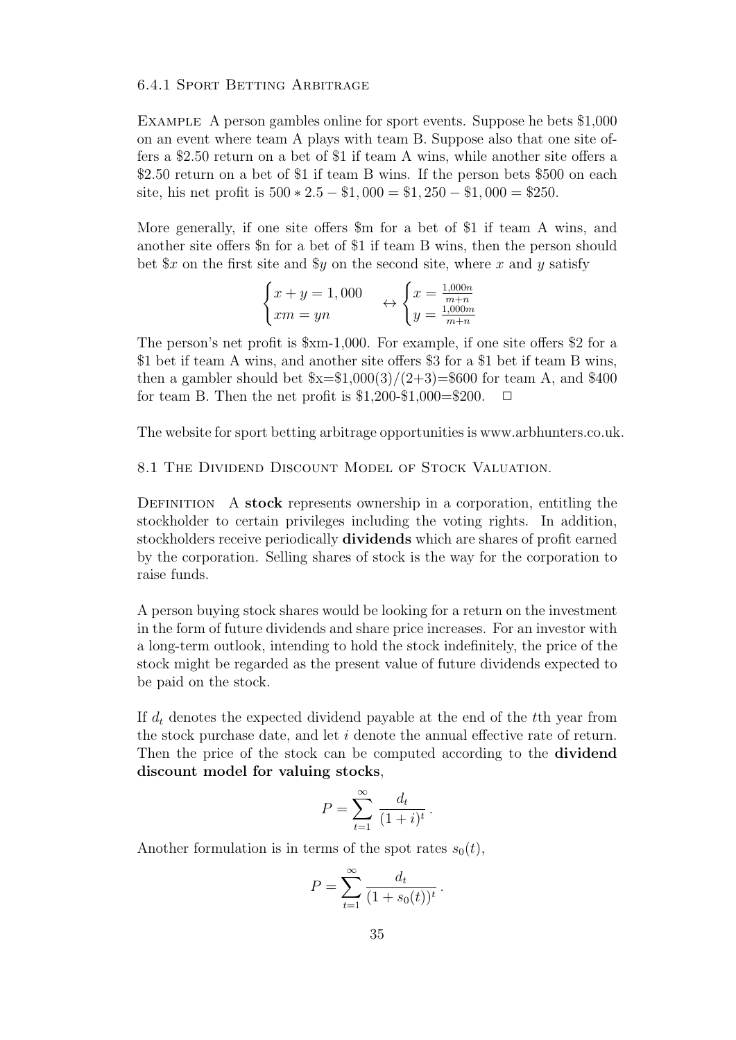### 6.4.1 Sport Betting Arbitrage

Example A person gambles online for sport events. Suppose he bets \$1,000 on an event where team A plays with team B. Suppose also that one site offers a \$2.50 return on a bet of \$1 if team A wins, while another site offers a \$2.50 return on a bet of \$1 if team B wins. If the person bets \$500 on each site, his net profit is $500 * 2.5 - \$1,000 = \$1,250 - \$1,000 = \$250$.

More generally, if one site offers \$m for a bet of \$1 if team A wins, and another site offers \$n for a bet of \$1 if team B wins, then the person should bet \$$x$ on the first site and \$$y$ on the second site, where $x$ and $y$ satisfy

$$\begin{cases} x + y = 1,000 \\ xm = yn \end{cases} \leftrightarrow \begin{cases} x = \frac{1,000n}{m+n} \\ y = \frac{1,000m}{m+n} \end{cases}$$

The person's net profit is \$xm-1,000. For example, if one site offers \$2 for a \$1 bet if team A wins, and another site offers \$3 for a \$1 bet if team B wins, then a gambler should bet \$x=\$1,000(3)/(2+3)=\$600 for team A, and \$400 for team B. Then the net profit is \$1,200-\$1,000=\$200. □

The website for sport betting arbitrage opportunities is www.arbhunters.co.uk.

## 8.1 The Dividend Discount Model of Stock Valuation.

Definition A **stock** represents ownership in a corporation, entitling the stockholder to certain privileges including the voting rights. In addition, stockholders receive periodically **dividends** which are shares of profit earned by the corporation. Selling shares of stock is the way for the corporation to raise funds.

A person buying stock shares would be looking for a return on the investment in the form of future dividends and share price increases. For an investor with a long-term outlook, intending to hold the stock indefinitely, the price of the stock might be regarded as the present value of future dividends expected to be paid on the stock.

If $d_t$ denotes the expected dividend payable at the end of the $t$th year from the stock purchase date, and let $i$ denote the annual effective rate of return. Then the price of the stock can be computed according to the **dividend discount model for valuing stocks**,

$$P = \sum_{t=1}^{\infty} \frac{d_t}{(1+i)^t}.$$

Another formulation is in terms of the spot rates $s_0(t)$,

$$P = \sum_{t=1}^{\infty} \frac{d_t}{(1+s_0(t))^t}.$$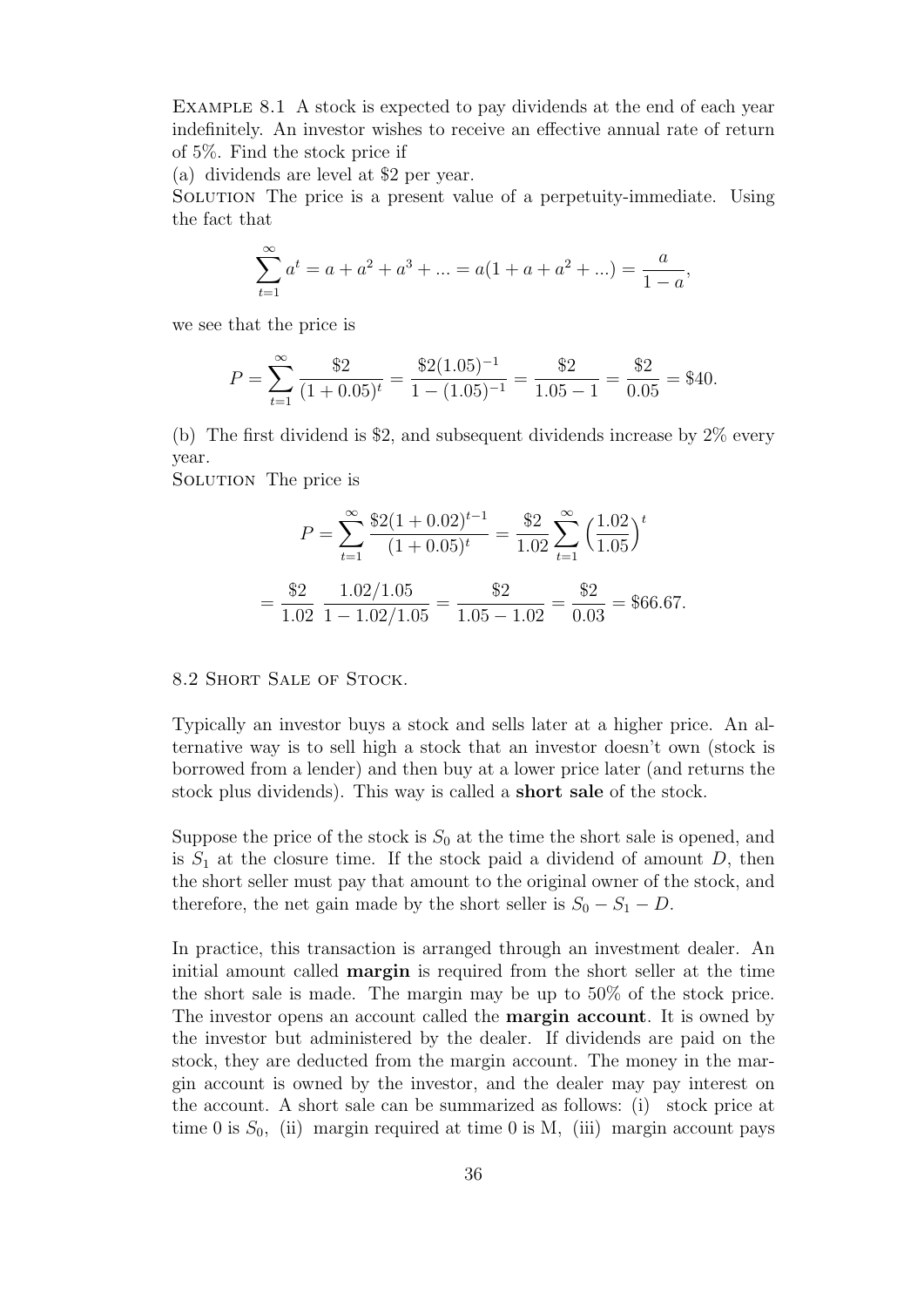Example 8.1 A stock is expected to pay dividends at the end of each year indefinitely. An investor wishes to receive an effective annual rate of return of 5%. Find the stock price if

(a) dividends are level at \$2 per year.

Solution The price is a present value of a perpetuity-immediate. Using the fact that

$$\sum_{t=1}^{\infty} a^t = a + a^2 + a^3 + ... = a(1 + a + a^2 + ...) = \frac{a}{1-a},$$

we see that the price is

$$P = \sum_{t=1}^{\infty} \frac{\$2}{(1+0.05)^t} = \frac{\$2(1.05)^{-1}}{1-(1.05)^{-1}} = \frac{\$2}{1.05-1} = \frac{\$2}{0.05} = \$40.$$

(b) The first dividend is \$2, and subsequent dividends increase by 2% every year.

Solution The price is

$$P = \sum_{t=1}^{\infty} \frac{\$2(1+0.02)^{t-1}}{(1+0.05)^t} = \frac{\$2}{1.02} \sum_{t=1}^{\infty} \Big(\frac{1.02}{1.05}\Big)^t$$

$$= \frac{\$2}{1.02} \, \frac{1.02/1.05}{1-1.02/1.05} = \frac{\$2}{1.05-1.02} = \frac{\$2}{0.03} = \$66.67.$$

## 8.2 Short Sale of Stock.

Typically an investor buys a stock and sells later at a higher price. An alternative way is to sell high a stock that an investor doesn't own (stock is borrowed from a lender) and then buy at a lower price later (and returns the stock plus dividends). This way is called a **short sale** of the stock.

Suppose the price of the stock is $S_0$ at the time the short sale is opened, and is $S_1$ at the closure time. If the stock paid a dividend of amount $D$, then the short seller must pay that amount to the original owner of the stock, and therefore, the net gain made by the short seller is $S_0 - S_1 - D$.

In practice, this transaction is arranged through an investment dealer. An initial amount called **margin** is required from the short seller at the time the short sale is made. The margin may be up to 50% of the stock price. The investor opens an account called the **margin account**. It is owned by the investor but administered by the dealer. If dividends are paid on the stock, they are deducted from the margin account. The money in the margin account is owned by the investor, and the dealer may pay interest on the account. A short sale can be summarized as follows: (i) stock price at time 0 is $S_0$, (ii) margin required at time 0 is M, (iii) margin account pays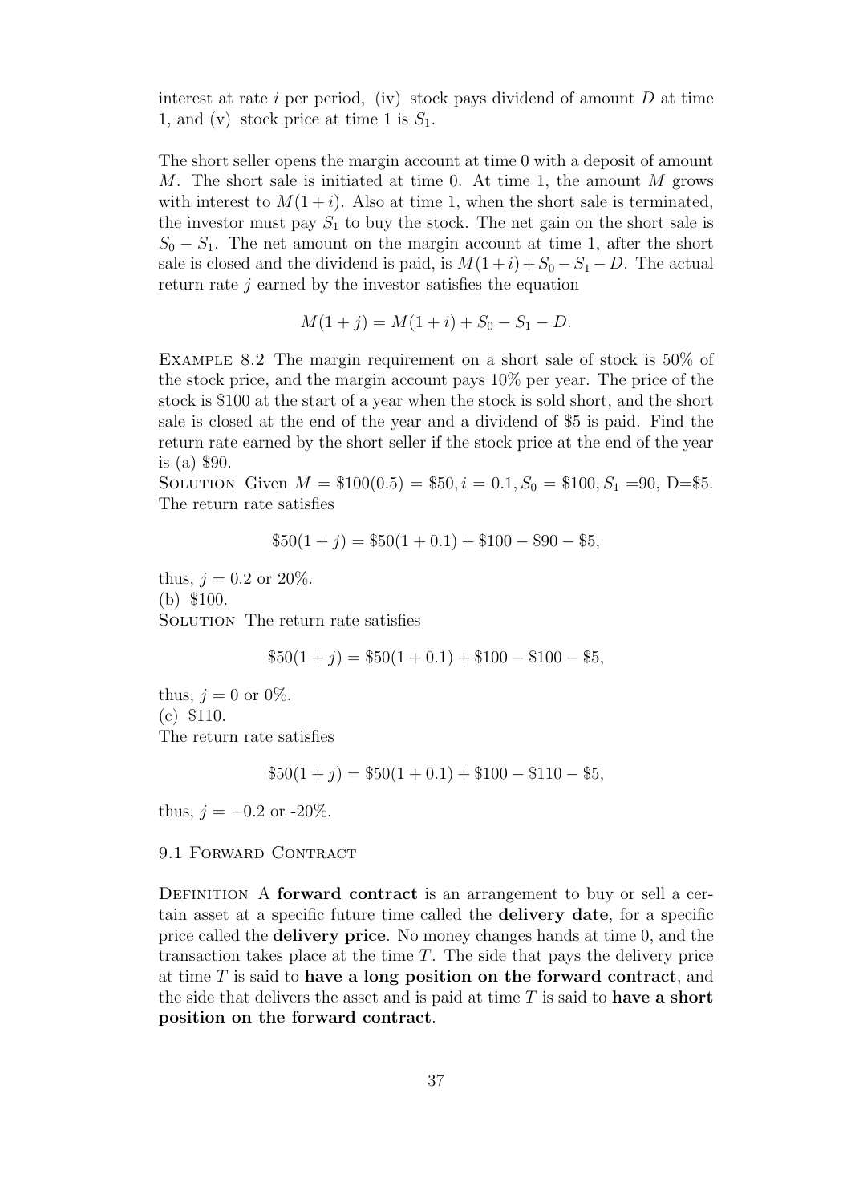interest at rate $i$ per period, (iv) stock pays dividend of amount $D$ at time 1, and (v) stock price at time 1 is $S_1$.

The short seller opens the margin account at time 0 with a deposit of amount $M$. The short sale is initiated at time 0. At time 1, the amount $M$ grows with interest to $M(1+i)$. Also at time 1, when the short sale is terminated, the investor must pay $S_1$ to buy the stock. The net gain on the short sale is $S_0 - S_1$. The net amount on the margin account at time 1, after the short sale is closed and the dividend is paid, is $M(1+i)+S_0-S_1-D$. The actual return rate $j$ earned by the investor satisfies the equation

$$M(1+j) = M(1+i) + S_0 - S_1 - D.$$

EXAMPLE 8.2 The margin requirement on a short sale of stock is 50% of the stock price, and the margin account pays 10% per year. The price of the stock is \$100 at the start of a year when the stock is sold short, and the short sale is closed at the end of the year and a dividend of \$5 is paid. Find the return rate earned by the short seller if the stock price at the end of the year is (a) \$90.

SOLUTION Given $M = \$100(0.5) = \$50, i = 0.1, S_0 = \$100, S_1 = 90$, D=\$5. The return rate satisfies

$$\$50(1+j) = \$50(1+0.1) + \$100 - \$90 - \$5,$$

thus, $j = 0.2$ or 20%.

(b) \$100.

SOLUTION The return rate satisfies

$$\$50(1+j) = \$50(1+0.1) + \$100 - \$100 - \$5,$$

thus, $j = 0$ or 0%.

(c) \$110.

The return rate satisfies

$$\$50(1+j) = \$50(1+0.1) + \$100 - \$110 - \$5,$$

thus, $j = -0.2$ or -20%.

## 9.1 FORWARD CONTRACT

DEFINITION A **forward contract** is an arrangement to buy or sell a certain asset at a specific future time called the **delivery date**, for a specific price called the **delivery price**. No money changes hands at time 0, and the transaction takes place at the time $T$. The side that pays the delivery price at time $T$ is said to **have a long position on the forward contract**, and the side that delivers the asset and is paid at time $T$ is said to **have a short position on the forward contract**.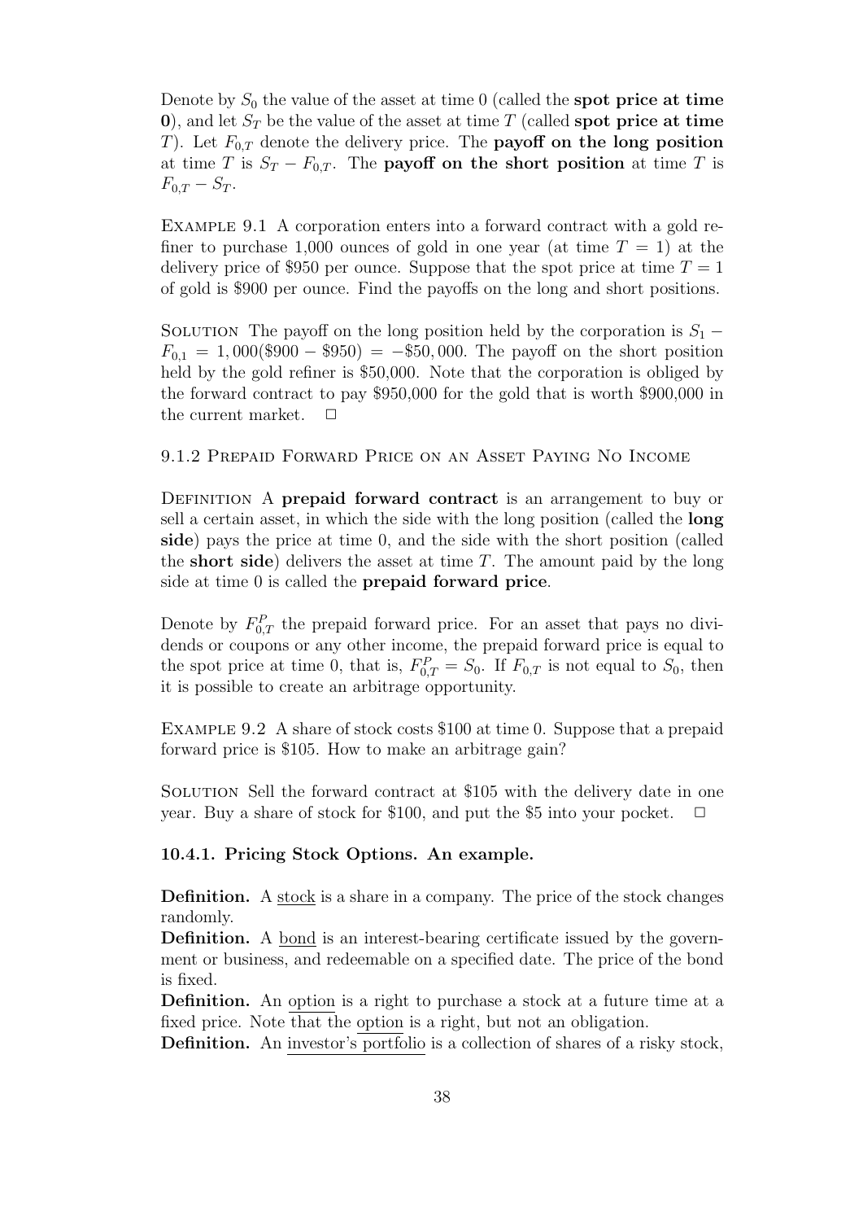Denote by $S_0$ the value of the asset at time 0 (called the **spot price at time 0**), and let $S_T$ be the value of the asset at time $T$ (called **spot price at time** $T$). Let $F_{0,T}$ denote the delivery price. The **payoff on the long position** at time $T$ is $S_T - F_{0,T}$. The **payoff on the short position** at time $T$ is $F_{0,T} - S_T$.

Example 9.1 A corporation enters into a forward contract with a gold refiner to purchase 1,000 ounces of gold in one year (at time $T = 1$) at the delivery price of \$950 per ounce. Suppose that the spot price at time $T = 1$ of gold is \$900 per ounce. Find the payoffs on the long and short positions.

Solution The payoff on the long position held by the corporation is $S_1 - F_{0,1} = 1,000(\$900 - \$950) = -\$50,000$. The payoff on the short position held by the gold refiner is \$50,000. Note that the corporation is obliged by the forward contract to pay \$950,000 for the gold that is worth \$900,000 in the current market. □

### 9.1.2 Prepaid Forward Price on an Asset Paying No Income

Definition A **prepaid forward contract** is an arrangement to buy or sell a certain asset, in which the side with the long position (called the **long side**) pays the price at time 0, and the side with the short position (called the **short side**) delivers the asset at time $T$. The amount paid by the long side at time 0 is called the **prepaid forward price**.

Denote by $F^P_{0,T}$ the prepaid forward price. For an asset that pays no dividends or coupons or any other income, the prepaid forward price is equal to the spot price at time 0, that is, $F^P_{0,T} = S_0$. If $F_{0,T}$ is not equal to $S_0$, then it is possible to create an arbitrage opportunity.

Example 9.2 A share of stock costs \$100 at time 0. Suppose that a prepaid forward price is \$105. How to make an arbitrage gain?

Solution Sell the forward contract at \$105 with the delivery date in one year. Buy a share of stock for \$100, and put the \$5 into your pocket. □

### 10.4.1. Pricing Stock Options. An example.

**Definition.** A stock is a share in a company. The price of the stock changes randomly.

**Definition.** A bond is an interest-bearing certificate issued by the government or business, and redeemable on a specified date. The price of the bond is fixed.

**Definition.** An option is a right to purchase a stock at a future time at a fixed price. Note that the option is a right, but not an obligation.

**Definition.** An investor's portfolio is a collection of shares of a risky stock,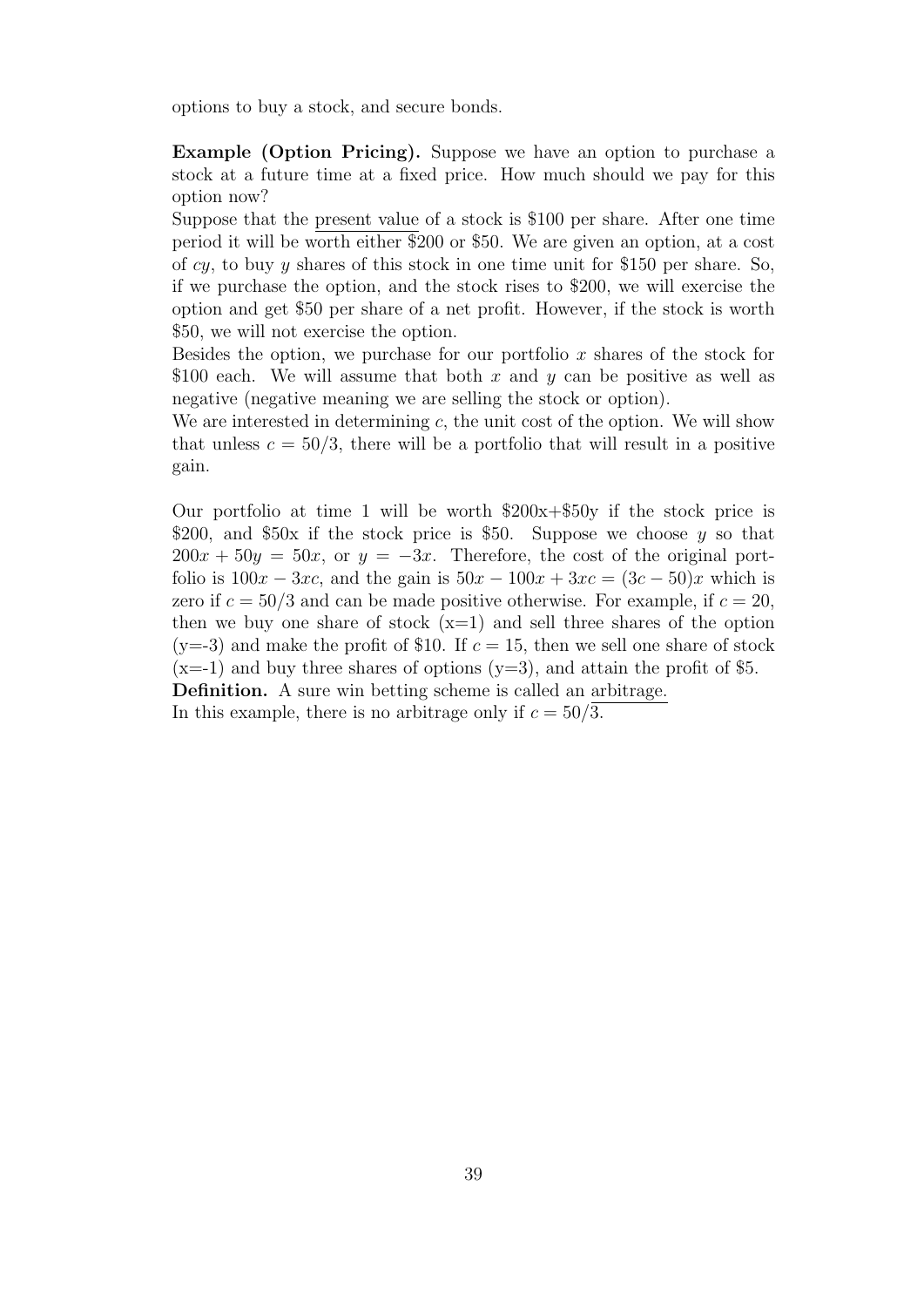options to buy a stock, and secure bonds.

**Example (Option Pricing).** Suppose we have an option to purchase a stock at a future time at a fixed price. How much should we pay for this option now?

Suppose that the present value of a stock is \$100 per share. After one time period it will be worth either \$200 or \$50. We are given an option, at a cost of $cy$, to buy $y$ shares of this stock in one time unit for \$150 per share. So, if we purchase the option, and the stock rises to \$200, we will exercise the option and get \$50 per share of a net profit. However, if the stock is worth \$50, we will not exercise the option.

Besides the option, we purchase for our portfolio $x$ shares of the stock for \$100 each. We will assume that both $x$ and $y$ can be positive as well as negative (negative meaning we are selling the stock or option).

We are interested in determining $c$, the unit cost of the option. We will show that unless $c = 50/3$, there will be a portfolio that will result in a positive gain.

Our portfolio at time 1 will be worth \$200x+\$50y if the stock price is \$200, and \$50x if the stock price is \$50. Suppose we choose $y$ so that $200x + 50y = 50x$, or $y = -3x$. Therefore, the cost of the original portfolio is $100x - 3xc$, and the gain is $50x - 100x + 3xc = (3c - 50)x$ which is zero if $c = 50/3$ and can be made positive otherwise. For example, if $c = 20$, then we buy one share of stock (x=1) and sell three shares of the option (y=-3) and make the profit of \$10. If $c = 15$, then we sell one share of stock (x=-1) and buy three shares of options (y=3), and attain the profit of \$5.

**Definition.** A sure win betting scheme is called an arbitrage.

In this example, there is no arbitrage only if $c = 50/3$.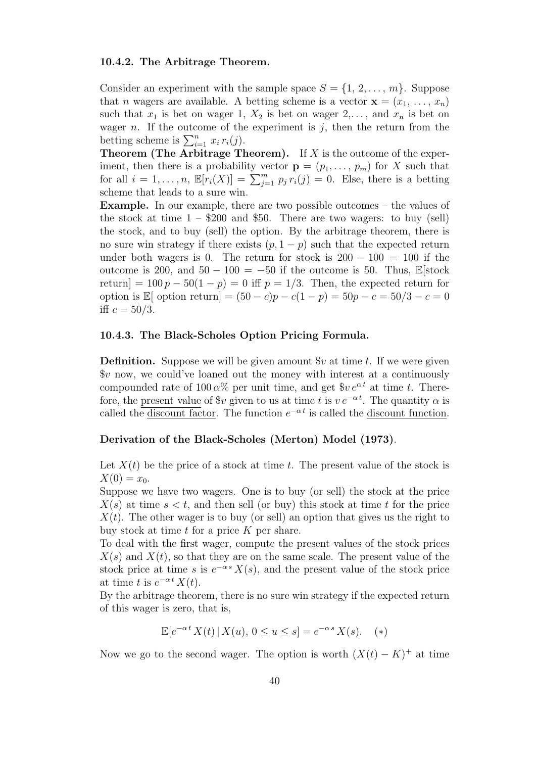### 10.4.2. The Arbitrage Theorem.

Consider an experiment with the sample space $S = \{1, 2, \ldots, m\}$. Suppose that $n$ wagers are available. A betting scheme is a vector $\mathbf{x} = (x_1, \ldots, x_n)$ such that $x_1$ is bet on wager 1, $X_2$ is bet on wager 2,..., and $x_n$ is bet on wager $n$. If the outcome of the experiment is $j$, then the return from the betting scheme is $\sum_{i=1}^{n} x_i \, r_i(j)$.

**Theorem (The Arbitrage Theorem).** If $X$ is the outcome of the experiment, then there is a probability vector $\mathbf{p} = (p_1, \ldots, p_m)$ for $X$ such that for all $i = 1, \ldots, n$, $\mathbb{E}[r_i(X)] = \sum_{j=1}^{m} p_j \, r_i(j) = 0$. Else, there is a betting scheme that leads to a sure win.

**Example.** In our example, there are two possible outcomes – the values of the stock at time 1 – \$200 and \$50. There are two wagers: to buy (sell) the stock, and to buy (sell) the option. By the arbitrage theorem, there is no sure win strategy if there exists $(p, 1-p)$ such that the expected return under both wagers is 0. The return for stock is $200 - 100 = 100$ if the outcome is 200, and $50 - 100 = -50$ if the outcome is 50. Thus, $\mathbb{E}[\text{stock return}] = 100\,p - 50(1-p) = 0$ iff $p = 1/3$. Then, the expected return for option is $\mathbb{E}[\text{ option return}] = (50-c)p - c(1-p) = 50p - c = 50/3 - c = 0$ iff $c = 50/3$.

### 10.4.3. The Black-Scholes Option Pricing Formula.

**Definition.** Suppose we will be given amount \$$v$ at time $t$. If we were given \$$v$ now, we could've loaned out the money with interest at a continuously compounded rate of $100\,\alpha\%$ per unit time, and get \$$v\,e^{\alpha t}$ at time $t$. Therefore, the <u>present value</u> of \$$v$ given to us at time $t$ is $v\,e^{-\alpha t}$. The quantity $\alpha$ is called the <u>discount factor</u>. The function $e^{-\alpha t}$ is called the <u>discount function</u>.

**Derivation of the Black-Scholes (Merton) Model (1973).**

Let $X(t)$ be the price of a stock at time $t$. The present value of the stock is $X(0) = x_0$.

Suppose we have two wagers. One is to buy (or sell) the stock at the price $X(s)$ at time $s < t$, and then sell (or buy) this stock at time $t$ for the price $X(t)$. The other wager is to buy (or sell) an option that gives us the right to buy stock at time $t$ for a price $K$ per share.

To deal with the first wager, compute the present values of the stock prices $X(s)$ and $X(t)$, so that they are on the same scale. The present value of the stock price at time $s$ is $e^{-\alpha s} X(s)$, and the present value of the stock price at time $t$ is $e^{-\alpha t} X(t)$.

By the arbitrage theorem, there is no sure win strategy if the expected return of this wager is zero, that is,

$$\mathbb{E}[e^{-\alpha t} X(t) \,|\, X(u),\, 0 \le u \le s] = e^{-\alpha s} X(s). \quad (*)$$

Now we go to the second wager. The option is worth $(X(t) - K)^+$ at time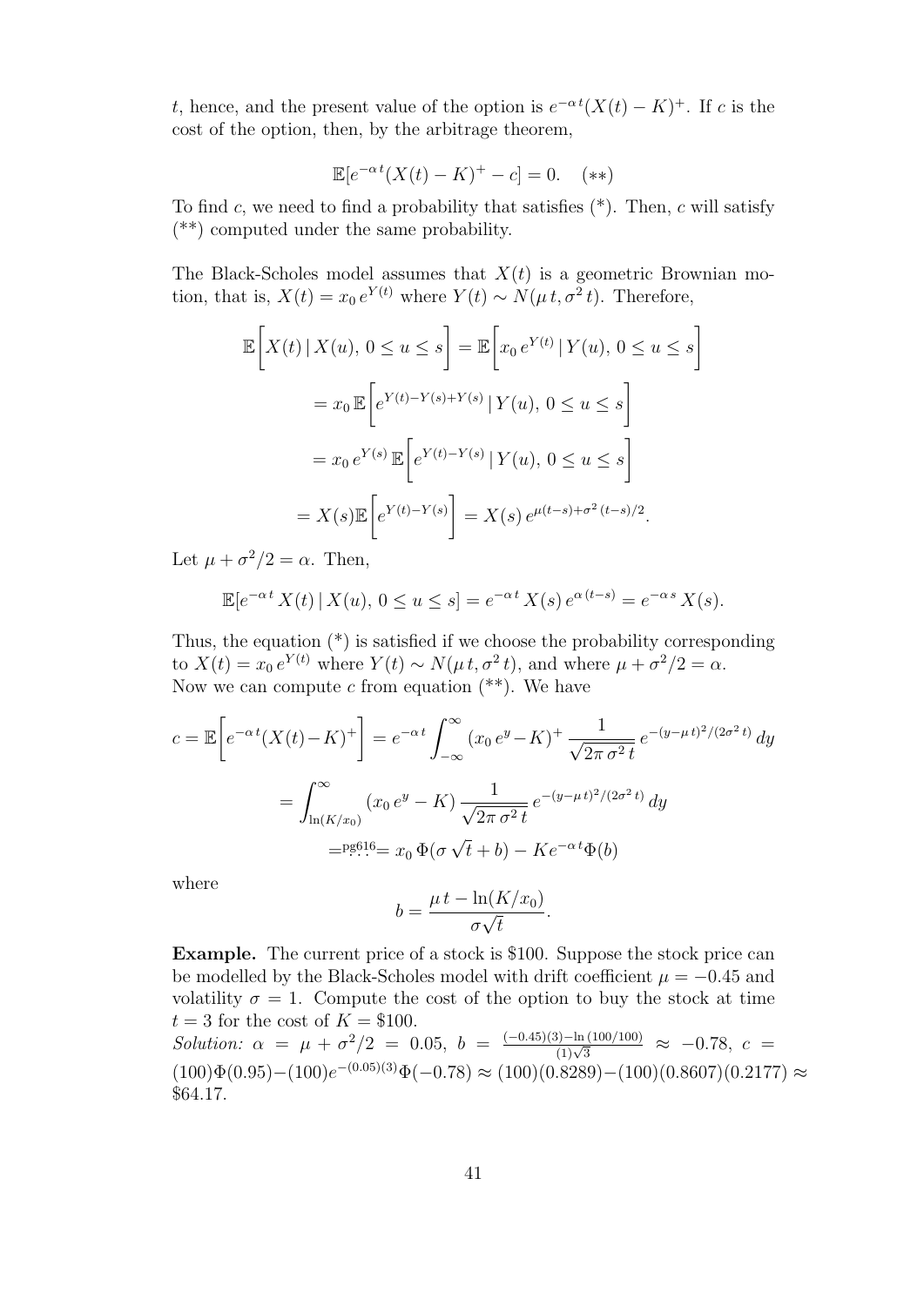$t$, hence, and the present value of the option is $e^{-\alpha t}(X(t) - K)^+$. If $c$ is the cost of the option, then, by the arbitrage theorem,

$$\mathbb{E}[e^{-\alpha t}(X(t) - K)^+ - c] = 0. \quad (**)$$

To find $c$, we need to find a probability that satisfies (*). Then, $c$ will satisfy (**) computed under the same probability.

The Black-Scholes model assumes that $X(t)$ is a geometric Brownian motion, that is, $X(t) = x_0 \, e^{Y(t)}$ where $Y(t) \sim N(\mu \, t, \sigma^2 \, t)$. Therefore,

$$\begin{aligned}
\mathbb{E}\bigg[X(t) \,|\, X(u),\, 0 \le u \le s\bigg] &= \mathbb{E}\bigg[x_0 \, e^{Y(t)} \,|\, Y(u),\, 0 \le u \le s\bigg] \\
&= x_0 \, \mathbb{E}\bigg[e^{Y(t)-Y(s)+Y(s)} \,|\, Y(u),\, 0 \le u \le s\bigg] \\
&= x_0 \, e^{Y(s)} \, \mathbb{E}\bigg[e^{Y(t)-Y(s)} \,|\, Y(u),\, 0 \le u \le s\bigg] \\
&= X(s) \mathbb{E}\bigg[e^{Y(t)-Y(s)}\bigg] = X(s) \, e^{\mu(t-s)+\sigma^2 (t-s)/2}.
\end{aligned}$$

Let $\mu + \sigma^2/2 = \alpha$. Then,

$$\mathbb{E}[e^{-\alpha t} \, X(t) \,|\, X(u),\, 0 \le u \le s] = e^{-\alpha t} \, X(s) \, e^{\alpha (t-s)} = e^{-\alpha s} \, X(s).$$

Thus, the equation (*) is satisfied if we choose the probability corresponding to $X(t) = x_0 \, e^{Y(t)}$ where $Y(t) \sim N(\mu \, t, \sigma^2 \, t)$, and where $\mu + \sigma^2/2 = \alpha$. Now we can compute $c$ from equation (**). We have

$$\begin{aligned}
c = \mathbb{E}\bigg[e^{-\alpha t}(X(t) - K)^+\bigg] &= e^{-\alpha t} \int_{-\infty}^{\infty} (x_0 \, e^y - K)^+ \, \frac{1}{\sqrt{2\pi \, \sigma^2 \, t}} \, e^{-(y-\mu \, t)^2/(2\sigma^2 \, t)} \, dy \\
&= \int_{\ln(K/x_0)}^{\infty} (x_0 \, e^y - K) \, \frac{1}{\sqrt{2\pi \, \sigma^2 \, t}} \, e^{-(y-\mu \, t)^2/(2\sigma^2 \, t)} \, dy \\
&\overset{\text{pg616}}{=} x_0 \, \Phi(\sigma \sqrt{t} + b) - K e^{-\alpha t} \Phi(b)
\end{aligned}$$

where

$$b = \frac{\mu \, t - \ln(K/x_0)}{\sigma \sqrt{t}}.$$

**Example.** The current price of a stock is \$100. Suppose the stock price can be modelled by the Black-Scholes model with drift coefficient $\mu = -0.45$ and volatility $\sigma = 1$. Compute the cost of the option to buy the stock at time $t = 3$ for the cost of $K = \$100$.

*Solution:* $\alpha = \mu + \sigma^2/2 = 0.05$, $b = \frac{(-0.45)(3) - \ln(100/100)}{(1)\sqrt{3}} \approx -0.78$, $c = (100)\Phi(0.95) - (100)e^{-(0.05)(3)}\Phi(-0.78) \approx (100)(0.8289) - (100)(0.8607)(0.2177) \approx$ \$64.17.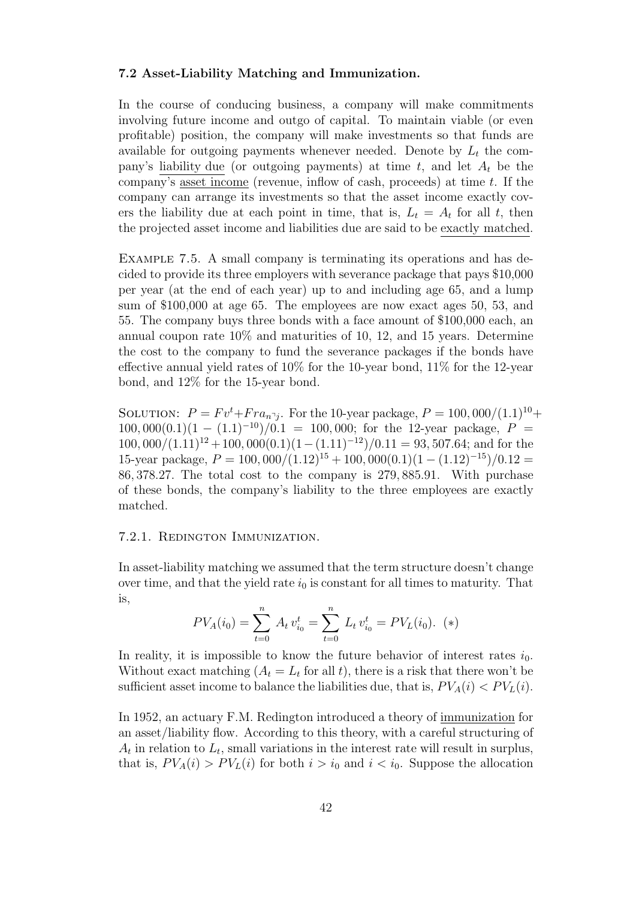### 7.2 Asset-Liability Matching and Immunization.

In the course of conducing business, a company will make commitments involving future income and outgo of capital. To maintain viable (or even profitable) position, the company will make investments so that funds are available for outgoing payments whenever needed. Denote by $L_t$ the company's liability due (or outgoing payments) at time $t$, and let $A_t$ be the company's asset income (revenue, inflow of cash, proceeds) at time $t$. If the company can arrange its investments so that the asset income exactly covers the liability due at each point in time, that is, $L_t = A_t$ for all $t$, then the projected asset income and liabilities due are said to be exactly matched.

Example 7.5. A small company is terminating its operations and has decided to provide its three employers with severance package that pays \$10,000 per year (at the end of each year) up to and including age 65, and a lump sum of \$100,000 at age 65. The employees are now exact ages 50, 53, and 55. The company buys three bonds with a face amount of \$100,000 each, an annual coupon rate 10% and maturities of 10, 12, and 15 years. Determine the cost to the company to fund the severance packages if the bonds have effective annual yield rates of 10% for the 10-year bond, 11% for the 12-year bond, and 12% for the 15-year bond.

Solution: $P = Fv^t + Fra_{\overline{n}|j}$. For the 10-year package, $P = 100,000/(1.1)^{10} + 100,000(0.1)(1-(1.1)^{-10})/0.1 = 100,000$; for the 12-year package, $P = 100,000/(1.11)^{12} + 100,000(0.1)(1-(1.11)^{-12})/0.11 = 93,507.64$; and for the 15-year package, $P = 100,000/(1.12)^{15} + 100,000(0.1)(1-(1.12)^{-15})/0.12 = 86,378.27$. The total cost to the company is $279,885.91$. With purchase of these bonds, the company's liability to the three employees are exactly matched.

#### 7.2.1. Redington Immunization.

In asset-liability matching we assumed that the term structure doesn't change over time, and that the yield rate $i_0$ is constant for all times to maturity. That is,

$$PV_A(i_0) = \sum_{t=0}^{n} A_t\, v_{i_0}^t = \sum_{t=0}^{n} L_t\, v_{i_0}^t = PV_L(i_0). \quad (*)$$

In reality, it is impossible to know the future behavior of interest rates $i_0$. Without exact matching ($A_t = L_t$ for all $t$), there is a risk that there won't be sufficient asset income to balance the liabilities due, that is, $PV_A(i) < PV_L(i)$.

In 1952, an actuary F.M. Redington introduced a theory of immunization for an asset/liability flow. According to this theory, with a careful structuring of $A_t$ in relation to $L_t$, small variations in the interest rate will result in surplus, that is, $PV_A(i) > PV_L(i)$ for both $i > i_0$ and $i < i_0$. Suppose the allocation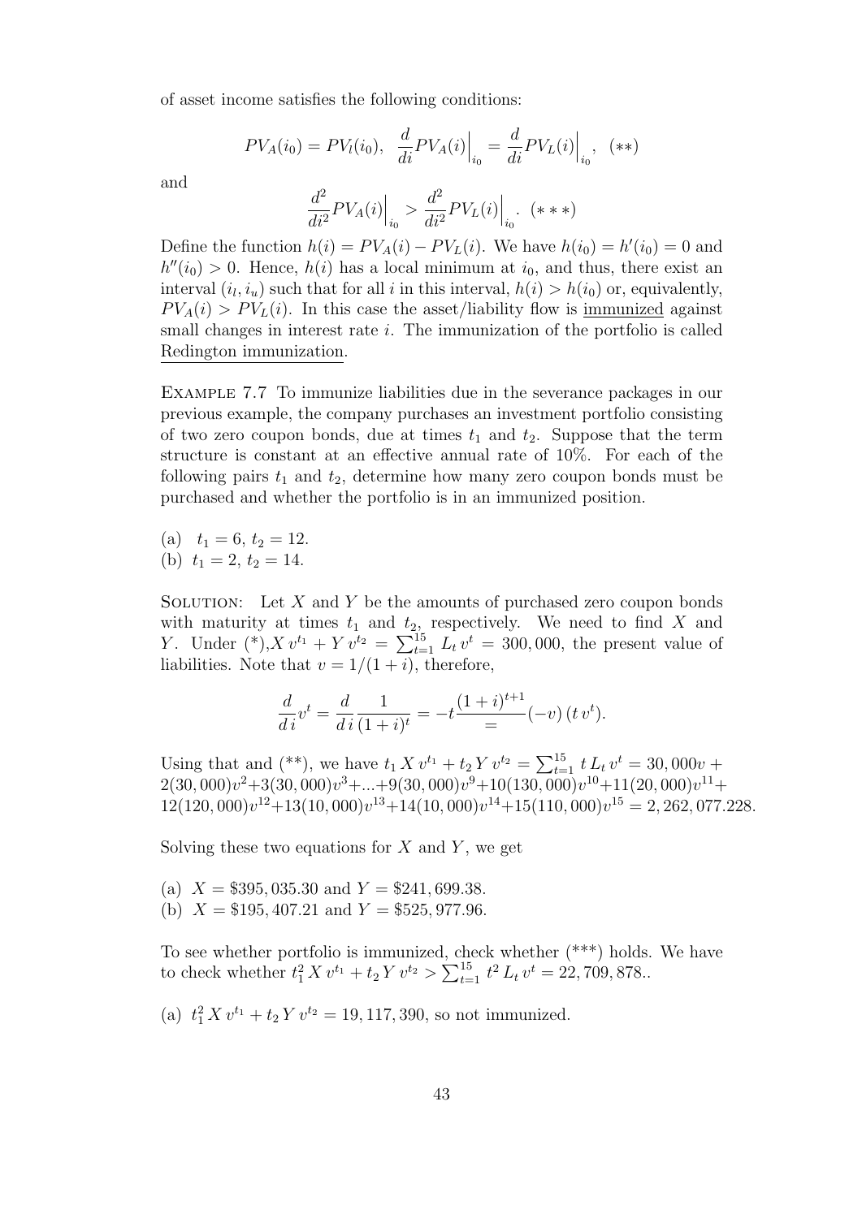of asset income satisfies the following conditions:

$$PV_A(i_0) = PV_l(i_0), \quad \frac{d}{di}PV_A(i)\Big|_{i_0} = \frac{d}{di}PV_L(i)\Big|_{i_0}, \quad (**)$$

and

$$\frac{d^2}{di^2}PV_A(i)\Big|_{i_0} > \frac{d^2}{di^2}PV_L(i)\Big|_{i_0}. \quad (***)$$

Define the function $h(i) = PV_A(i) - PV_L(i)$. We have $h(i_0) = h'(i_0) = 0$ and $h''(i_0) > 0$. Hence, $h(i)$ has a local minimum at $i_0$, and thus, there exist an interval $(i_l, i_u)$ such that for all $i$ in this interval, $h(i) > h(i_0)$ or, equivalently, $PV_A(i) > PV_L(i)$. In this case the asset/liability flow is <u>immunized</u> against small changes in interest rate $i$. The immunization of the portfolio is called <u>Redington immunization</u>.

Example 7.7 To immunize liabilities due in the severance packages in our previous example, the company purchases an investment portfolio consisting of two zero coupon bonds, due at times $t_1$ and $t_2$. Suppose that the term structure is constant at an effective annual rate of 10%. For each of the following pairs $t_1$ and $t_2$, determine how many zero coupon bonds must be purchased and whether the portfolio is in an immunized position.

(a) $t_1 = 6$, $t_2 = 12$.
(b) $t_1 = 2$, $t_2 = 14$.

Solution: Let $X$ and $Y$ be the amounts of purchased zero coupon bonds with maturity at times $t_1$ and $t_2$, respectively. We need to find $X$ and $Y$. Under (*), $X\,v^{t_1} + Y\,v^{t_2} = \sum_{t=1}^{15} L_t\,v^t = 300,000$, the present value of liabilities. Note that $v = 1/(1+i)$, therefore,

$$\frac{d}{d\,i}v^t = \frac{d}{d\,i}\frac{1}{(1+i)^t} = -t\frac{(1+i)^{t+1}}{=}(-v)\,(t\,v^t).$$

Using that and (**), we have $t_1\,X\,v^{t_1} + t_2\,Y\,v^{t_2} = \sum_{t=1}^{15} t\,L_t\,v^t = 30,000v + 2(30,000)v^2 + 3(30,000)v^3 + ... + 9(30,000)v^9 + 10(130,000)v^{10} + 11(20,000)v^{11} + 12(120,000)v^{12} + 13(10,000)v^{13} + 14(10,000)v^{14} + 15(110,000)v^{15} = 2,262,077.228.$

Solving these two equations for $X$ and $Y$, we get

(a) $X = \$395,035.30$ and $Y = \$241,699.38$.
(b) $X = \$195,407.21$ and $Y = \$525,977.96$.

To see whether portfolio is immunized, check whether (***) holds. We have to check whether $t_1^2\,X\,v^{t_1} + t_2\,Y\,v^{t_2} > \sum_{t=1}^{15} t^2\,L_t\,v^t = 22,709,878.$.

(a) $t_1^2\,X\,v^{t_1} + t_2\,Y\,v^{t_2} = 19,117,390$, so not immunized.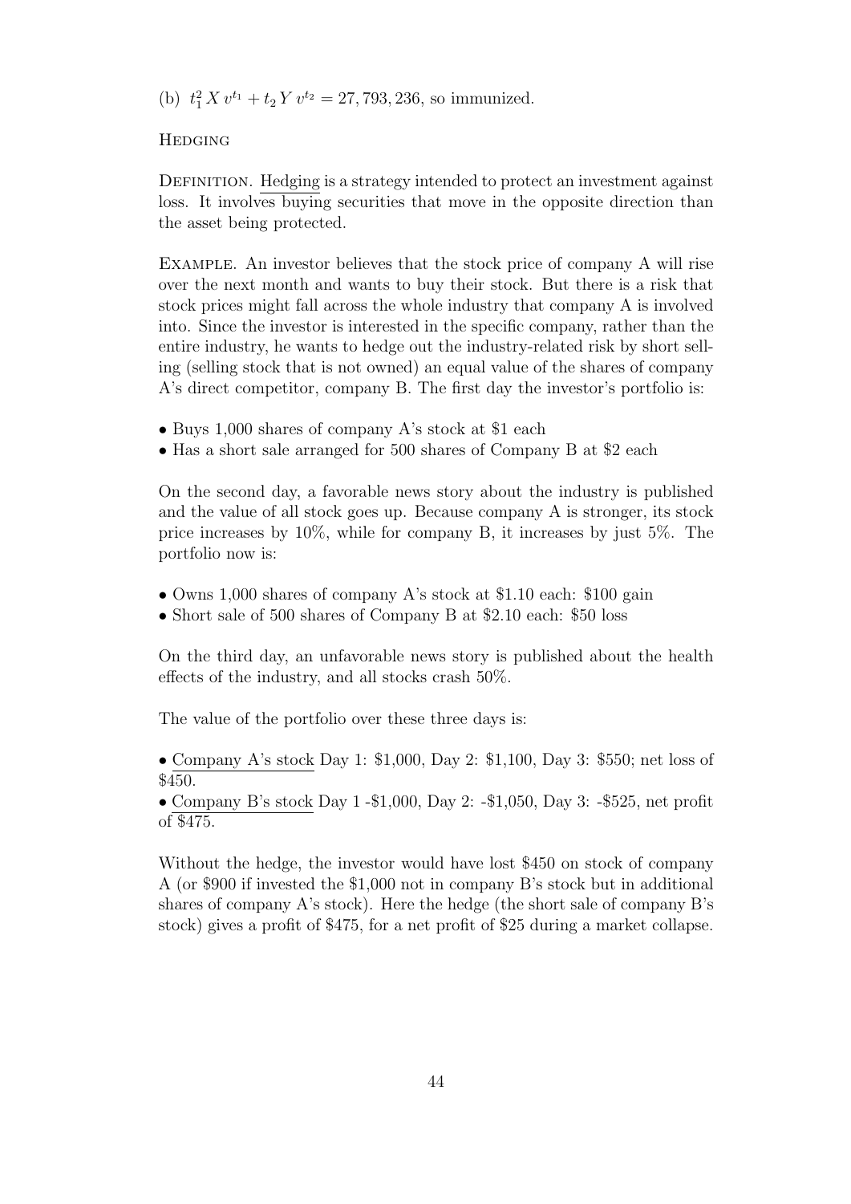(b) $t_1^2\, X\, v^{t_1} + t_2\, Y\, v^{t_2} = 27,793,236$, so immunized.

## Hedging

**Definition.** Hedging is a strategy intended to protect an investment against loss. It involves buying securities that move in the opposite direction than the asset being protected.

**Example.** An investor believes that the stock price of company A will rise over the next month and wants to buy their stock. But there is a risk that stock prices might fall across the whole industry that company A is involved into. Since the investor is interested in the specific company, rather than the entire industry, he wants to hedge out the industry-related risk by short selling (selling stock that is not owned) an equal value of the shares of company A's direct competitor, company B. The first day the investor's portfolio is:

- Buys 1,000 shares of company A's stock at \$1 each
- Has a short sale arranged for 500 shares of Company B at \$2 each

On the second day, a favorable news story about the industry is published and the value of all stock goes up. Because company A is stronger, its stock price increases by 10%, while for company B, it increases by just 5%. The portfolio now is:

- Owns 1,000 shares of company A's stock at \$1.10 each: \$100 gain
- Short sale of 500 shares of Company B at \$2.10 each: \$50 loss

On the third day, an unfavorable news story is published about the health effects of the industry, and all stocks crash 50%.

The value of the portfolio over these three days is:

- Company A's stock Day 1: \$1,000, Day 2: \$1,100, Day 3: \$550; net loss of \$450.
- Company B's stock Day 1 -\$1,000, Day 2: -\$1,050, Day 3: -\$525, net profit of \$475.

Without the hedge, the investor would have lost \$450 on stock of company A (or \$900 if invested the \$1,000 not in company B's stock but in additional shares of company A's stock). Here the hedge (the short sale of company B's stock) gives a profit of \$475, for a net profit of \$25 during a market collapse.